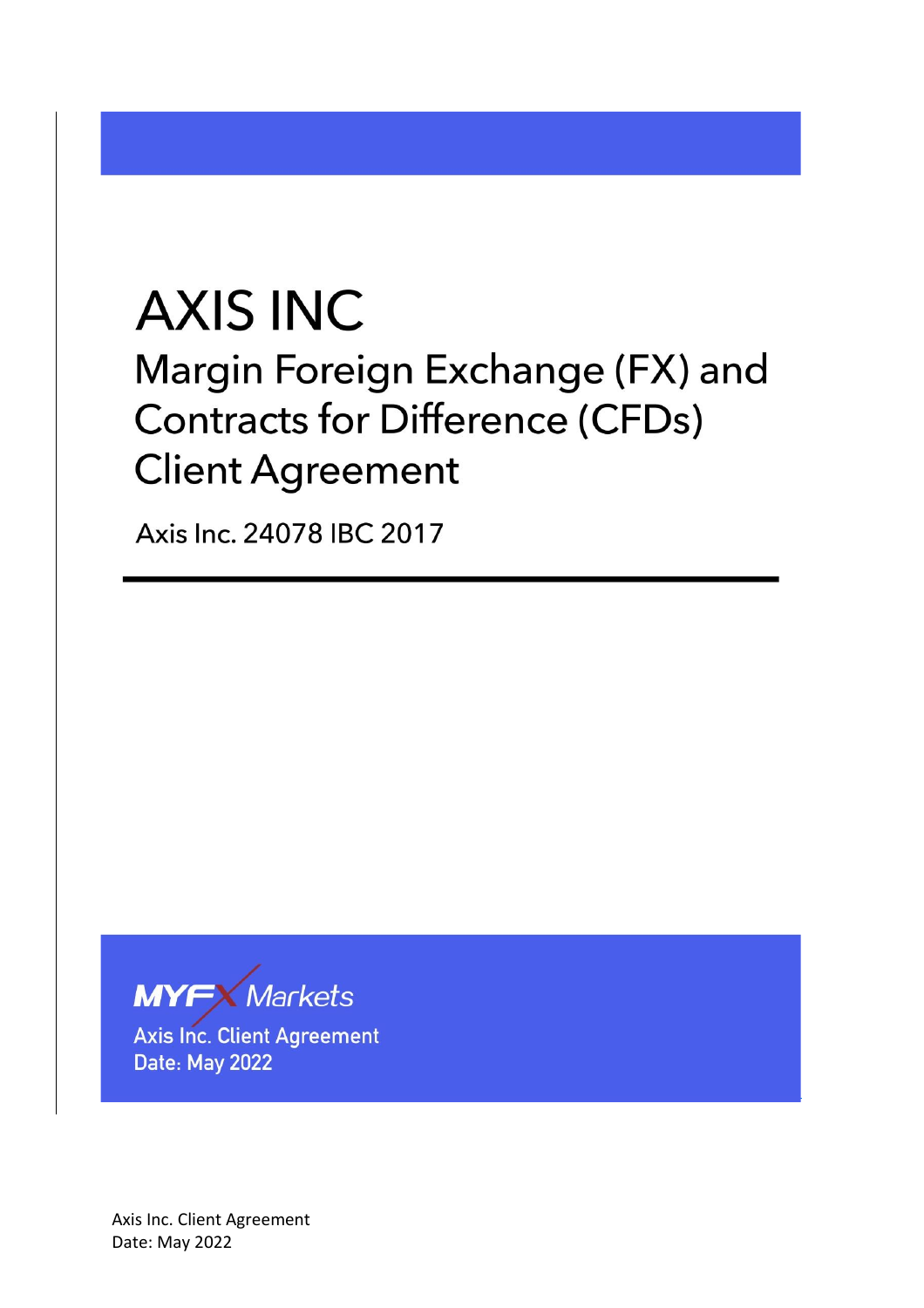# AXIS INC

## Margin Foreign Exchange (FX) and Contracts for Difference (CFDs) Client Agreement

Axis Inc. 24078 IBC 2017

---

MYFX Markets

Axis Inc. Client Agreement

Date: May 2022

Axis Inc. Client Agreement

Date: May 2022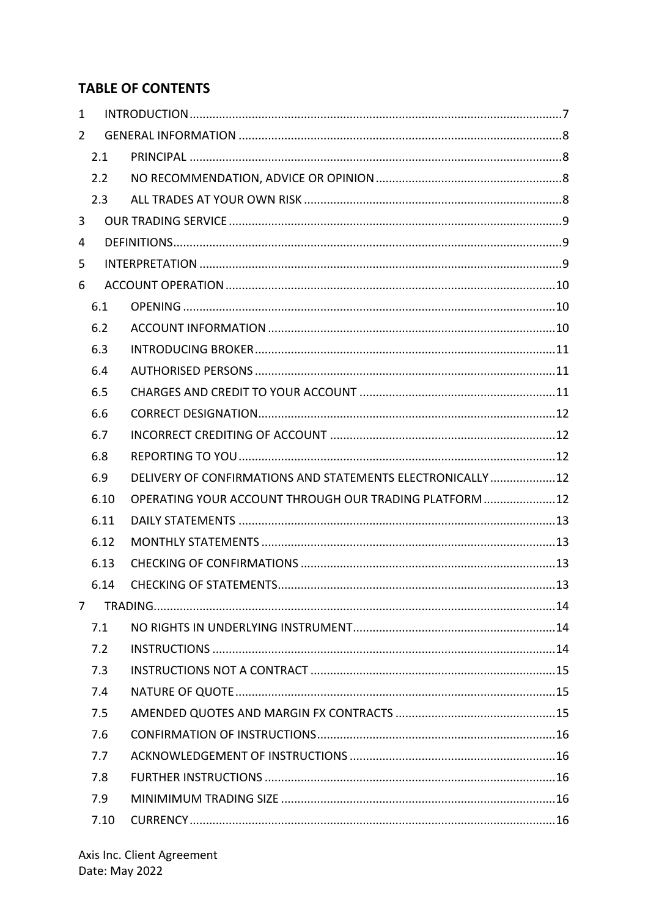## TABLE OF CONTENTS

| | | |
|---|---|---|
| 1 | INTRODUCTION | 7 |
| 2 | GENERAL INFORMATION | 8 |
| 2.1 | PRINCIPAL | 8 |
| 2.2 | NO RECOMMENDATION, ADVICE OR OPINION | 8 |
| 2.3 | ALL TRADES AT YOUR OWN RISK | 8 |
| 3 | OUR TRADING SERVICE | 9 |
| 4 | DEFINITIONS | 9 |
| 5 | INTERPRETATION | 9 |
| 6 | ACCOUNT OPERATION | 10 |
| 6.1 | OPENING | 10 |
| 6.2 | ACCOUNT INFORMATION | 10 |
| 6.3 | INTRODUCING BROKER | 11 |
| 6.4 | AUTHORISED PERSONS | 11 |
| 6.5 | CHARGES AND CREDIT TO YOUR ACCOUNT | 11 |
| 6.6 | CORRECT DESIGNATION | 12 |
| 6.7 | INCORRECT CREDITING OF ACCOUNT | 12 |
| 6.8 | REPORTING TO YOU | 12 |
| 6.9 | DELIVERY OF CONFIRMATIONS AND STATEMENTS ELECTRONICALLY | 12 |
| 6.10 | OPERATING YOUR ACCOUNT THROUGH OUR TRADING PLATFORM | 12 |
| 6.11 | DAILY STATEMENTS | 13 |
| 6.12 | MONTHLY STATEMENTS | 13 |
| 6.13 | CHECKING OF CONFIRMATIONS | 13 |
| 6.14 | CHECKING OF STATEMENTS | 13 |
| 7 | TRADING | 14 |
| 7.1 | NO RIGHTS IN UNDERLYING INSTRUMENT | 14 |
| 7.2 | INSTRUCTIONS | 14 |
| 7.3 | INSTRUCTIONS NOT A CONTRACT | 15 |
| 7.4 | NATURE OF QUOTE | 15 |
| 7.5 | AMENDED QUOTES AND MARGIN FX CONTRACTS | 15 |
| 7.6 | CONFIRMATION OF INSTRUCTIONS | 16 |
| 7.7 | ACKNOWLEDGEMENT OF INSTRUCTIONS | 16 |
| 7.8 | FURTHER INSTRUCTIONS | 16 |
| 7.9 | MINIMIMUM TRADING SIZE | 16 |
| 7.10 | CURRENCY | 16 |

Axis Inc. Client Agreement
Date: May 2022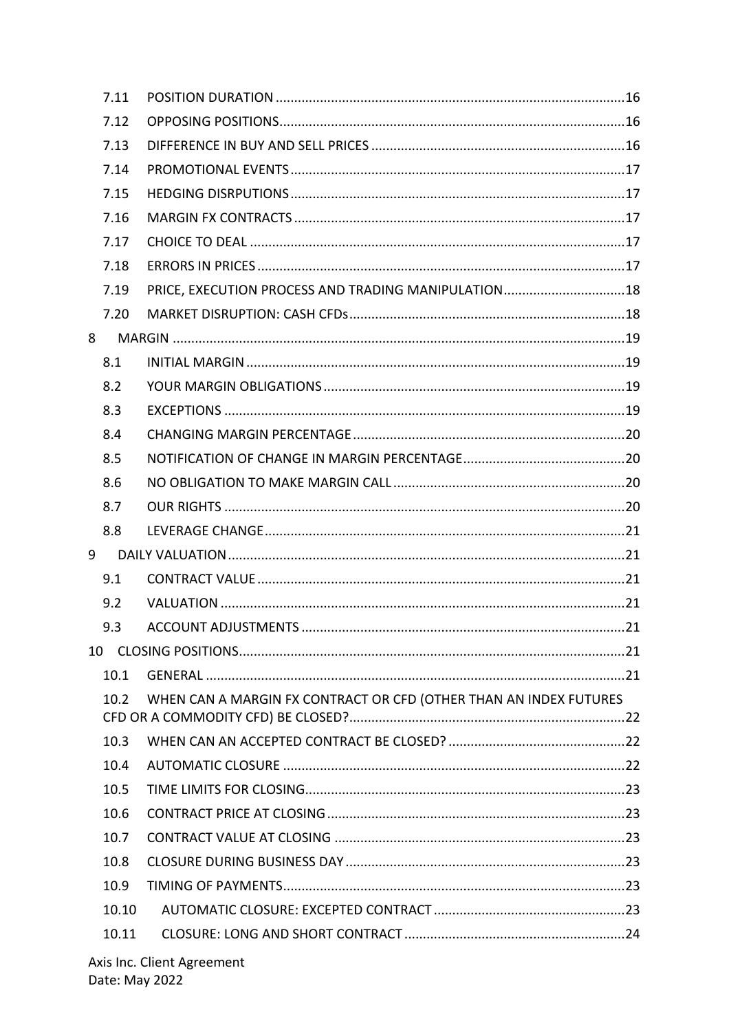7.11 POSITION DURATION ............ 16
7.12 OPPOSING POSITIONS ............ 16
7.13 DIFFERENCE IN BUY AND SELL PRICES ............ 16
7.14 PROMOTIONAL EVENTS ............ 17
7.15 HEDGING DISRPUTIONS ............ 17
7.16 MARGIN FX CONTRACTS ............ 17
7.17 CHOICE TO DEAL ............ 17
7.18 ERRORS IN PRICES ............ 17
7.19 PRICE, EXECUTION PROCESS AND TRADING MANIPULATION ............ 18
7.20 MARKET DISRUPTION: CASH CFDs ............ 18

8 MARGIN ............ 19

8.1 INITIAL MARGIN ............ 19
8.2 YOUR MARGIN OBLIGATIONS ............ 19
8.3 EXCEPTIONS ............ 19
8.4 CHANGING MARGIN PERCENTAGE ............ 20
8.5 NOTIFICATION OF CHANGE IN MARGIN PERCENTAGE ............ 20
8.6 NO OBLIGATION TO MAKE MARGIN CALL ............ 20
8.7 OUR RIGHTS ............ 20
8.8 LEVERAGE CHANGE ............ 21

9 DAILY VALUATION ............ 21

9.1 CONTRACT VALUE ............ 21
9.2 VALUATION ............ 21
9.3 ACCOUNT ADJUSTMENTS ............ 21

10 CLOSING POSITIONS ............ 21

10.1 GENERAL ............ 21
10.2 WHEN CAN A MARGIN FX CONTRACT OR CFD (OTHER THAN AN INDEX FUTURES CFD OR A COMMODITY CFD) BE CLOSED? ............ 22
10.3 WHEN CAN AN ACCEPTED CONTRACT BE CLOSED? ............ 22
10.4 AUTOMATIC CLOSURE ............ 22
10.5 TIME LIMITS FOR CLOSING ............ 23
10.6 CONTRACT PRICE AT CLOSING ............ 23
10.7 CONTRACT VALUE AT CLOSING ............ 23
10.8 CLOSURE DURING BUSINESS DAY ............ 23
10.9 TIMING OF PAYMENTS ............ 23
10.10 AUTOMATIC CLOSURE: EXCEPTED CONTRACT ............ 23
10.11 CLOSURE: LONG AND SHORT CONTRACT ............ 24

Axis Inc. Client Agreement
Date: May 2022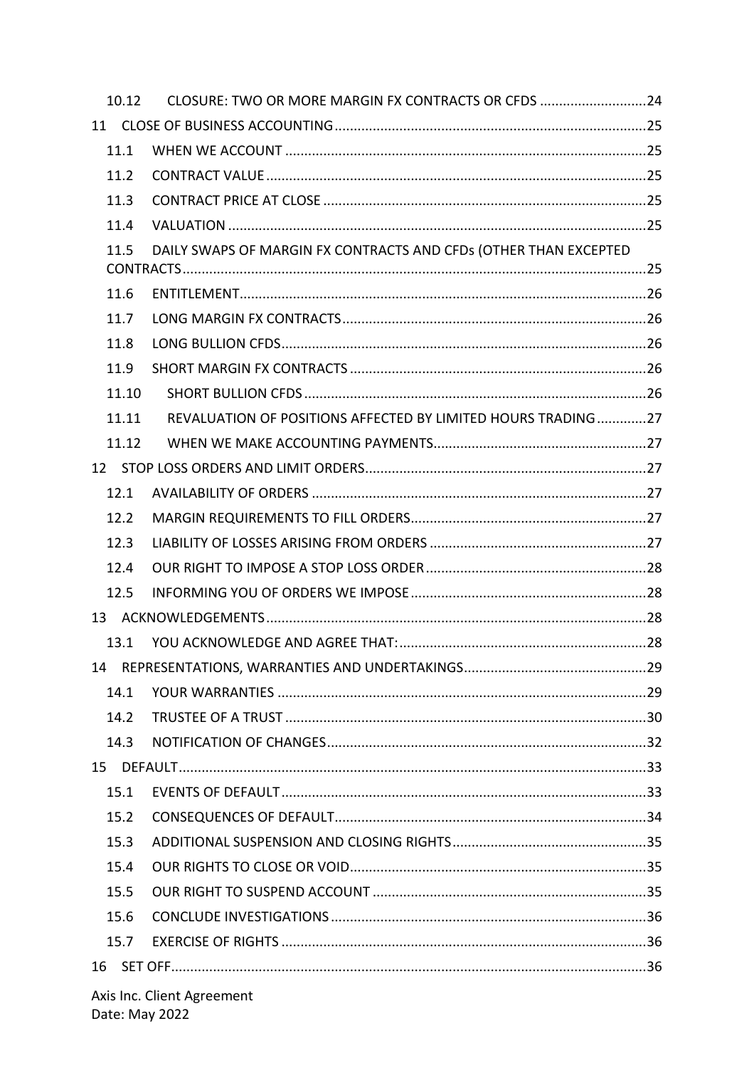10.12 CLOSURE: TWO OR MORE MARGIN FX CONTRACTS OR CFDS ............................24

11 CLOSE OF BUSINESS ACCOUNTING ..................................................................................25

11.1 WHEN WE ACCOUNT ...............................................................................................25

11.2 CONTRACT VALUE ....................................................................................................25

11.3 CONTRACT PRICE AT CLOSE .....................................................................................25

11.4 VALUATION ..............................................................................................................25

11.5 DAILY SWAPS OF MARGIN FX CONTRACTS AND CFDs (OTHER THAN EXCEPTED CONTRACTS ...........................................................................................................................25

11.6 ENTITLEMENT...........................................................................................................26

11.7 LONG MARGIN FX CONTRACTS ................................................................................26

11.8 LONG BULLION CFDS ................................................................................................26

11.9 SHORT MARGIN FX CONTRACTS ..............................................................................26

11.10 SHORT BULLION CFDS ..........................................................................................26

11.11 REVALUATION OF POSITIONS AFFECTED BY LIMITED HOURS TRADING .............27

11.12 WHEN WE MAKE ACCOUNTING PAYMENTS ........................................................27

12 STOP LOSS ORDERS AND LIMIT ORDERS ..........................................................................27

12.1 AVAILABILITY OF ORDERS ........................................................................................27

12.2 MARGIN REQUIREMENTS TO FILL ORDERS..............................................................27

12.3 LIABILITY OF LOSSES ARISING FROM ORDERS .........................................................27

12.4 OUR RIGHT TO IMPOSE A STOP LOSS ORDER ..........................................................28

12.5 INFORMING YOU OF ORDERS WE IMPOSE ..............................................................28

13 ACKNOWLEDGEMENTS ....................................................................................................28

13.1 YOU ACKNOWLEDGE AND AGREE THAT: .................................................................28

14 REPRESENTATIONS, WARRANTIES AND UNDERTAKINGS ................................................29

14.1 YOUR WARRANTIES .................................................................................................29

14.2 TRUSTEE OF A TRUST ...............................................................................................30

14.3 NOTIFICATION OF CHANGES ....................................................................................32

15 DEFAULT ...........................................................................................................................33

15.1 EVENTS OF DEFAULT ................................................................................................33

15.2 CONSEQUENCES OF DEFAULT ..................................................................................34

15.3 ADDITIONAL SUSPENSION AND CLOSING RIGHTS ...................................................35

15.4 OUR RIGHTS TO CLOSE OR VOID ..............................................................................35

15.5 OUR RIGHT TO SUSPEND ACCOUNT ........................................................................35

15.6 CONCLUDE INVESTIGATIONS ...................................................................................36

15.7 EXERCISE OF RIGHTS ................................................................................................36

16 SET OFF ............................................................................................................................36

Axis Inc. Client Agreement
Date: May 2022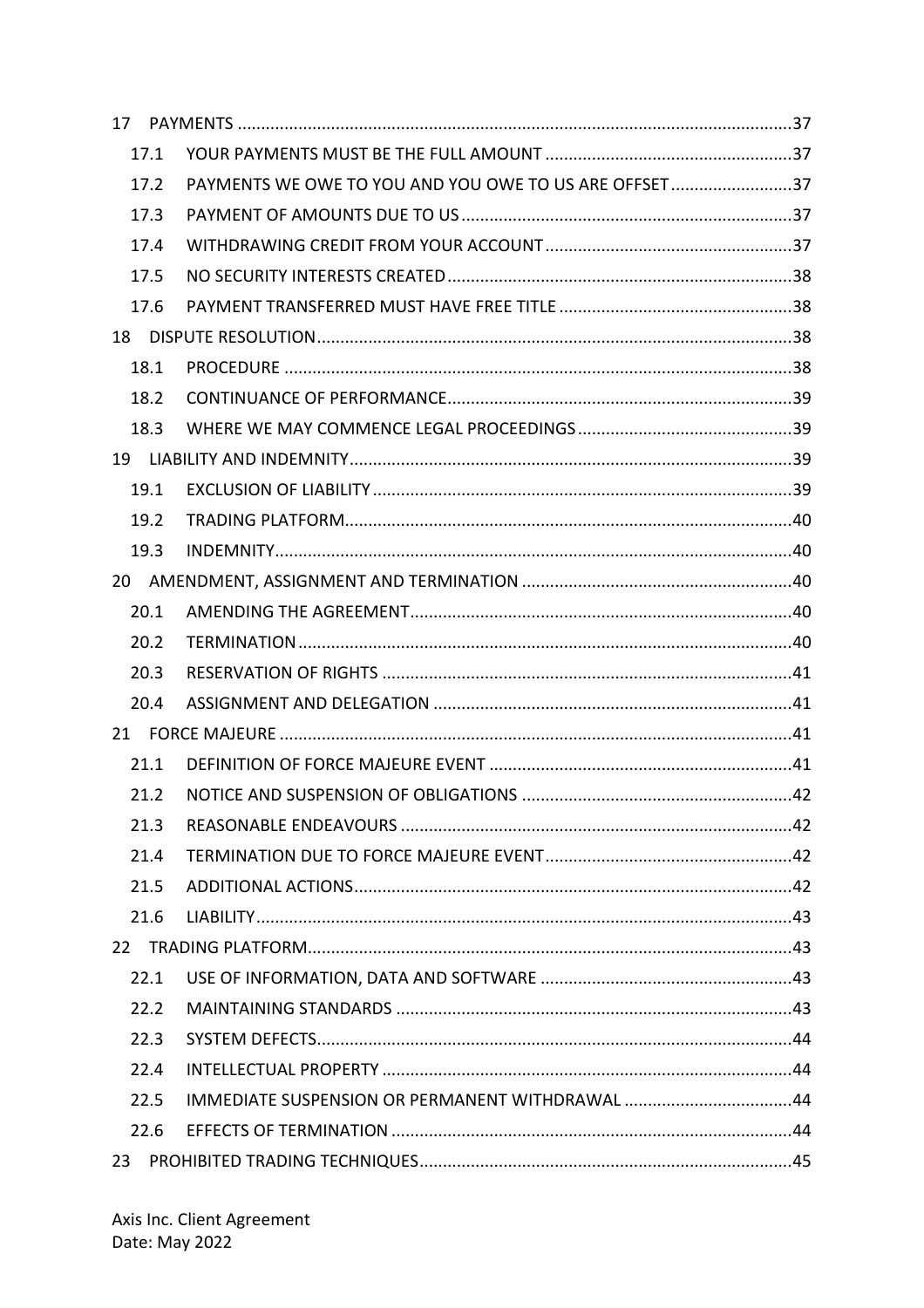17 PAYMENTS .....................................................................................................................37

- 17.1 YOUR PAYMENTS MUST BE THE FULL AMOUNT .....................................................37
- 17.2 PAYMENTS WE OWE TO YOU AND YOU OWE TO US ARE OFFSET ..........................37
- 17.3 PAYMENT OF AMOUNTS DUE TO US .......................................................................37
- 17.4 WITHDRAWING CREDIT FROM YOUR ACCOUNT .....................................................37
- 17.5 NO SECURITY INTERESTS CREATED ..........................................................................38
- 17.6 PAYMENT TRANSFERRED MUST HAVE FREE TITLE ..................................................38

18 DISPUTE RESOLUTION .....................................................................................................38

- 18.1 PROCEDURE ............................................................................................................38
- 18.2 CONTINUANCE OF PERFORMANCE ..........................................................................39
- 18.3 WHERE WE MAY COMMENCE LEGAL PROCEEDINGS ..............................................39

19 LIABILITY AND INDEMNITY ..............................................................................................39

- 19.1 EXCLUSION OF LIABILITY .........................................................................................39
- 19.2 TRADING PLATFORM ...............................................................................................40
- 19.3 INDEMNITY ..............................................................................................................40

20 AMENDMENT, ASSIGNMENT AND TERMINATION ..........................................................40

- 20.1 AMENDING THE AGREEMENT .................................................................................40
- 20.2 TERMINATION .........................................................................................................40
- 20.3 RESERVATION OF RIGHTS .......................................................................................41
- 20.4 ASSIGNMENT AND DELEGATION ............................................................................41

21 FORCE MAJEURE .............................................................................................................41

- 21.1 DEFINITION OF FORCE MAJEURE EVENT .................................................................41
- 21.2 NOTICE AND SUSPENSION OF OBLIGATIONS ..........................................................42
- 21.3 REASONABLE ENDEAVOURS ....................................................................................42
- 21.4 TERMINATION DUE TO FORCE MAJEURE EVENT .....................................................42
- 21.5 ADDITIONAL ACTIONS .............................................................................................42
- 21.6 LIABILITY ..................................................................................................................43

22 TRADING PLATFORM .......................................................................................................43

- 22.1 USE OF INFORMATION, DATA AND SOFTWARE ......................................................43
- 22.2 MAINTAINING STANDARDS .....................................................................................43
- 22.3 SYSTEM DEFECTS .....................................................................................................44
- 22.4 INTELLECTUAL PROPERTY ........................................................................................44
- 22.5 IMMEDIATE SUSPENSION OR PERMANENT WITHDRAWAL ....................................44
- 22.6 EFFECTS OF TERMINATION ......................................................................................44

23 PROHIBITED TRADING TECHNIQUES ...............................................................................45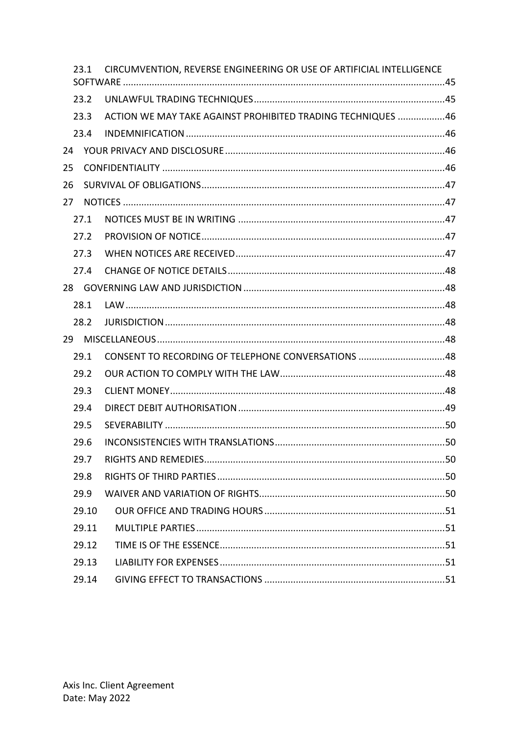23.1 CIRCUMVENTION, REVERSE ENGINEERING OR USE OF ARTIFICIAL INTELLIGENCE SOFTWARE ..........45

23.2 UNLAWFUL TRADING TECHNIQUES ..........45

23.3 ACTION WE MAY TAKE AGAINST PROHIBITED TRADING TECHNIQUES ..........46

23.4 INDEMNIFICATION ..........46

24 YOUR PRIVACY AND DISCLOSURE ..........46

25 CONFIDENTIALITY ..........46

26 SURVIVAL OF OBLIGATIONS ..........47

27 NOTICES ..........47

27.1 NOTICES MUST BE IN WRITING ..........47

27.2 PROVISION OF NOTICE ..........47

27.3 WHEN NOTICES ARE RECEIVED ..........47

27.4 CHANGE OF NOTICE DETAILS ..........48

28 GOVERNING LAW AND JURISDICTION ..........48

28.1 LAW ..........48

28.2 JURISDICTION ..........48

29 MISCELLANEOUS ..........48

29.1 CONSENT TO RECORDING OF TELEPHONE CONVERSATIONS ..........48

29.2 OUR ACTION TO COMPLY WITH THE LAW ..........48

29.3 CLIENT MONEY ..........48

29.4 DIRECT DEBIT AUTHORISATION ..........49

29.5 SEVERABILITY ..........50

29.6 INCONSISTENCIES WITH TRANSLATIONS ..........50

29.7 RIGHTS AND REMEDIES ..........50

29.8 RIGHTS OF THIRD PARTIES ..........50

29.9 WAIVER AND VARIATION OF RIGHTS ..........50

29.10 OUR OFFICE AND TRADING HOURS ..........51

29.11 MULTIPLE PARTIES ..........51

29.12 TIME IS OF THE ESSENCE ..........51

29.13 LIABILITY FOR EXPENSES ..........51

29.14 GIVING EFFECT TO TRANSACTIONS ..........51

Axis Inc. Client Agreement
Date: May 2022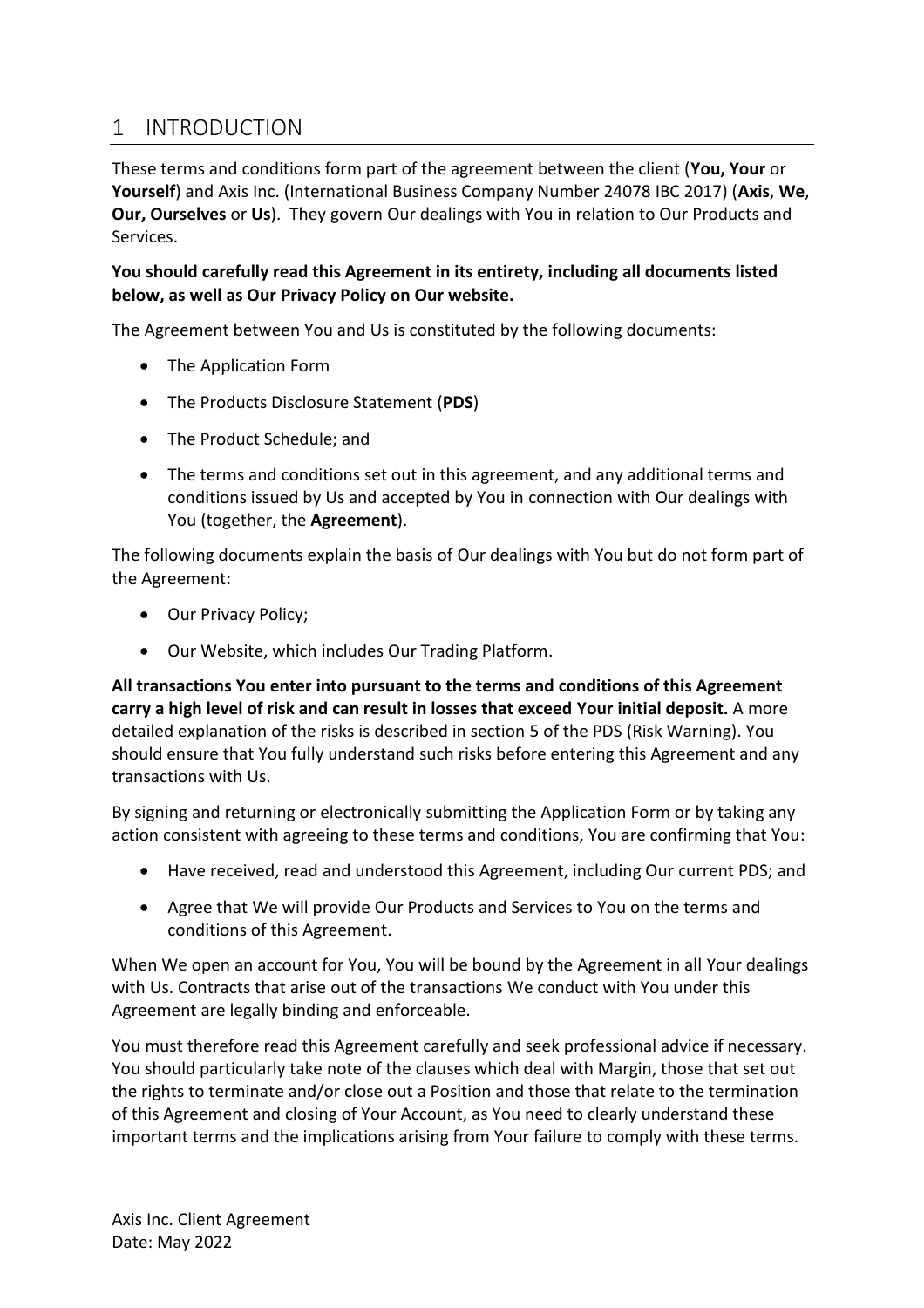# 1 INTRODUCTION

These terms and conditions form part of the agreement between the client (**You, Your** or **Yourself**) and Axis Inc. (International Business Company Number 24078 IBC 2017) (**Axis**, **We**, **Our, Ourselves** or **Us**). They govern Our dealings with You in relation to Our Products and Services.

**You should carefully read this Agreement in its entirety, including all documents listed below, as well as Our Privacy Policy on Our website.**

The Agreement between You and Us is constituted by the following documents:

- The Application Form
- The Products Disclosure Statement (**PDS**)
- The Product Schedule; and
- The terms and conditions set out in this agreement, and any additional terms and conditions issued by Us and accepted by You in connection with Our dealings with You (together, the **Agreement**).

The following documents explain the basis of Our dealings with You but do not form part of the Agreement:

- Our Privacy Policy;
- Our Website, which includes Our Trading Platform.

**All transactions You enter into pursuant to the terms and conditions of this Agreement carry a high level of risk and can result in losses that exceed Your initial deposit.** A more detailed explanation of the risks is described in section 5 of the PDS (Risk Warning). You should ensure that You fully understand such risks before entering this Agreement and any transactions with Us.

By signing and returning or electronically submitting the Application Form or by taking any action consistent with agreeing to these terms and conditions, You are confirming that You:

- Have received, read and understood this Agreement, including Our current PDS; and
- Agree that We will provide Our Products and Services to You on the terms and conditions of this Agreement.

When We open an account for You, You will be bound by the Agreement in all Your dealings with Us. Contracts that arise out of the transactions We conduct with You under this Agreement are legally binding and enforceable.

You must therefore read this Agreement carefully and seek professional advice if necessary. You should particularly take note of the clauses which deal with Margin, those that set out the rights to terminate and/or close out a Position and those that relate to the termination of this Agreement and closing of Your Account, as You need to clearly understand these important terms and the implications arising from Your failure to comply with these terms.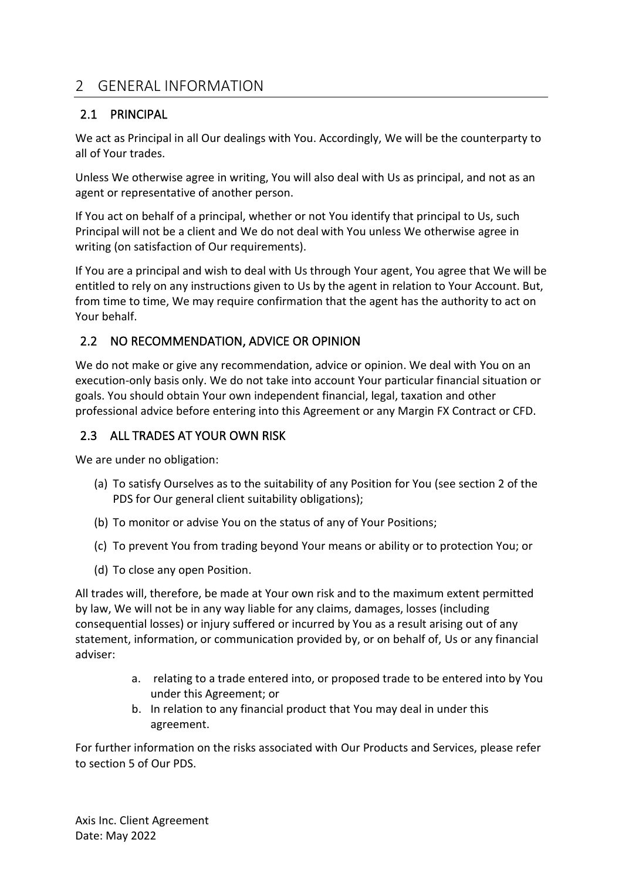# 2 GENERAL INFORMATION

## 2.1 PRINCIPAL

We act as Principal in all Our dealings with You. Accordingly, We will be the counterparty to all of Your trades.

Unless We otherwise agree in writing, You will also deal with Us as principal, and not as an agent or representative of another person.

If You act on behalf of a principal, whether or not You identify that principal to Us, such Principal will not be a client and We do not deal with You unless We otherwise agree in writing (on satisfaction of Our requirements).

If You are a principal and wish to deal with Us through Your agent, You agree that We will be entitled to rely on any instructions given to Us by the agent in relation to Your Account. But, from time to time, We may require confirmation that the agent has the authority to act on Your behalf.

## 2.2 NO RECOMMENDATION, ADVICE OR OPINION

We do not make or give any recommendation, advice or opinion. We deal with You on an execution-only basis only. We do not take into account Your particular financial situation or goals. You should obtain Your own independent financial, legal, taxation and other professional advice before entering into this Agreement or any Margin FX Contract or CFD.

## 2.3 ALL TRADES AT YOUR OWN RISK

We are under no obligation:

(a) To satisfy Ourselves as to the suitability of any Position for You (see section 2 of the PDS for Our general client suitability obligations);

(b) To monitor or advise You on the status of any of Your Positions;

(c) To prevent You from trading beyond Your means or ability or to protection You; or

(d) To close any open Position.

All trades will, therefore, be made at Your own risk and to the maximum extent permitted by law, We will not be in any way liable for any claims, damages, losses (including consequential losses) or injury suffered or incurred by You as a result arising out of any statement, information, or communication provided by, or on behalf of, Us or any financial adviser:

a. relating to a trade entered into, or proposed trade to be entered into by You under this Agreement; or
b. In relation to any financial product that You may deal in under this agreement.

For further information on the risks associated with Our Products and Services, please refer to section 5 of Our PDS.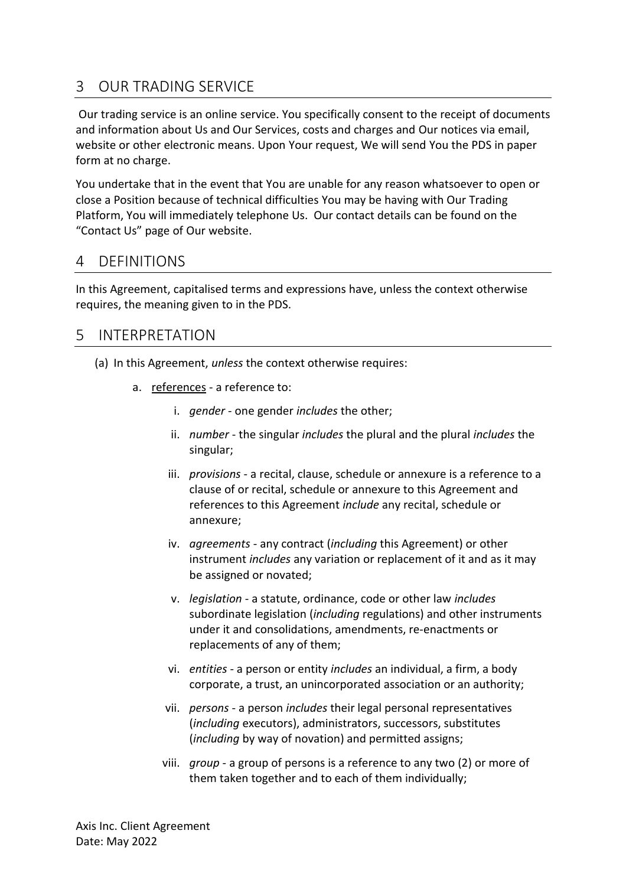## 3 OUR TRADING SERVICE

Our trading service is an online service. You specifically consent to the receipt of documents and information about Us and Our Services, costs and charges and Our notices via email, website or other electronic means. Upon Your request, We will send You the PDS in paper form at no charge.

You undertake that in the event that You are unable for any reason whatsoever to open or close a Position because of technical difficulties You may be having with Our Trading Platform, You will immediately telephone Us. Our contact details can be found on the "Contact Us" page of Our website.

## 4 DEFINITIONS

In this Agreement, capitalised terms and expressions have, unless the context otherwise requires, the meaning given to in the PDS.

## 5 INTERPRETATION

(a) In this Agreement, *unless* the context otherwise requires:

a. references - a reference to:

i. *gender* - one gender *includes* the other;

ii. *number* - the singular *includes* the plural and the plural *includes* the singular;

iii. *provisions* - a recital, clause, schedule or annexure is a reference to a clause of or recital, schedule or annexure to this Agreement and references to this Agreement *include* any recital, schedule or annexure;

iv. *agreements* - any contract (*including* this Agreement) or other instrument *includes* any variation or replacement of it and as it may be assigned or novated;

v. *legislation* - a statute, ordinance, code or other law *includes* subordinate legislation (*including* regulations) and other instruments under it and consolidations, amendments, re-enactments or replacements of any of them;

vi. *entities* - a person or entity *includes* an individual, a firm, a body corporate, a trust, an unincorporated association or an authority;

vii. *persons* - a person *includes* their legal personal representatives (*including* executors), administrators, successors, substitutes (*including* by way of novation) and permitted assigns;

viii. *group* - a group of persons is a reference to any two (2) or more of them taken together and to each of them individually;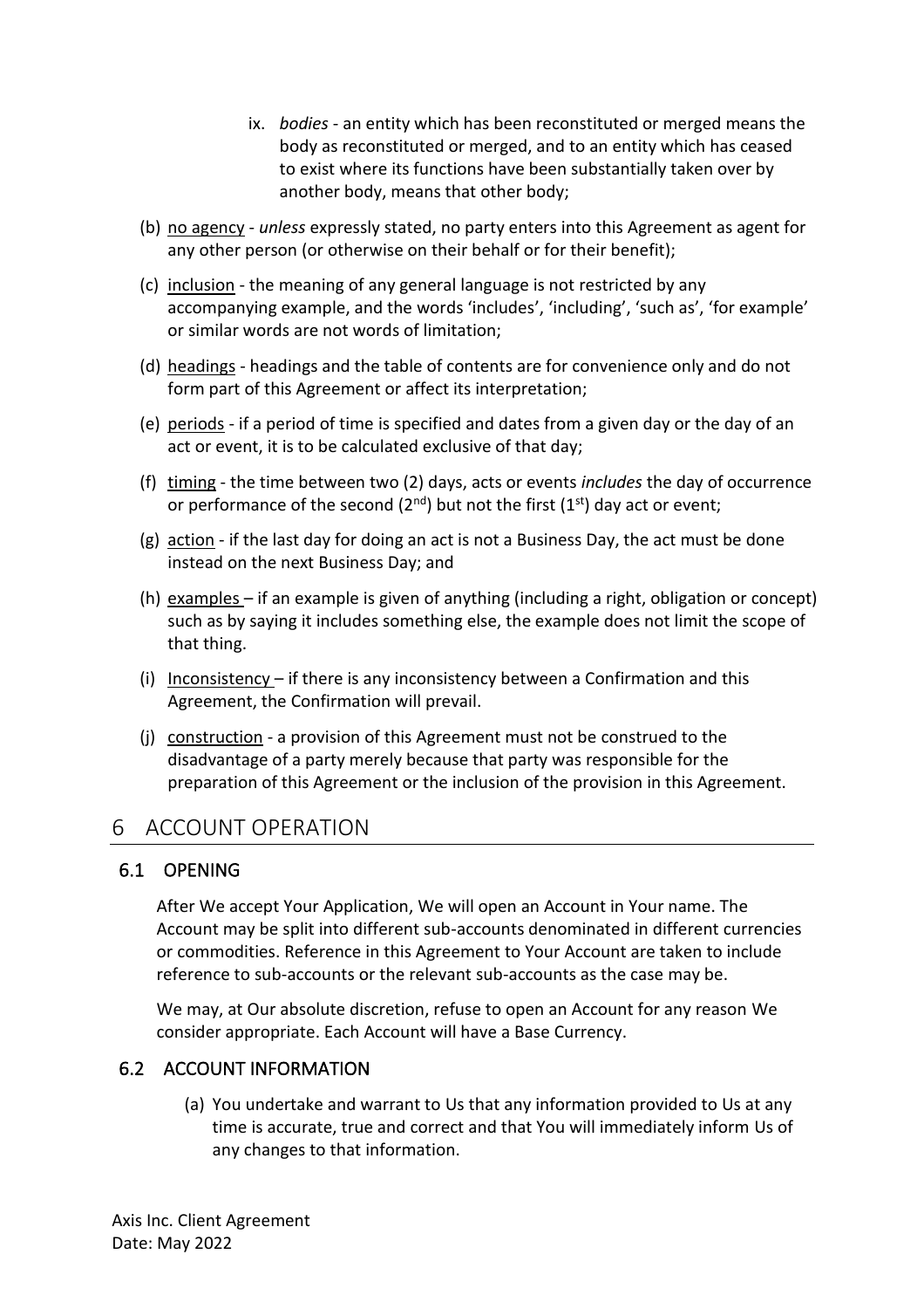ix. *bodies* - an entity which has been reconstituted or merged means the body as reconstituted or merged, and to an entity which has ceased to exist where its functions have been substantially taken over by another body, means that other body;

(b) no agency - *unless* expressly stated, no party enters into this Agreement as agent for any other person (or otherwise on their behalf or for their benefit);

(c) inclusion - the meaning of any general language is not restricted by any accompanying example, and the words 'includes', 'including', 'such as', 'for example' or similar words are not words of limitation;

(d) headings - headings and the table of contents are for convenience only and do not form part of this Agreement or affect its interpretation;

(e) periods - if a period of time is specified and dates from a given day or the day of an act or event, it is to be calculated exclusive of that day;

(f) timing - the time between two (2) days, acts or events *includes* the day of occurrence or performance of the second (2nd) but not the first (1st) day act or event;

(g) action - if the last day for doing an act is not a Business Day, the act must be done instead on the next Business Day; and

(h) examples – if an example is given of anything (including a right, obligation or concept) such as by saying it includes something else, the example does not limit the scope of that thing.

(i) Inconsistency – if there is any inconsistency between a Confirmation and this Agreement, the Confirmation will prevail.

(j) construction - a provision of this Agreement must not be construed to the disadvantage of a party merely because that party was responsible for the preparation of this Agreement or the inclusion of the provision in this Agreement.

# 6 ACCOUNT OPERATION

## 6.1 OPENING

After We accept Your Application, We will open an Account in Your name. The Account may be split into different sub-accounts denominated in different currencies or commodities. Reference in this Agreement to Your Account are taken to include reference to sub-accounts or the relevant sub-accounts as the case may be.

We may, at Our absolute discretion, refuse to open an Account for any reason We consider appropriate. Each Account will have a Base Currency.

## 6.2 ACCOUNT INFORMATION

(a) You undertake and warrant to Us that any information provided to Us at any time is accurate, true and correct and that You will immediately inform Us of any changes to that information.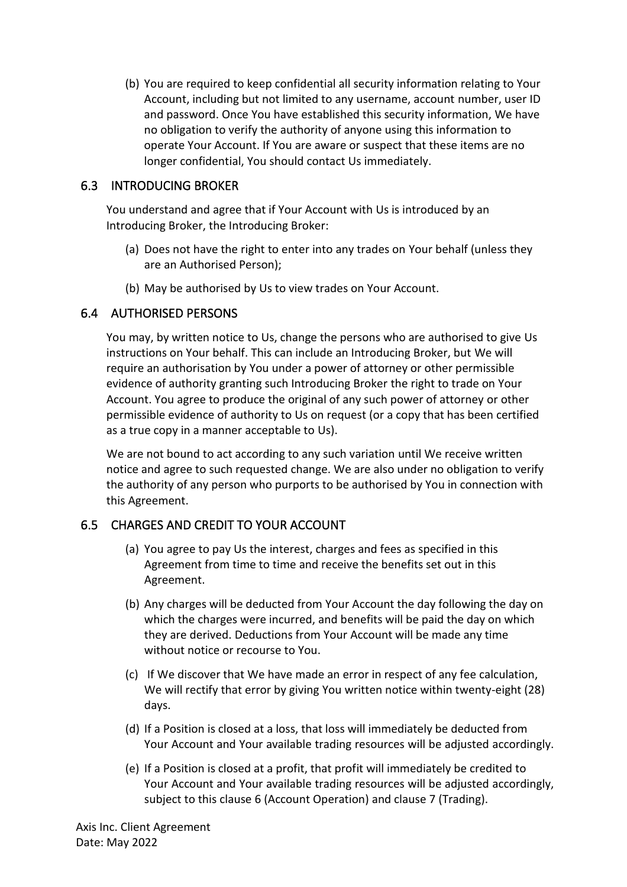(b) You are required to keep confidential all security information relating to Your Account, including but not limited to any username, account number, user ID and password. Once You have established this security information, We have no obligation to verify the authority of anyone using this information to operate Your Account. If You are aware or suspect that these items are no longer confidential, You should contact Us immediately.

## 6.3 INTRODUCING BROKER

You understand and agree that if Your Account with Us is introduced by an Introducing Broker, the Introducing Broker:

(a) Does not have the right to enter into any trades on Your behalf (unless they are an Authorised Person);

(b) May be authorised by Us to view trades on Your Account.

## 6.4 AUTHORISED PERSONS

You may, by written notice to Us, change the persons who are authorised to give Us instructions on Your behalf. This can include an Introducing Broker, but We will require an authorisation by You under a power of attorney or other permissible evidence of authority granting such Introducing Broker the right to trade on Your Account. You agree to produce the original of any such power of attorney or other permissible evidence of authority to Us on request (or a copy that has been certified as a true copy in a manner acceptable to Us).

We are not bound to act according to any such variation until We receive written notice and agree to such requested change. We are also under no obligation to verify the authority of any person who purports to be authorised by You in connection with this Agreement.

## 6.5 CHARGES AND CREDIT TO YOUR ACCOUNT

(a) You agree to pay Us the interest, charges and fees as specified in this Agreement from time to time and receive the benefits set out in this Agreement.

(b) Any charges will be deducted from Your Account the day following the day on which the charges were incurred, and benefits will be paid the day on which they are derived. Deductions from Your Account will be made any time without notice or recourse to You.

(c) If We discover that We have made an error in respect of any fee calculation, We will rectify that error by giving You written notice within twenty-eight (28) days.

(d) If a Position is closed at a loss, that loss will immediately be deducted from Your Account and Your available trading resources will be adjusted accordingly.

(e) If a Position is closed at a profit, that profit will immediately be credited to Your Account and Your available trading resources will be adjusted accordingly, subject to this clause 6 (Account Operation) and clause 7 (Trading).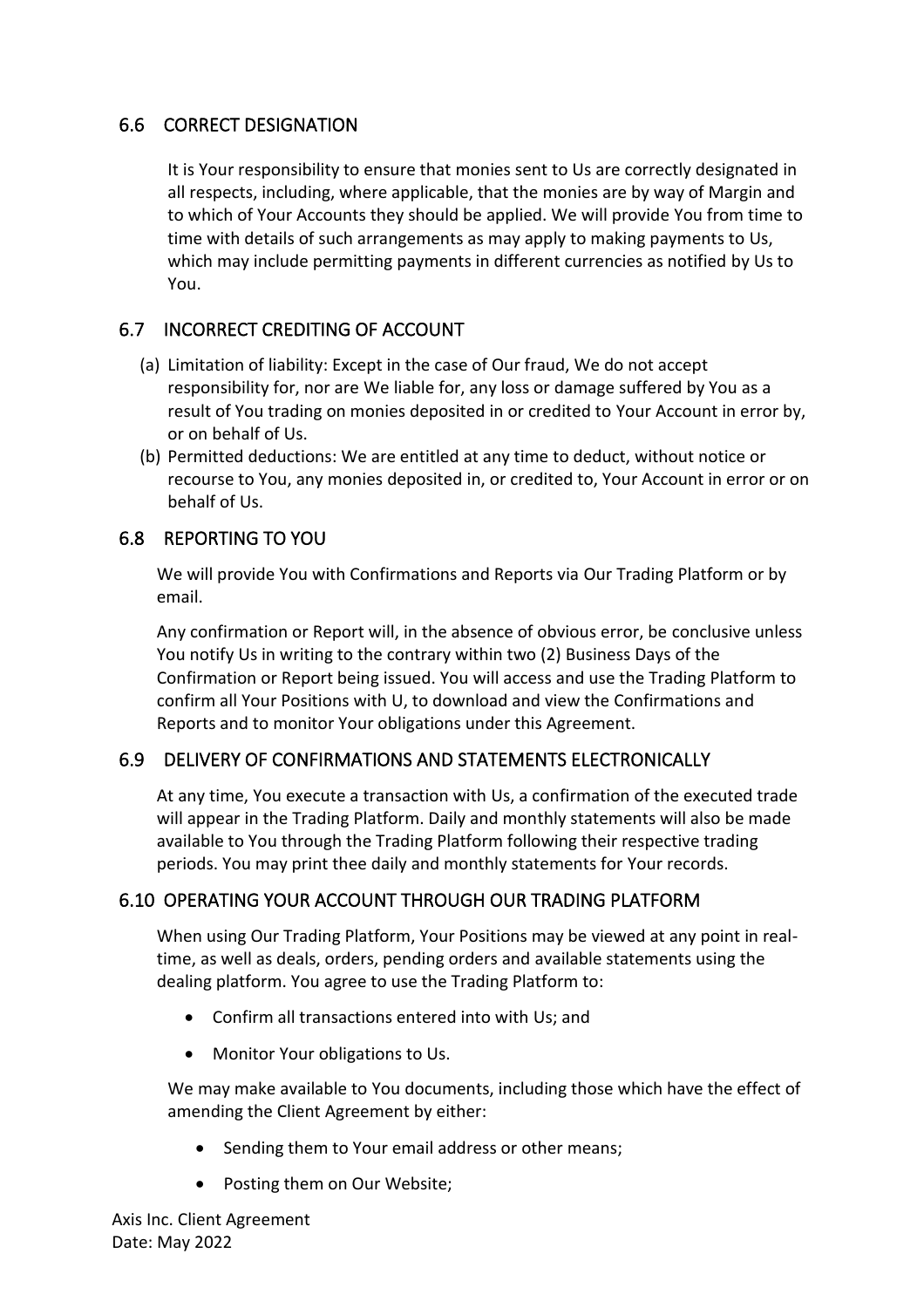## 6.6 CORRECT DESIGNATION

It is Your responsibility to ensure that monies sent to Us are correctly designated in all respects, including, where applicable, that the monies are by way of Margin and to which of Your Accounts they should be applied. We will provide You from time to time with details of such arrangements as may apply to making payments to Us, which may include permitting payments in different currencies as notified by Us to You.

## 6.7 INCORRECT CREDITING OF ACCOUNT

(a) Limitation of liability: Except in the case of Our fraud, We do not accept responsibility for, nor are We liable for, any loss or damage suffered by You as a result of You trading on monies deposited in or credited to Your Account in error by, or on behalf of Us.

(b) Permitted deductions: We are entitled at any time to deduct, without notice or recourse to You, any monies deposited in, or credited to, Your Account in error or on behalf of Us.

## 6.8 REPORTING TO YOU

We will provide You with Confirmations and Reports via Our Trading Platform or by email.

Any confirmation or Report will, in the absence of obvious error, be conclusive unless You notify Us in writing to the contrary within two (2) Business Days of the Confirmation or Report being issued. You will access and use the Trading Platform to confirm all Your Positions with U, to download and view the Confirmations and Reports and to monitor Your obligations under this Agreement.

## 6.9 DELIVERY OF CONFIRMATIONS AND STATEMENTS ELECTRONICALLY

At any time, You execute a transaction with Us, a confirmation of the executed trade will appear in the Trading Platform. Daily and monthly statements will also be made available to You through the Trading Platform following their respective trading periods. You may print thee daily and monthly statements for Your records.

## 6.10 OPERATING YOUR ACCOUNT THROUGH OUR TRADING PLATFORM

When using Our Trading Platform, Your Positions may be viewed at any point in real-time, as well as deals, orders, pending orders and available statements using the dealing platform. You agree to use the Trading Platform to:

- Confirm all transactions entered into with Us; and
- Monitor Your obligations to Us.

We may make available to You documents, including those which have the effect of amending the Client Agreement by either:

- Sending them to Your email address or other means;
- Posting them on Our Website;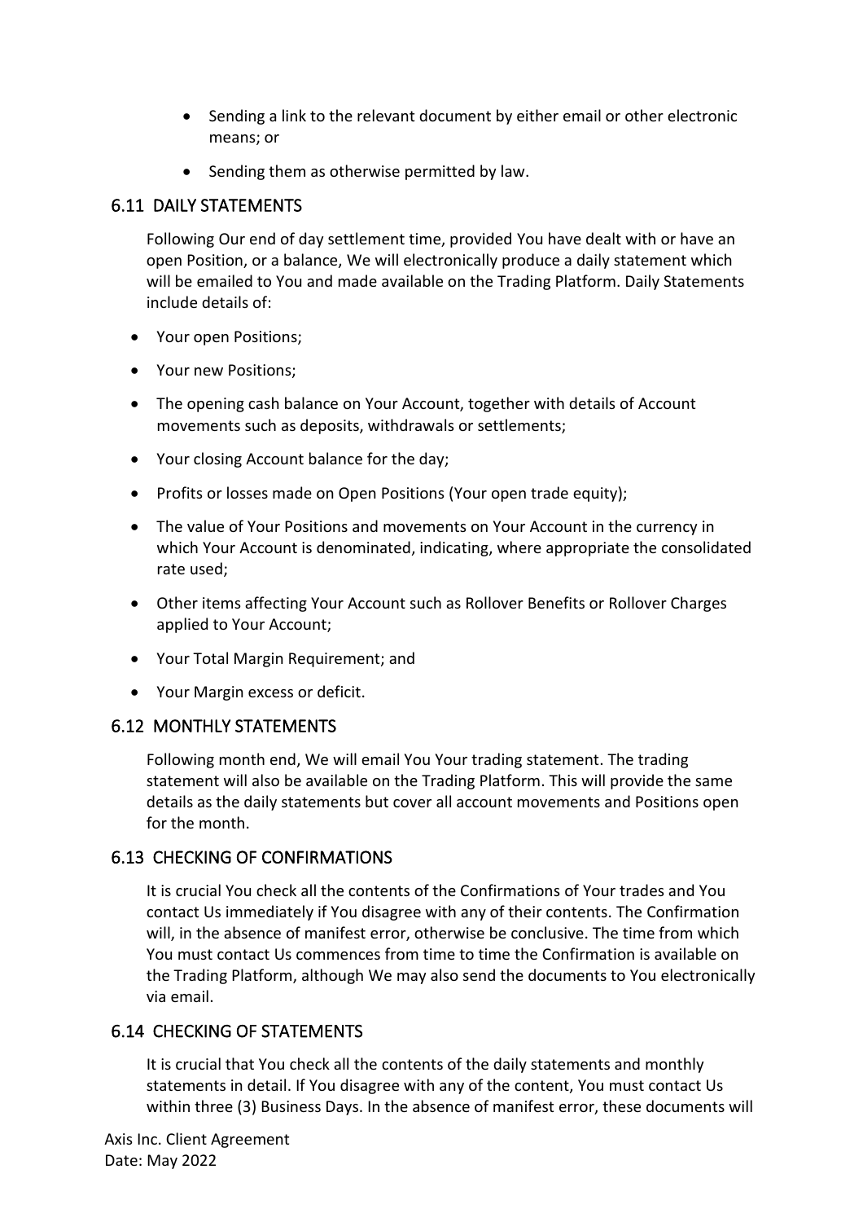- Sending a link to the relevant document by either email or other electronic means; or
- Sending them as otherwise permitted by law.

## 6.11 DAILY STATEMENTS

Following Our end of day settlement time, provided You have dealt with or have an open Position, or a balance, We will electronically produce a daily statement which will be emailed to You and made available on the Trading Platform. Daily Statements include details of:

- Your open Positions;
- Your new Positions;
- The opening cash balance on Your Account, together with details of Account movements such as deposits, withdrawals or settlements;
- Your closing Account balance for the day;
- Profits or losses made on Open Positions (Your open trade equity);
- The value of Your Positions and movements on Your Account in the currency in which Your Account is denominated, indicating, where appropriate the consolidated rate used;
- Other items affecting Your Account such as Rollover Benefits or Rollover Charges applied to Your Account;
- Your Total Margin Requirement; and
- Your Margin excess or deficit.

## 6.12 MONTHLY STATEMENTS

Following month end, We will email You Your trading statement. The trading statement will also be available on the Trading Platform. This will provide the same details as the daily statements but cover all account movements and Positions open for the month.

## 6.13 CHECKING OF CONFIRMATIONS

It is crucial You check all the contents of the Confirmations of Your trades and You contact Us immediately if You disagree with any of their contents. The Confirmation will, in the absence of manifest error, otherwise be conclusive. The time from which You must contact Us commences from time to time the Confirmation is available on the Trading Platform, although We may also send the documents to You electronically via email.

## 6.14 CHECKING OF STATEMENTS

It is crucial that You check all the contents of the daily statements and monthly statements in detail. If You disagree with any of the content, You must contact Us within three (3) Business Days. In the absence of manifest error, these documents will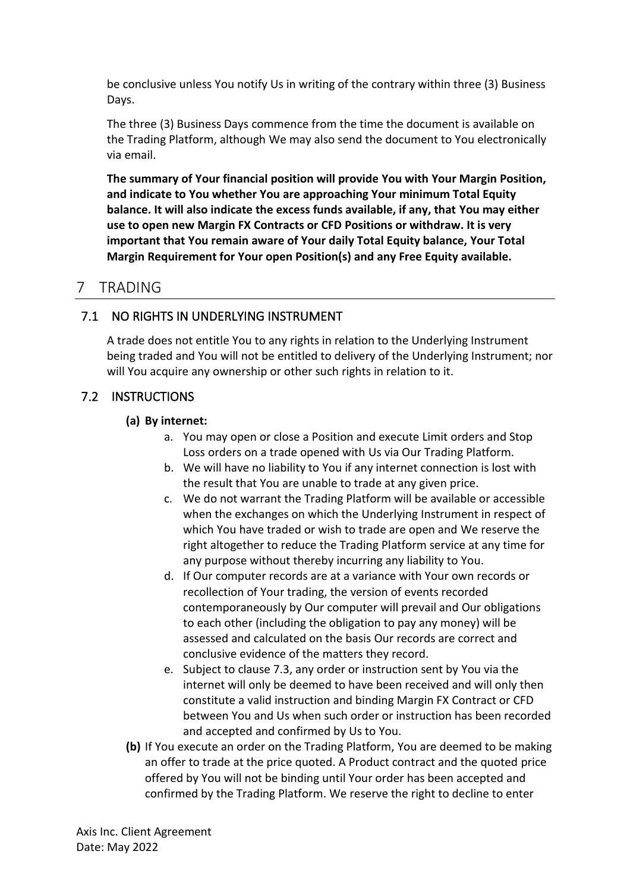be conclusive unless You notify Us in writing of the contrary within three (3) Business Days.

The three (3) Business Days commence from the time the document is available on the Trading Platform, although We may also send the document to You electronically via email.

**The summary of Your financial position will provide You with Your Margin Position, and indicate to You whether You are approaching Your minimum Total Equity balance. It will also indicate the excess funds available, if any, that You may either use to open new Margin FX Contracts or CFD Positions or withdraw. It is very important that You remain aware of Your daily Total Equity balance, Your Total Margin Requirement for Your open Position(s) and any Free Equity available.**

# 7 TRADING

## 7.1 NO RIGHTS IN UNDERLYING INSTRUMENT

A trade does not entitle You to any rights in relation to the Underlying Instrument being traded and You will not be entitled to delivery of the Underlying Instrument; nor will You acquire any ownership or other such rights in relation to it.

## 7.2 INSTRUCTIONS

**(a) By internet:**

a. You may open or close a Position and execute Limit orders and Stop Loss orders on a trade opened with Us via Our Trading Platform.

b. We will have no liability to You if any internet connection is lost with the result that You are unable to trade at any given price.

c. We do not warrant the Trading Platform will be available or accessible when the exchanges on which the Underlying Instrument in respect of which You have traded or wish to trade are open and We reserve the right altogether to reduce the Trading Platform service at any time for any purpose without thereby incurring any liability to You.

d. If Our computer records are at a variance with Your own records or recollection of Your trading, the version of events recorded contemporaneously by Our computer will prevail and Our obligations to each other (including the obligation to pay any money) will be assessed and calculated on the basis Our records are correct and conclusive evidence of the matters they record.

e. Subject to clause 7.3, any order or instruction sent by You via the internet will only be deemed to have been received and will only then constitute a valid instruction and binding Margin FX Contract or CFD between You and Us when such order or instruction has been recorded and accepted and confirmed by Us to You.

**(b)** If You execute an order on the Trading Platform, You are deemed to be making an offer to trade at the price quoted. A Product contract and the quoted price offered by You will not be binding until Your order has been accepted and confirmed by the Trading Platform. We reserve the right to decline to enter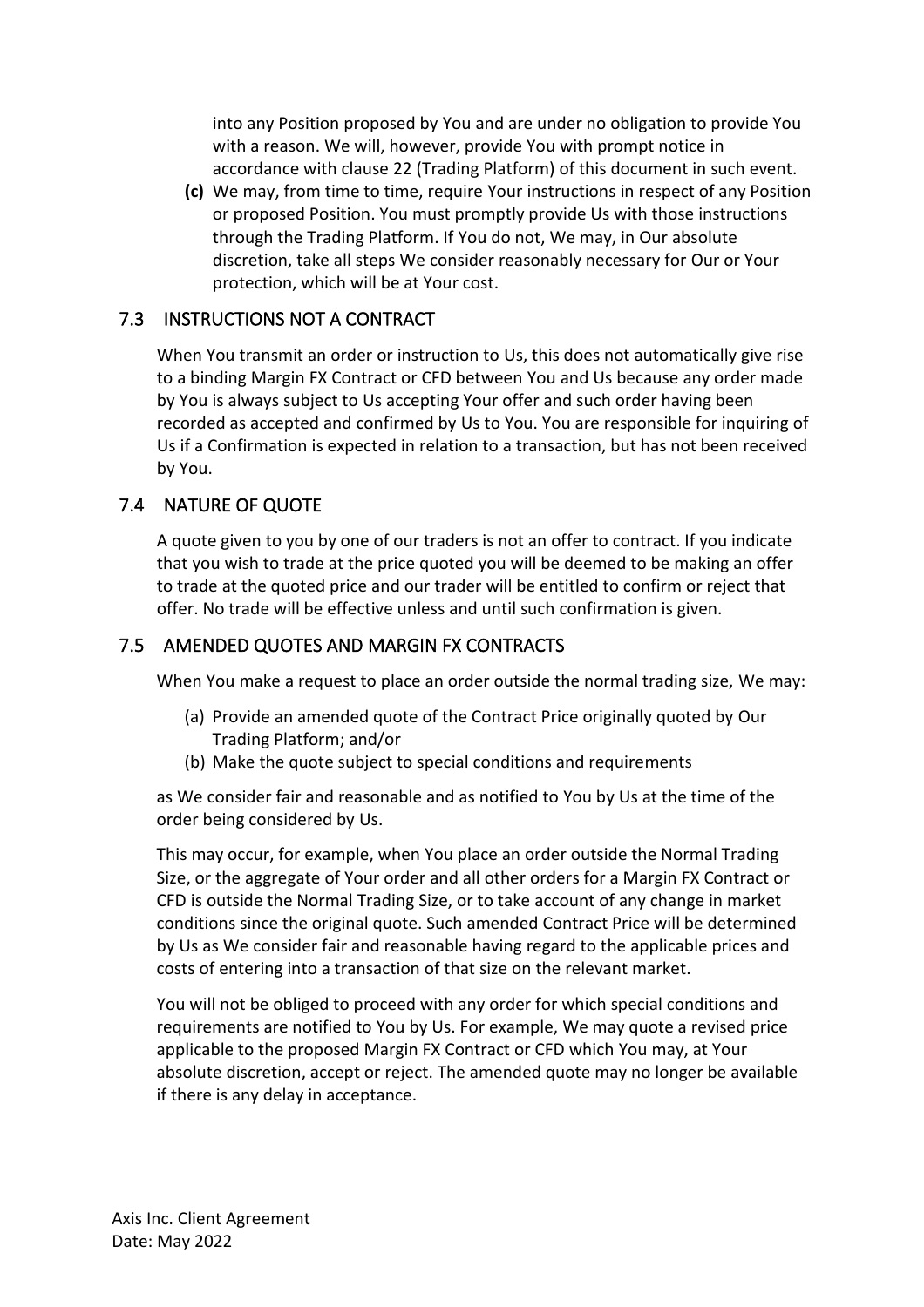into any Position proposed by You and are under no obligation to provide You with a reason. We will, however, provide You with prompt notice in accordance with clause 22 (Trading Platform) of this document in such event.

**(c)** We may, from time to time, require Your instructions in respect of any Position or proposed Position. You must promptly provide Us with those instructions through the Trading Platform. If You do not, We may, in Our absolute discretion, take all steps We consider reasonably necessary for Our or Your protection, which will be at Your cost.

## 7.3 INSTRUCTIONS NOT A CONTRACT

When You transmit an order or instruction to Us, this does not automatically give rise to a binding Margin FX Contract or CFD between You and Us because any order made by You is always subject to Us accepting Your offer and such order having been recorded as accepted and confirmed by Us to You. You are responsible for inquiring of Us if a Confirmation is expected in relation to a transaction, but has not been received by You.

## 7.4 NATURE OF QUOTE

A quote given to you by one of our traders is not an offer to contract. If you indicate that you wish to trade at the price quoted you will be deemed to be making an offer to trade at the quoted price and our trader will be entitled to confirm or reject that offer. No trade will be effective unless and until such confirmation is given.

## 7.5 AMENDED QUOTES AND MARGIN FX CONTRACTS

When You make a request to place an order outside the normal trading size, We may:

(a) Provide an amended quote of the Contract Price originally quoted by Our Trading Platform; and/or

(b) Make the quote subject to special conditions and requirements

as We consider fair and reasonable and as notified to You by Us at the time of the order being considered by Us.

This may occur, for example, when You place an order outside the Normal Trading Size, or the aggregate of Your order and all other orders for a Margin FX Contract or CFD is outside the Normal Trading Size, or to take account of any change in market conditions since the original quote. Such amended Contract Price will be determined by Us as We consider fair and reasonable having regard to the applicable prices and costs of entering into a transaction of that size on the relevant market.

You will not be obliged to proceed with any order for which special conditions and requirements are notified to You by Us. For example, We may quote a revised price applicable to the proposed Margin FX Contract or CFD which You may, at Your absolute discretion, accept or reject. The amended quote may no longer be available if there is any delay in acceptance.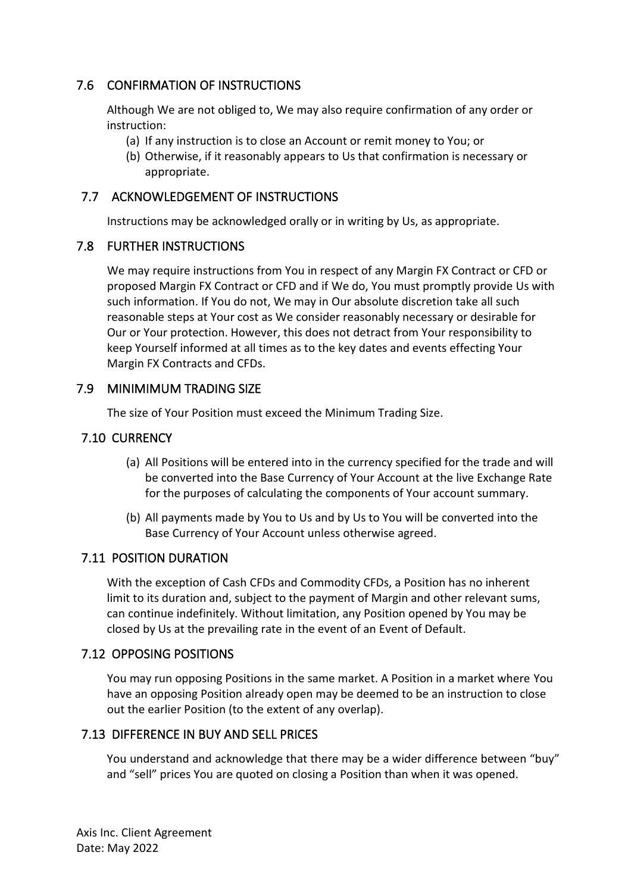## 7.6 CONFIRMATION OF INSTRUCTIONS

Although We are not obliged to, We may also require confirmation of any order or instruction:

(a) If any instruction is to close an Account or remit money to You; or
(b) Otherwise, if it reasonably appears to Us that confirmation is necessary or appropriate.

## 7.7 ACKNOWLEDGEMENT OF INSTRUCTIONS

Instructions may be acknowledged orally or in writing by Us, as appropriate.

## 7.8 FURTHER INSTRUCTIONS

We may require instructions from You in respect of any Margin FX Contract or CFD or proposed Margin FX Contract or CFD and if We do, You must promptly provide Us with such information. If You do not, We may in Our absolute discretion take all such reasonable steps at Your cost as We consider reasonably necessary or desirable for Our or Your protection. However, this does not detract from Your responsibility to keep Yourself informed at all times as to the key dates and events effecting Your Margin FX Contracts and CFDs.

## 7.9 MINIMIMUM TRADING SIZE

The size of Your Position must exceed the Minimum Trading Size.

## 7.10 CURRENCY

(a) All Positions will be entered into in the currency specified for the trade and will be converted into the Base Currency of Your Account at the live Exchange Rate for the purposes of calculating the components of Your account summary.

(b) All payments made by You to Us and by Us to You will be converted into the Base Currency of Your Account unless otherwise agreed.

## 7.11 POSITION DURATION

With the exception of Cash CFDs and Commodity CFDs, a Position has no inherent limit to its duration and, subject to the payment of Margin and other relevant sums, can continue indefinitely. Without limitation, any Position opened by You may be closed by Us at the prevailing rate in the event of an Event of Default.

## 7.12 OPPOSING POSITIONS

You may run opposing Positions in the same market. A Position in a market where You have an opposing Position already open may be deemed to be an instruction to close out the earlier Position (to the extent of any overlap).

## 7.13 DIFFERENCE IN BUY AND SELL PRICES

You understand and acknowledge that there may be a wider difference between "buy" and "sell" prices You are quoted on closing a Position than when it was opened.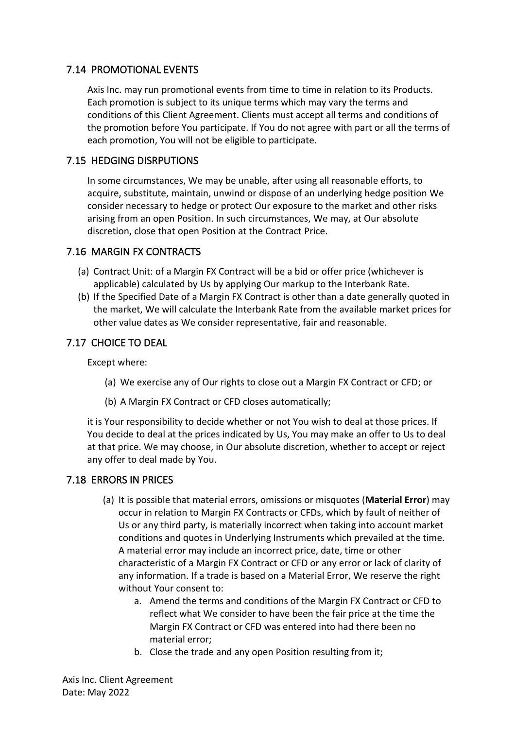## 7.14 PROMOTIONAL EVENTS

Axis Inc. may run promotional events from time to time in relation to its Products. Each promotion is subject to its unique terms which may vary the terms and conditions of this Client Agreement. Clients must accept all terms and conditions of the promotion before You participate. If You do not agree with part or all the terms of each promotion, You will not be eligible to participate.

## 7.15 HEDGING DISRPUTIONS

In some circumstances, We may be unable, after using all reasonable efforts, to acquire, substitute, maintain, unwind or dispose of an underlying hedge position We consider necessary to hedge or protect Our exposure to the market and other risks arising from an open Position. In such circumstances, We may, at Our absolute discretion, close that open Position at the Contract Price.

## 7.16 MARGIN FX CONTRACTS

(a) Contract Unit: of a Margin FX Contract will be a bid or offer price (whichever is applicable) calculated by Us by applying Our markup to the Interbank Rate.

(b) If the Specified Date of a Margin FX Contract is other than a date generally quoted in the market, We will calculate the Interbank Rate from the available market prices for other value dates as We consider representative, fair and reasonable.

## 7.17 CHOICE TO DEAL

Except where:

(a) We exercise any of Our rights to close out a Margin FX Contract or CFD; or

(b) A Margin FX Contract or CFD closes automatically;

it is Your responsibility to decide whether or not You wish to deal at those prices. If You decide to deal at the prices indicated by Us, You may make an offer to Us to deal at that price. We may choose, in Our absolute discretion, whether to accept or reject any offer to deal made by You.

## 7.18 ERRORS IN PRICES

(a) It is possible that material errors, omissions or misquotes (**Material Error**) may occur in relation to Margin FX Contracts or CFDs, which by fault of neither of Us or any third party, is materially incorrect when taking into account market conditions and quotes in Underlying Instruments which prevailed at the time. A material error may include an incorrect price, date, time or other characteristic of a Margin FX Contract or CFD or any error or lack of clarity of any information. If a trade is based on a Material Error, We reserve the right without Your consent to:

   a. Amend the terms and conditions of the Margin FX Contract or CFD to reflect what We consider to have been the fair price at the time the Margin FX Contract or CFD was entered into had there been no material error;
   b. Close the trade and any open Position resulting from it;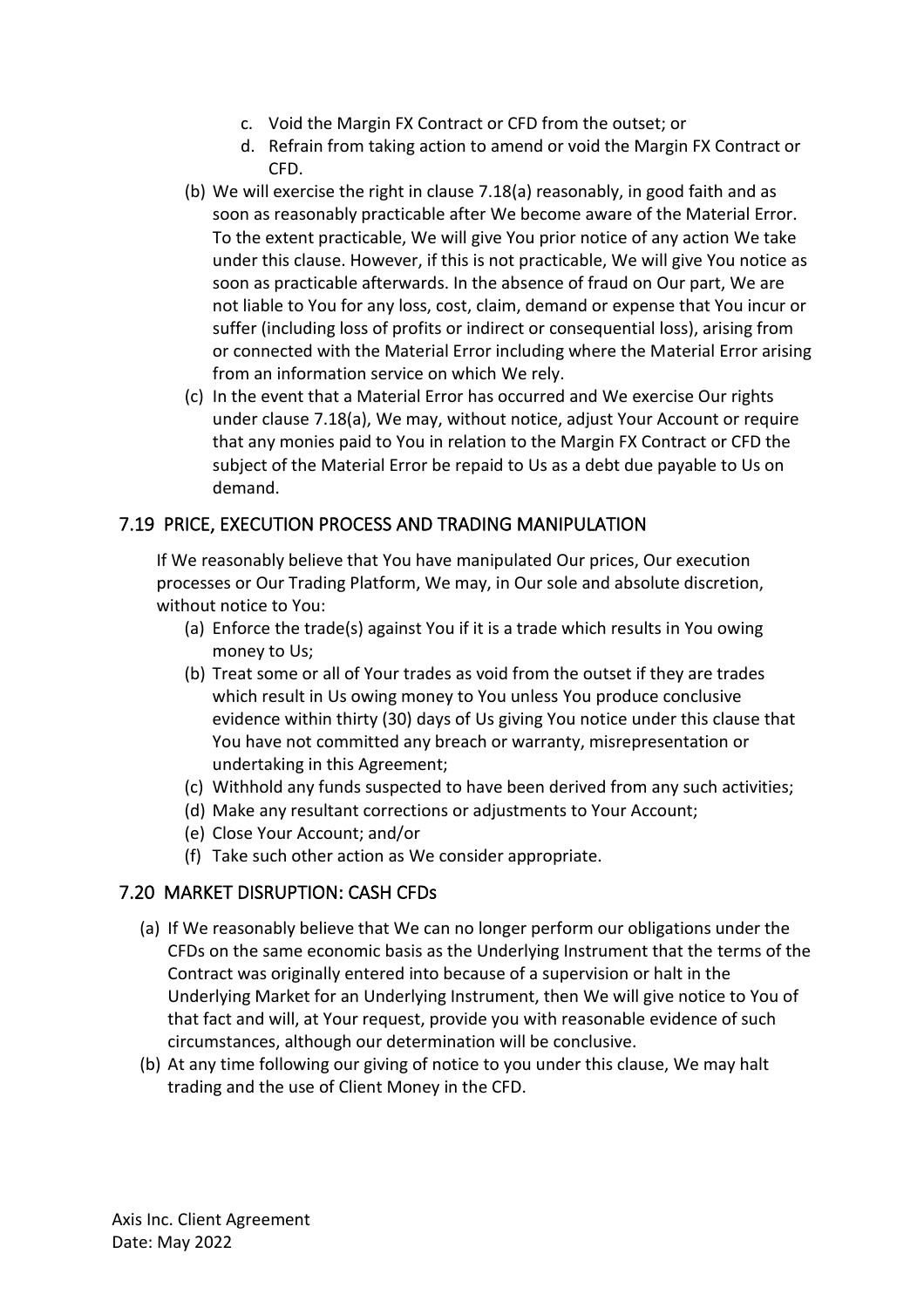c. Void the Margin FX Contract or CFD from the outset; or
d. Refrain from taking action to amend or void the Margin FX Contract or CFD.

(b) We will exercise the right in clause 7.18(a) reasonably, in good faith and as soon as reasonably practicable after We become aware of the Material Error. To the extent practicable, We will give You prior notice of any action We take under this clause. However, if this is not practicable, We will give You notice as soon as practicable afterwards. In the absence of fraud on Our part, We are not liable to You for any loss, cost, claim, demand or expense that You incur or suffer (including loss of profits or indirect or consequential loss), arising from or connected with the Material Error including where the Material Error arising from an information service on which We rely.

(c) In the event that a Material Error has occurred and We exercise Our rights under clause 7.18(a), We may, without notice, adjust Your Account or require that any monies paid to You in relation to the Margin FX Contract or CFD the subject of the Material Error be repaid to Us as a debt due payable to Us on demand.

## 7.19 PRICE, EXECUTION PROCESS AND TRADING MANIPULATION

If We reasonably believe that You have manipulated Our prices, Our execution processes or Our Trading Platform, We may, in Our sole and absolute discretion, without notice to You:

(a) Enforce the trade(s) against You if it is a trade which results in You owing money to Us;
(b) Treat some or all of Your trades as void from the outset if they are trades which result in Us owing money to You unless You produce conclusive evidence within thirty (30) days of Us giving You notice under this clause that You have not committed any breach or warranty, misrepresentation or undertaking in this Agreement;
(c) Withhold any funds suspected to have been derived from any such activities;
(d) Make any resultant corrections or adjustments to Your Account;
(e) Close Your Account; and/or
(f) Take such other action as We consider appropriate.

## 7.20 MARKET DISRUPTION: CASH CFDs

(a) If We reasonably believe that We can no longer perform our obligations under the CFDs on the same economic basis as the Underlying Instrument that the terms of the Contract was originally entered into because of a supervision or halt in the Underlying Market for an Underlying Instrument, then We will give notice to You of that fact and will, at Your request, provide you with reasonable evidence of such circumstances, although our determination will be conclusive.
(b) At any time following our giving of notice to you under this clause, We may halt trading and the use of Client Money in the CFD.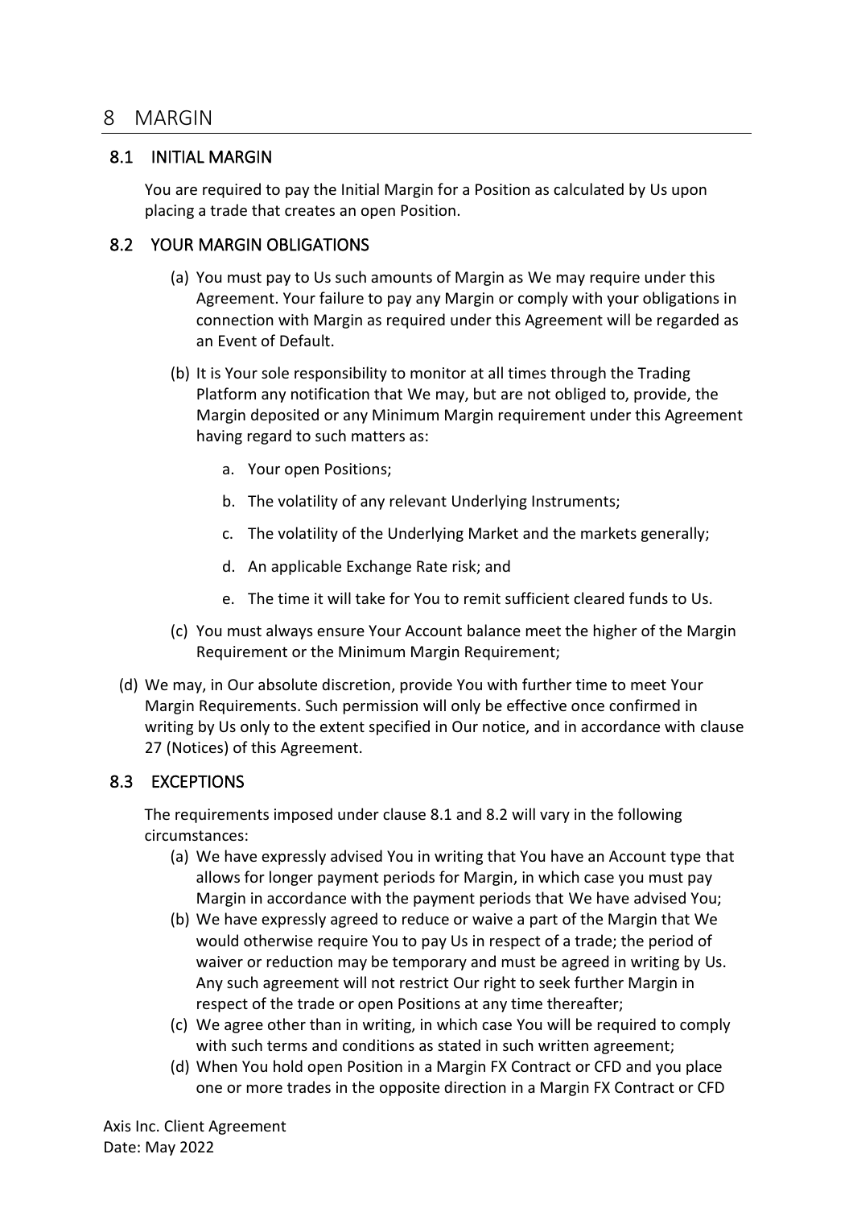## 8 MARGIN

### 8.1 INITIAL MARGIN

You are required to pay the Initial Margin for a Position as calculated by Us upon placing a trade that creates an open Position.

### 8.2 YOUR MARGIN OBLIGATIONS

(a) You must pay to Us such amounts of Margin as We may require under this Agreement. Your failure to pay any Margin or comply with your obligations in connection with Margin as required under this Agreement will be regarded as an Event of Default.

(b) It is Your sole responsibility to monitor at all times through the Trading Platform any notification that We may, but are not obliged to, provide, the Margin deposited or any Minimum Margin requirement under this Agreement having regard to such matters as:

a. Your open Positions;

b. The volatility of any relevant Underlying Instruments;

c. The volatility of the Underlying Market and the markets generally;

d. An applicable Exchange Rate risk; and

e. The time it will take for You to remit sufficient cleared funds to Us.

(c) You must always ensure Your Account balance meet the higher of the Margin Requirement or the Minimum Margin Requirement;

(d) We may, in Our absolute discretion, provide You with further time to meet Your Margin Requirements. Such permission will only be effective once confirmed in writing by Us only to the extent specified in Our notice, and in accordance with clause 27 (Notices) of this Agreement.

### 8.3 EXCEPTIONS

The requirements imposed under clause 8.1 and 8.2 will vary in the following circumstances:

(a) We have expressly advised You in writing that You have an Account type that allows for longer payment periods for Margin, in which case you must pay Margin in accordance with the payment periods that We have advised You;

(b) We have expressly agreed to reduce or waive a part of the Margin that We would otherwise require You to pay Us in respect of a trade; the period of waiver or reduction may be temporary and must be agreed in writing by Us. Any such agreement will not restrict Our right to seek further Margin in respect of the trade or open Positions at any time thereafter;

(c) We agree other than in writing, in which case You will be required to comply with such terms and conditions as stated in such written agreement;

(d) When You hold open Position in a Margin FX Contract or CFD and you place one or more trades in the opposite direction in a Margin FX Contract or CFD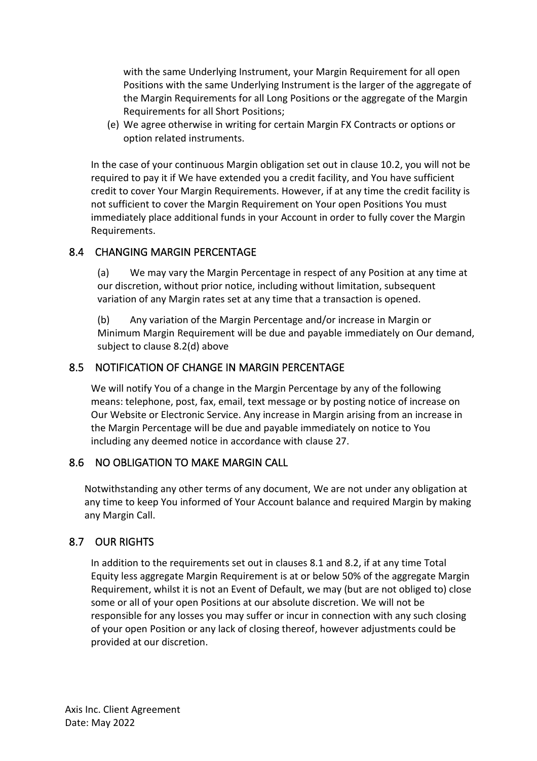with the same Underlying Instrument, your Margin Requirement for all open Positions with the same Underlying Instrument is the larger of the aggregate of the Margin Requirements for all Long Positions or the aggregate of the Margin Requirements for all Short Positions;

(e) We agree otherwise in writing for certain Margin FX Contracts or options or option related instruments.

In the case of your continuous Margin obligation set out in clause 10.2, you will not be required to pay it if We have extended you a credit facility, and You have sufficient credit to cover Your Margin Requirements. However, if at any time the credit facility is not sufficient to cover the Margin Requirement on Your open Positions You must immediately place additional funds in your Account in order to fully cover the Margin Requirements.

## 8.4 CHANGING MARGIN PERCENTAGE

(a) We may vary the Margin Percentage in respect of any Position at any time at our discretion, without prior notice, including without limitation, subsequent variation of any Margin rates set at any time that a transaction is opened.

(b) Any variation of the Margin Percentage and/or increase in Margin or Minimum Margin Requirement will be due and payable immediately on Our demand, subject to clause 8.2(d) above

## 8.5 NOTIFICATION OF CHANGE IN MARGIN PERCENTAGE

We will notify You of a change in the Margin Percentage by any of the following means: telephone, post, fax, email, text message or by posting notice of increase on Our Website or Electronic Service. Any increase in Margin arising from an increase in the Margin Percentage will be due and payable immediately on notice to You including any deemed notice in accordance with clause 27.

## 8.6 NO OBLIGATION TO MAKE MARGIN CALL

Notwithstanding any other terms of any document, We are not under any obligation at any time to keep You informed of Your Account balance and required Margin by making any Margin Call.

## 8.7 OUR RIGHTS

In addition to the requirements set out in clauses 8.1 and 8.2, if at any time Total Equity less aggregate Margin Requirement is at or below 50% of the aggregate Margin Requirement, whilst it is not an Event of Default, we may (but are not obliged to) close some or all of your open Positions at our absolute discretion. We will not be responsible for any losses you may suffer or incur in connection with any such closing of your open Position or any lack of closing thereof, however adjustments could be provided at our discretion.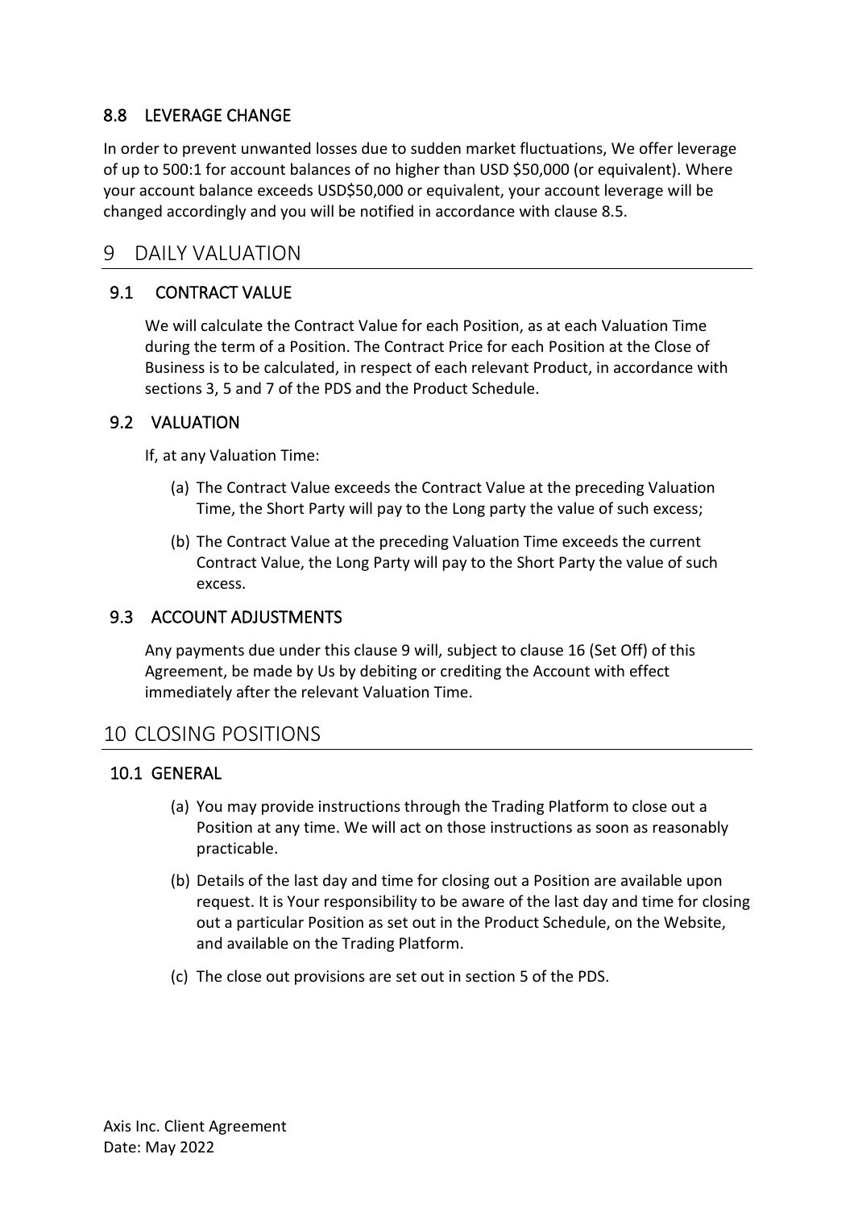### 8.8 LEVERAGE CHANGE

In order to prevent unwanted losses due to sudden market fluctuations, We offer leverage of up to 500:1 for account balances of no higher than USD $50,000 (or equivalent). Where your account balance exceeds USD$50,000 or equivalent, your account leverage will be changed accordingly and you will be notified in accordance with clause 8.5.

## 9 DAILY VALUATION

### 9.1 CONTRACT VALUE

We will calculate the Contract Value for each Position, as at each Valuation Time during the term of a Position. The Contract Price for each Position at the Close of Business is to be calculated, in respect of each relevant Product, in accordance with sections 3, 5 and 7 of the PDS and the Product Schedule.

### 9.2 VALUATION

If, at any Valuation Time:

(a) The Contract Value exceeds the Contract Value at the preceding Valuation Time, the Short Party will pay to the Long party the value of such excess;

(b) The Contract Value at the preceding Valuation Time exceeds the current Contract Value, the Long Party will pay to the Short Party the value of such excess.

### 9.3 ACCOUNT ADJUSTMENTS

Any payments due under this clause 9 will, subject to clause 16 (Set Off) of this Agreement, be made by Us by debiting or crediting the Account with effect immediately after the relevant Valuation Time.

## 10 CLOSING POSITIONS

### 10.1 GENERAL

(a) You may provide instructions through the Trading Platform to close out a Position at any time. We will act on those instructions as soon as reasonably practicable.

(b) Details of the last day and time for closing out a Position are available upon request. It is Your responsibility to be aware of the last day and time for closing out a particular Position as set out in the Product Schedule, on the Website, and available on the Trading Platform.

(c) The close out provisions are set out in section 5 of the PDS.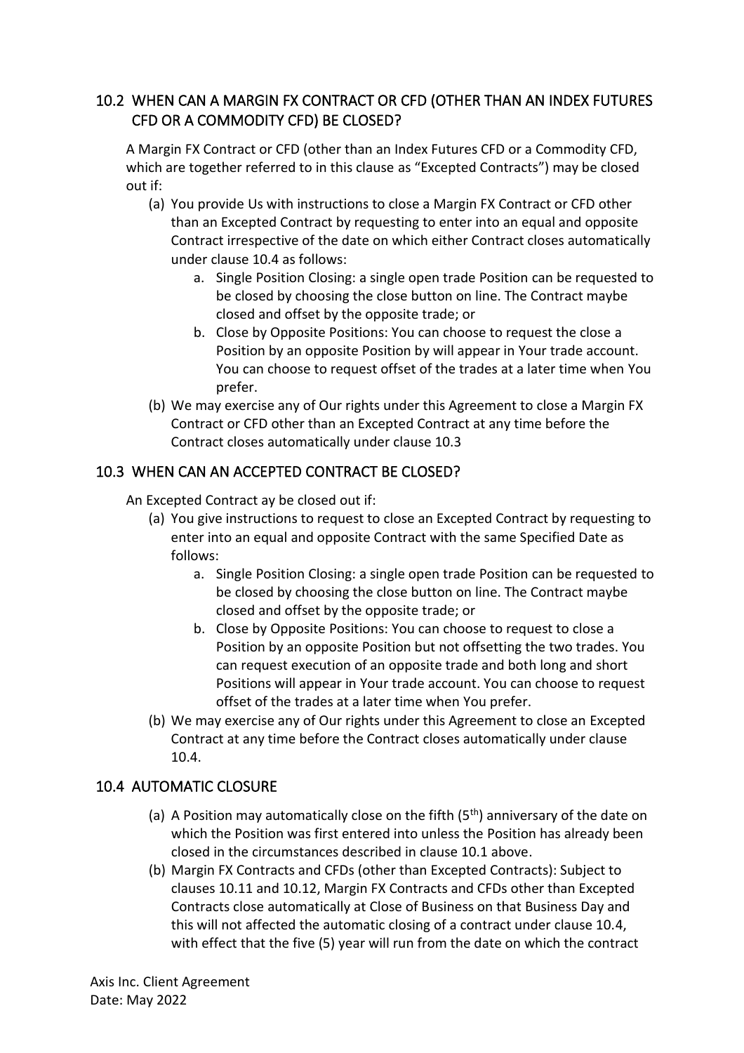## 10.2 WHEN CAN A MARGIN FX CONTRACT OR CFD (OTHER THAN AN INDEX FUTURES CFD OR A COMMODITY CFD) BE CLOSED?

A Margin FX Contract or CFD (other than an Index Futures CFD or a Commodity CFD, which are together referred to in this clause as "Excepted Contracts") may be closed out if:

(a) You provide Us with instructions to close a Margin FX Contract or CFD other than an Excepted Contract by requesting to enter into an equal and opposite Contract irrespective of the date on which either Contract closes automatically under clause 10.4 as follows:

  a. Single Position Closing: a single open trade Position can be requested to be closed by choosing the close button on line. The Contract maybe closed and offset by the opposite trade; or

  b. Close by Opposite Positions: You can choose to request the close a Position by an opposite Position by will appear in Your trade account. You can choose to request offset of the trades at a later time when You prefer.

(b) We may exercise any of Our rights under this Agreement to close a Margin FX Contract or CFD other than an Excepted Contract at any time before the Contract closes automatically under clause 10.3

## 10.3 WHEN CAN AN ACCEPTED CONTRACT BE CLOSED?

An Excepted Contract ay be closed out if:

(a) You give instructions to request to close an Excepted Contract by requesting to enter into an equal and opposite Contract with the same Specified Date as follows:

  a. Single Position Closing: a single open trade Position can be requested to be closed by choosing the close button on line. The Contract maybe closed and offset by the opposite trade; or

  b. Close by Opposite Positions: You can choose to request to close a Position by an opposite Position but not offsetting the two trades. You can request execution of an opposite trade and both long and short Positions will appear in Your trade account. You can choose to request offset of the trades at a later time when You prefer.

(b) We may exercise any of Our rights under this Agreement to close an Excepted Contract at any time before the Contract closes automatically under clause 10.4.

## 10.4 AUTOMATIC CLOSURE

(a) A Position may automatically close on the fifth (5th) anniversary of the date on which the Position was first entered into unless the Position has already been closed in the circumstances described in clause 10.1 above.

(b) Margin FX Contracts and CFDs (other than Excepted Contracts): Subject to clauses 10.11 and 10.12, Margin FX Contracts and CFDs other than Excepted Contracts close automatically at Close of Business on that Business Day and this will not affected the automatic closing of a contract under clause 10.4, with effect that the five (5) year will run from the date on which the contract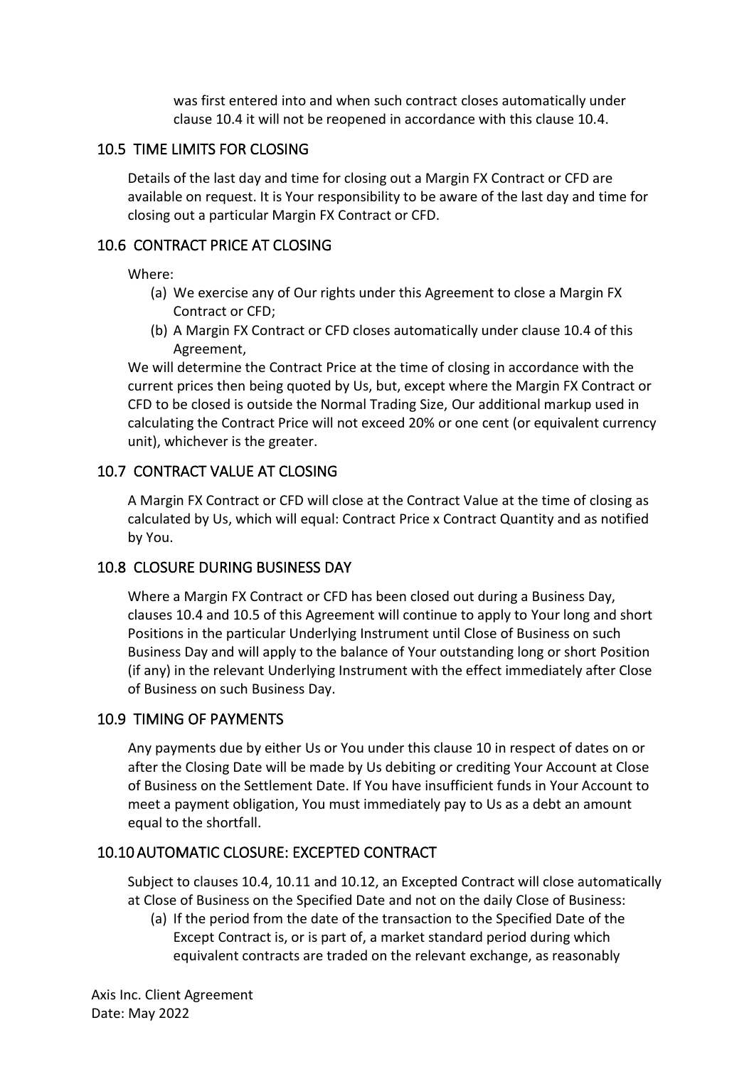was first entered into and when such contract closes automatically under clause 10.4 it will not be reopened in accordance with this clause 10.4.

## 10.5 TIME LIMITS FOR CLOSING

Details of the last day and time for closing out a Margin FX Contract or CFD are available on request. It is Your responsibility to be aware of the last day and time for closing out a particular Margin FX Contract or CFD.

## 10.6 CONTRACT PRICE AT CLOSING

Where:

(a) We exercise any of Our rights under this Agreement to close a Margin FX Contract or CFD;

(b) A Margin FX Contract or CFD closes automatically under clause 10.4 of this Agreement,

We will determine the Contract Price at the time of closing in accordance with the current prices then being quoted by Us, but, except where the Margin FX Contract or CFD to be closed is outside the Normal Trading Size, Our additional markup used in calculating the Contract Price will not exceed 20% or one cent (or equivalent currency unit), whichever is the greater.

## 10.7 CONTRACT VALUE AT CLOSING

A Margin FX Contract or CFD will close at the Contract Value at the time of closing as calculated by Us, which will equal: Contract Price x Contract Quantity and as notified by You.

## 10.8 CLOSURE DURING BUSINESS DAY

Where a Margin FX Contract or CFD has been closed out during a Business Day, clauses 10.4 and 10.5 of this Agreement will continue to apply to Your long and short Positions in the particular Underlying Instrument until Close of Business on such Business Day and will apply to the balance of Your outstanding long or short Position (if any) in the relevant Underlying Instrument with the effect immediately after Close of Business on such Business Day.

## 10.9 TIMING OF PAYMENTS

Any payments due by either Us or You under this clause 10 in respect of dates on or after the Closing Date will be made by Us debiting or crediting Your Account at Close of Business on the Settlement Date. If You have insufficient funds in Your Account to meet a payment obligation, You must immediately pay to Us as a debt an amount equal to the shortfall.

## 10.10 AUTOMATIC CLOSURE: EXCEPTED CONTRACT

Subject to clauses 10.4, 10.11 and 10.12, an Excepted Contract will close automatically at Close of Business on the Specified Date and not on the daily Close of Business:

(a) If the period from the date of the transaction to the Specified Date of the Except Contract is, or is part of, a market standard period during which equivalent contracts are traded on the relevant exchange, as reasonably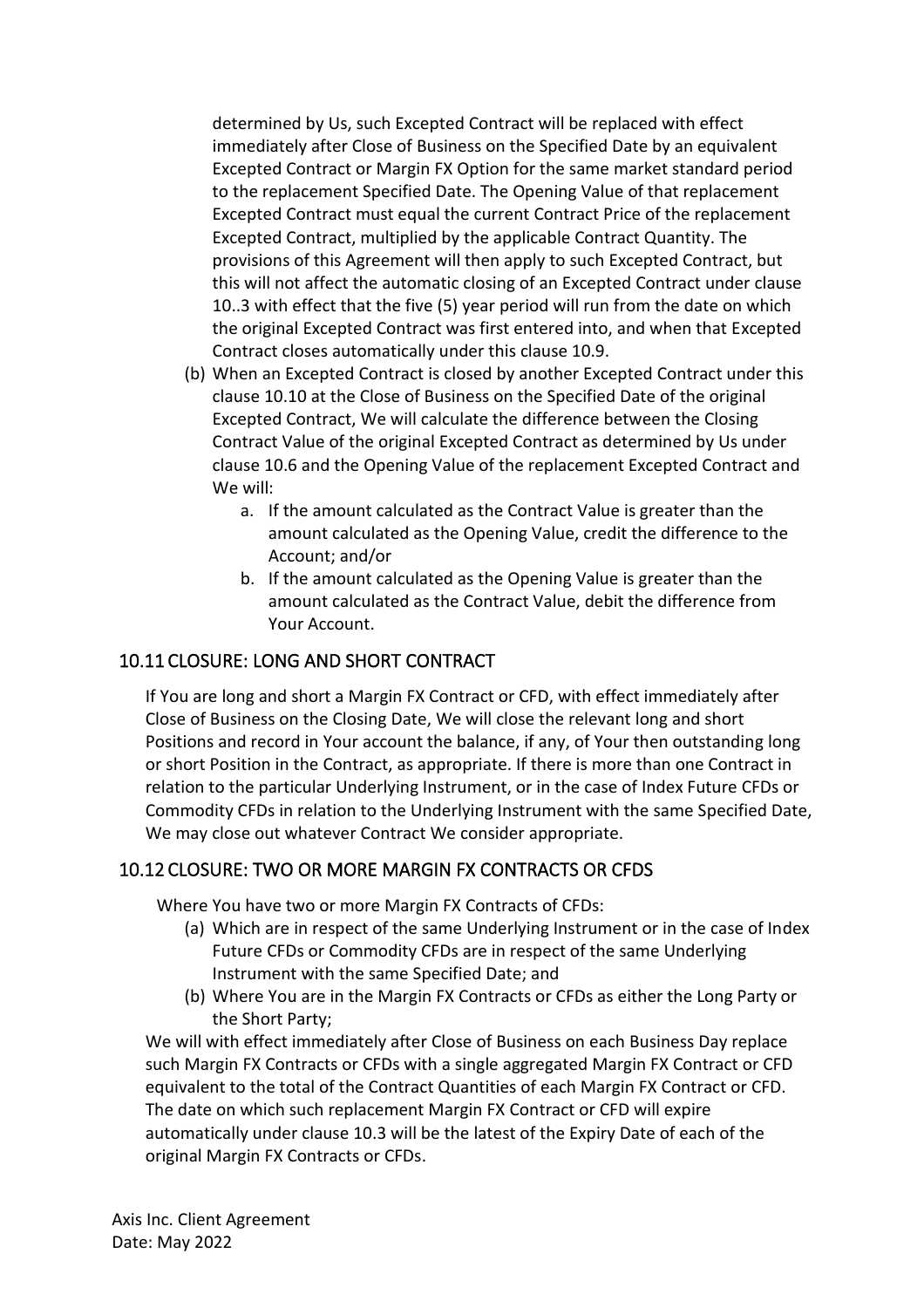determined by Us, such Excepted Contract will be replaced with effect immediately after Close of Business on the Specified Date by an equivalent Excepted Contract or Margin FX Option for the same market standard period to the replacement Specified Date. The Opening Value of that replacement Excepted Contract must equal the current Contract Price of the replacement Excepted Contract, multiplied by the applicable Contract Quantity. The provisions of this Agreement will then apply to such Excepted Contract, but this will not affect the automatic closing of an Excepted Contract under clause 10..3 with effect that the five (5) year period will run from the date on which the original Excepted Contract was first entered into, and when that Excepted Contract closes automatically under this clause 10.9.

(b) When an Excepted Contract is closed by another Excepted Contract under this clause 10.10 at the Close of Business on the Specified Date of the original Excepted Contract, We will calculate the difference between the Closing Contract Value of the original Excepted Contract as determined by Us under clause 10.6 and the Opening Value of the replacement Excepted Contract and We will:

a. If the amount calculated as the Contract Value is greater than the amount calculated as the Opening Value, credit the difference to the Account; and/or

b. If the amount calculated as the Opening Value is greater than the amount calculated as the Contract Value, debit the difference from Your Account.

## 10.11 CLOSURE: LONG AND SHORT CONTRACT

If You are long and short a Margin FX Contract or CFD, with effect immediately after Close of Business on the Closing Date, We will close the relevant long and short Positions and record in Your account the balance, if any, of Your then outstanding long or short Position in the Contract, as appropriate. If there is more than one Contract in relation to the particular Underlying Instrument, or in the case of Index Future CFDs or Commodity CFDs in relation to the Underlying Instrument with the same Specified Date, We may close out whatever Contract We consider appropriate.

## 10.12 CLOSURE: TWO OR MORE MARGIN FX CONTRACTS OR CFDS

Where You have two or more Margin FX Contracts of CFDs:

(a) Which are in respect of the same Underlying Instrument or in the case of Index Future CFDs or Commodity CFDs are in respect of the same Underlying Instrument with the same Specified Date; and

(b) Where You are in the Margin FX Contracts or CFDs as either the Long Party or the Short Party;

We will with effect immediately after Close of Business on each Business Day replace such Margin FX Contracts or CFDs with a single aggregated Margin FX Contract or CFD equivalent to the total of the Contract Quantities of each Margin FX Contract or CFD. The date on which such replacement Margin FX Contract or CFD will expire automatically under clause 10.3 will be the latest of the Expiry Date of each of the original Margin FX Contracts or CFDs.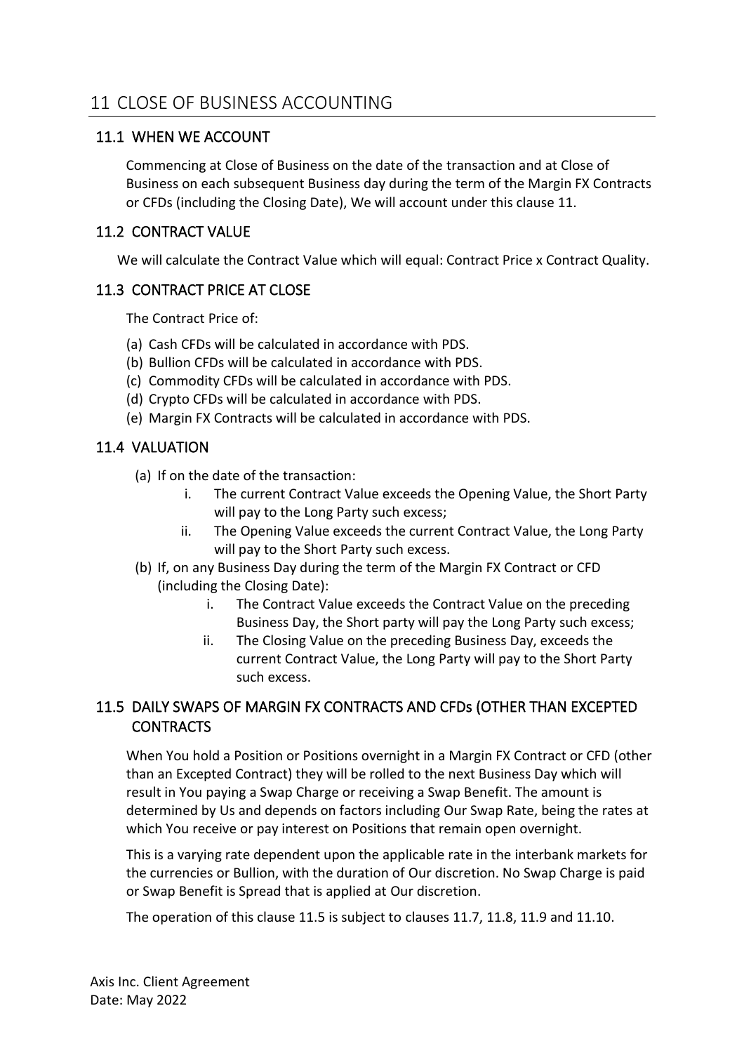## 11 CLOSE OF BUSINESS ACCOUNTING

### 11.1 WHEN WE ACCOUNT

Commencing at Close of Business on the date of the transaction and at Close of Business on each subsequent Business day during the term of the Margin FX Contracts or CFDs (including the Closing Date), We will account under this clause 11.

### 11.2 CONTRACT VALUE

We will calculate the Contract Value which will equal: Contract Price x Contract Quality.

### 11.3 CONTRACT PRICE AT CLOSE

The Contract Price of:

(a) Cash CFDs will be calculated in accordance with PDS.
(b) Bullion CFDs will be calculated in accordance with PDS.
(c) Commodity CFDs will be calculated in accordance with PDS.
(d) Crypto CFDs will be calculated in accordance with PDS.
(e) Margin FX Contracts will be calculated in accordance with PDS.

### 11.4 VALUATION

(a) If on the date of the transaction:
  i. The current Contract Value exceeds the Opening Value, the Short Party will pay to the Long Party such excess;
  ii. The Opening Value exceeds the current Contract Value, the Long Party will pay to the Short Party such excess.

(b) If, on any Business Day during the term of the Margin FX Contract or CFD (including the Closing Date):
  i. The Contract Value exceeds the Contract Value on the preceding Business Day, the Short party will pay the Long Party such excess;
  ii. The Closing Value on the preceding Business Day, exceeds the current Contract Value, the Long Party will pay to the Short Party such excess.

### 11.5 DAILY SWAPS OF MARGIN FX CONTRACTS AND CFDs (OTHER THAN EXCEPTED CONTRACTS

When You hold a Position or Positions overnight in a Margin FX Contract or CFD (other than an Excepted Contract) they will be rolled to the next Business Day which will result in You paying a Swap Charge or receiving a Swap Benefit. The amount is determined by Us and depends on factors including Our Swap Rate, being the rates at which You receive or pay interest on Positions that remain open overnight.

This is a varying rate dependent upon the applicable rate in the interbank markets for the currencies or Bullion, with the duration of Our discretion. No Swap Charge is paid or Swap Benefit is Spread that is applied at Our discretion.

The operation of this clause 11.5 is subject to clauses 11.7, 11.8, 11.9 and 11.10.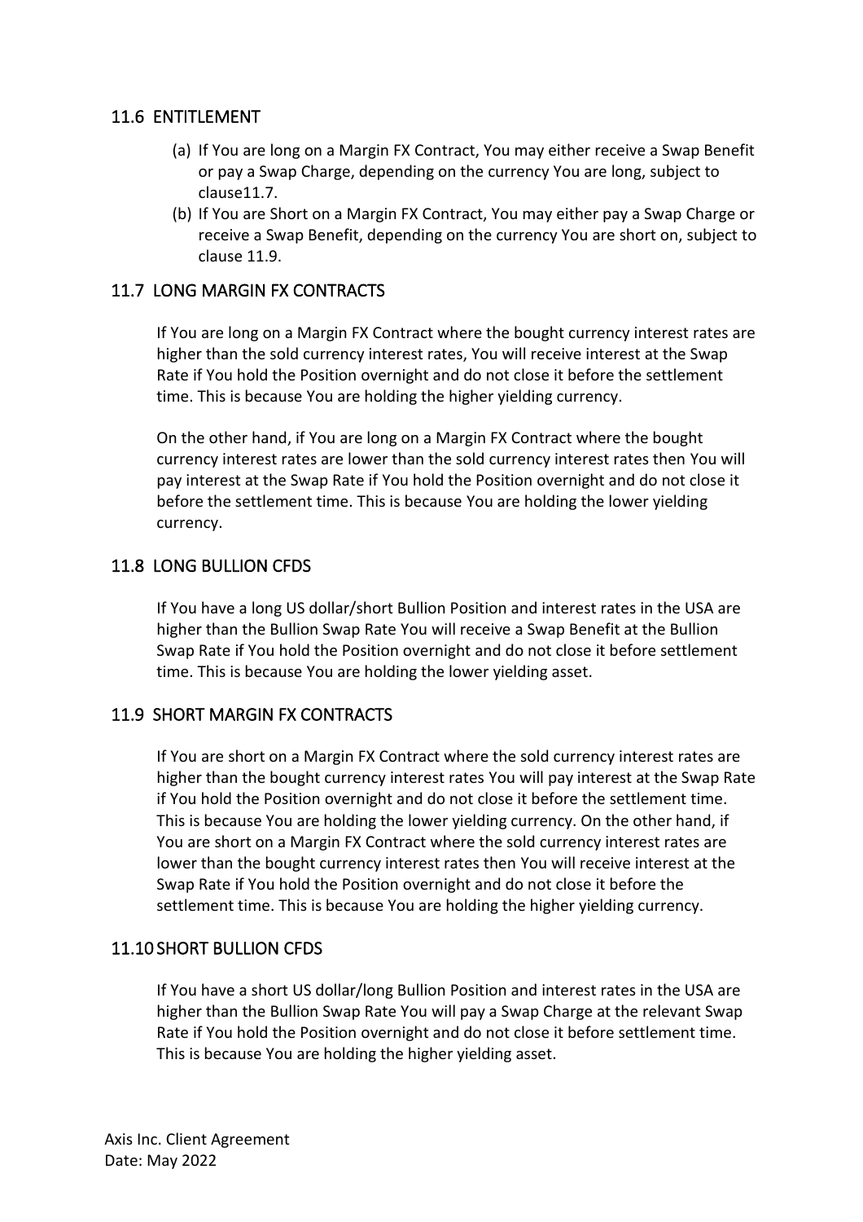## 11.6 ENTITLEMENT

(a) If You are long on a Margin FX Contract, You may either receive a Swap Benefit or pay a Swap Charge, depending on the currency You are long, subject to clause11.7.

(b) If You are Short on a Margin FX Contract, You may either pay a Swap Charge or receive a Swap Benefit, depending on the currency You are short on, subject to clause 11.9.

## 11.7 LONG MARGIN FX CONTRACTS

If You are long on a Margin FX Contract where the bought currency interest rates are higher than the sold currency interest rates, You will receive interest at the Swap Rate if You hold the Position overnight and do not close it before the settlement time. This is because You are holding the higher yielding currency.

On the other hand, if You are long on a Margin FX Contract where the bought currency interest rates are lower than the sold currency interest rates then You will pay interest at the Swap Rate if You hold the Position overnight and do not close it before the settlement time. This is because You are holding the lower yielding currency.

## 11.8 LONG BULLION CFDS

If You have a long US dollar/short Bullion Position and interest rates in the USA are higher than the Bullion Swap Rate You will receive a Swap Benefit at the Bullion Swap Rate if You hold the Position overnight and do not close it before settlement time. This is because You are holding the lower yielding asset.

## 11.9 SHORT MARGIN FX CONTRACTS

If You are short on a Margin FX Contract where the sold currency interest rates are higher than the bought currency interest rates You will pay interest at the Swap Rate if You hold the Position overnight and do not close it before the settlement time. This is because You are holding the lower yielding currency. On the other hand, if You are short on a Margin FX Contract where the sold currency interest rates are lower than the bought currency interest rates then You will receive interest at the Swap Rate if You hold the Position overnight and do not close it before the settlement time. This is because You are holding the higher yielding currency.

## 11.10 SHORT BULLION CFDS

If You have a short US dollar/long Bullion Position and interest rates in the USA are higher than the Bullion Swap Rate You will pay a Swap Charge at the relevant Swap Rate if You hold the Position overnight and do not close it before settlement time. This is because You are holding the higher yielding asset.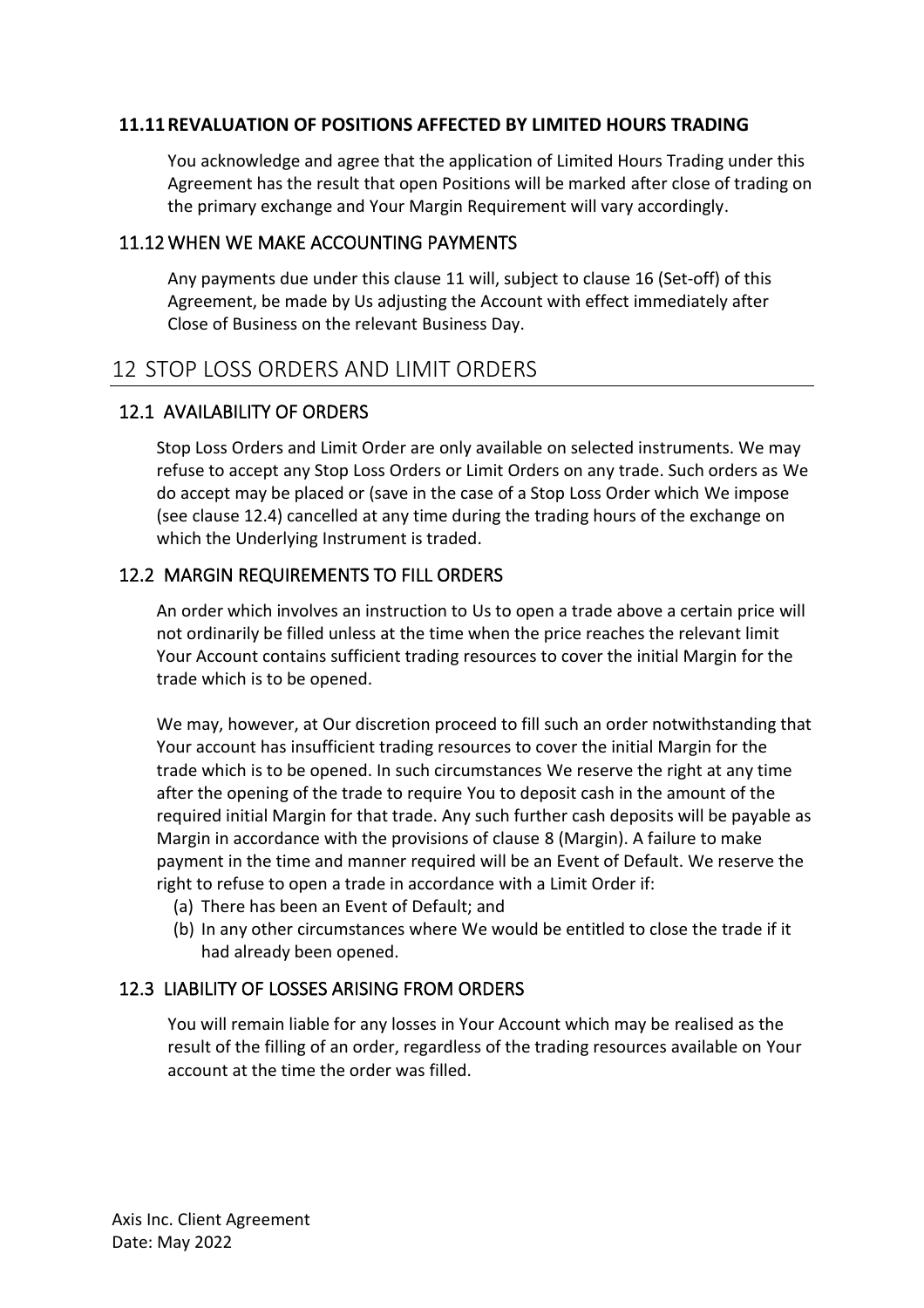### 11.11 REVALUATION OF POSITIONS AFFECTED BY LIMITED HOURS TRADING

You acknowledge and agree that the application of Limited Hours Trading under this Agreement has the result that open Positions will be marked after close of trading on the primary exchange and Your Margin Requirement will vary accordingly.

### 11.12 WHEN WE MAKE ACCOUNTING PAYMENTS

Any payments due under this clause 11 will, subject to clause 16 (Set-off) of this Agreement, be made by Us adjusting the Account with effect immediately after Close of Business on the relevant Business Day.

## 12 STOP LOSS ORDERS AND LIMIT ORDERS

### 12.1 AVAILABILITY OF ORDERS

Stop Loss Orders and Limit Order are only available on selected instruments. We may refuse to accept any Stop Loss Orders or Limit Orders on any trade. Such orders as We do accept may be placed or (save in the case of a Stop Loss Order which We impose (see clause 12.4) cancelled at any time during the trading hours of the exchange on which the Underlying Instrument is traded.

### 12.2 MARGIN REQUIREMENTS TO FILL ORDERS

An order which involves an instruction to Us to open a trade above a certain price will not ordinarily be filled unless at the time when the price reaches the relevant limit Your Account contains sufficient trading resources to cover the initial Margin for the trade which is to be opened.

We may, however, at Our discretion proceed to fill such an order notwithstanding that Your account has insufficient trading resources to cover the initial Margin for the trade which is to be opened. In such circumstances We reserve the right at any time after the opening of the trade to require You to deposit cash in the amount of the required initial Margin for that trade. Any such further cash deposits will be payable as Margin in accordance with the provisions of clause 8 (Margin). A failure to make payment in the time and manner required will be an Event of Default. We reserve the right to refuse to open a trade in accordance with a Limit Order if:

(a) There has been an Event of Default; and
(b) In any other circumstances where We would be entitled to close the trade if it had already been opened.

### 12.3 LIABILITY OF LOSSES ARISING FROM ORDERS

You will remain liable for any losses in Your Account which may be realised as the result of the filling of an order, regardless of the trading resources available on Your account at the time the order was filled.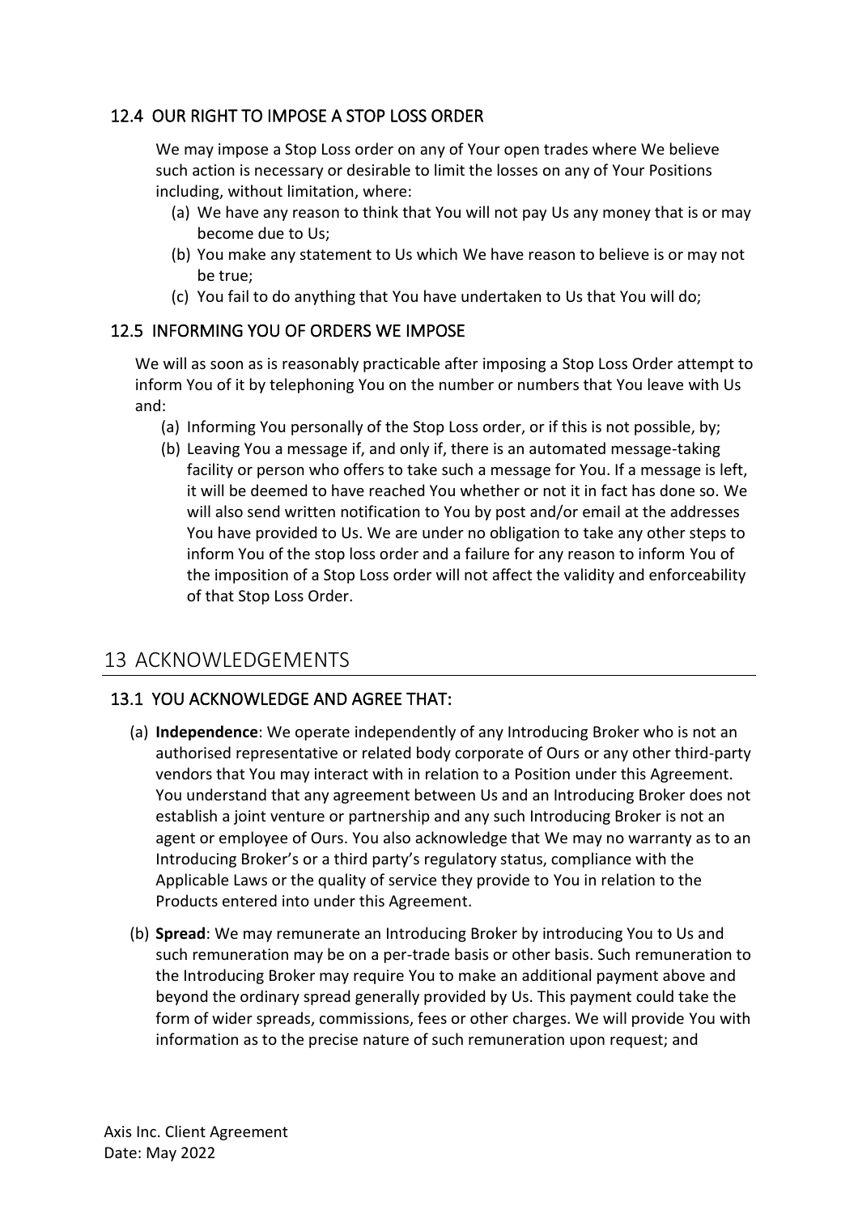### 12.4 OUR RIGHT TO IMPOSE A STOP LOSS ORDER

We may impose a Stop Loss order on any of Your open trades where We believe such action is necessary or desirable to limit the losses on any of Your Positions including, without limitation, where:

(a) We have any reason to think that You will not pay Us any money that is or may become due to Us;

(b) You make any statement to Us which We have reason to believe is or may not be true;

(c) You fail to do anything that You have undertaken to Us that You will do;

### 12.5 INFORMING YOU OF ORDERS WE IMPOSE

We will as soon as is reasonably practicable after imposing a Stop Loss Order attempt to inform You of it by telephoning You on the number or numbers that You leave with Us and:

(a) Informing You personally of the Stop Loss order, or if this is not possible, by;

(b) Leaving You a message if, and only if, there is an automated message-taking facility or person who offers to take such a message for You. If a message is left, it will be deemed to have reached You whether or not it in fact has done so. We will also send written notification to You by post and/or email at the addresses You have provided to Us. We are under no obligation to take any other steps to inform You of the stop loss order and a failure for any reason to inform You of the imposition of a Stop Loss order will not affect the validity and enforceability of that Stop Loss Order.

## 13 ACKNOWLEDGEMENTS

### 13.1 YOU ACKNOWLEDGE AND AGREE THAT:

(a) **Independence**: We operate independently of any Introducing Broker who is not an authorised representative or related body corporate of Ours or any other third-party vendors that You may interact with in relation to a Position under this Agreement. You understand that any agreement between Us and an Introducing Broker does not establish a joint venture or partnership and any such Introducing Broker is not an agent or employee of Ours. You also acknowledge that We may no warranty as to an Introducing Broker's or a third party's regulatory status, compliance with the Applicable Laws or the quality of service they provide to You in relation to the Products entered into under this Agreement.

(b) **Spread**: We may remunerate an Introducing Broker by introducing You to Us and such remuneration may be on a per-trade basis or other basis. Such remuneration to the Introducing Broker may require You to make an additional payment above and beyond the ordinary spread generally provided by Us. This payment could take the form of wider spreads, commissions, fees or other charges. We will provide You with information as to the precise nature of such remuneration upon request; and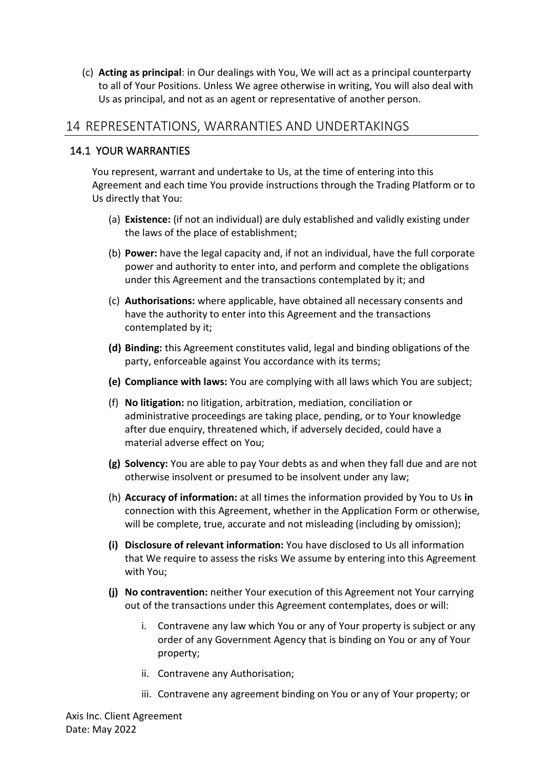(c) **Acting as principal**: in Our dealings with You, We will act as a principal counterparty to all of Your Positions. Unless We agree otherwise in writing, You will also deal with Us as principal, and not as an agent or representative of another person.

# 14 REPRESENTATIONS, WARRANTIES AND UNDERTAKINGS

## 14.1 YOUR WARRANTIES

You represent, warrant and undertake to Us, at the time of entering into this Agreement and each time You provide instructions through the Trading Platform or to Us directly that You:

(a) **Existence:** (if not an individual) are duly established and validly existing under the laws of the place of establishment;

(b) **Power:** have the legal capacity and, if not an individual, have the full corporate power and authority to enter into, and perform and complete the obligations under this Agreement and the transactions contemplated by it; and

(c) **Authorisations:** where applicable, have obtained all necessary consents and have the authority to enter into this Agreement and the transactions contemplated by it;

**(d) Binding:** this Agreement constitutes valid, legal and binding obligations of the party, enforceable against You accordance with its terms;

**(e) Compliance with laws:** You are complying with all laws which You are subject;

(f) **No litigation:** no litigation, arbitration, mediation, conciliation or administrative proceedings are taking place, pending, or to Your knowledge after due enquiry, threatened which, if adversely decided, could have a material adverse effect on You;

**(g) Solvency:** You are able to pay Your debts as and when they fall due and are not otherwise insolvent or presumed to be insolvent under any law;

(h) **Accuracy of information:** at all times the information provided by You to Us **in** connection with this Agreement, whether in the Application Form or otherwise, will be complete, true, accurate and not misleading (including by omission);

**(i) Disclosure of relevant information:** You have disclosed to Us all information that We require to assess the risks We assume by entering into this Agreement with You;

**(j) No contravention:** neither Your execution of this Agreement not Your carrying out of the transactions under this Agreement contemplates, does or will:

i. Contravene any law which You or any of Your property is subject or any order of any Government Agency that is binding on You or any of Your property;

ii. Contravene any Authorisation;

iii. Contravene any agreement binding on You or any of Your property; or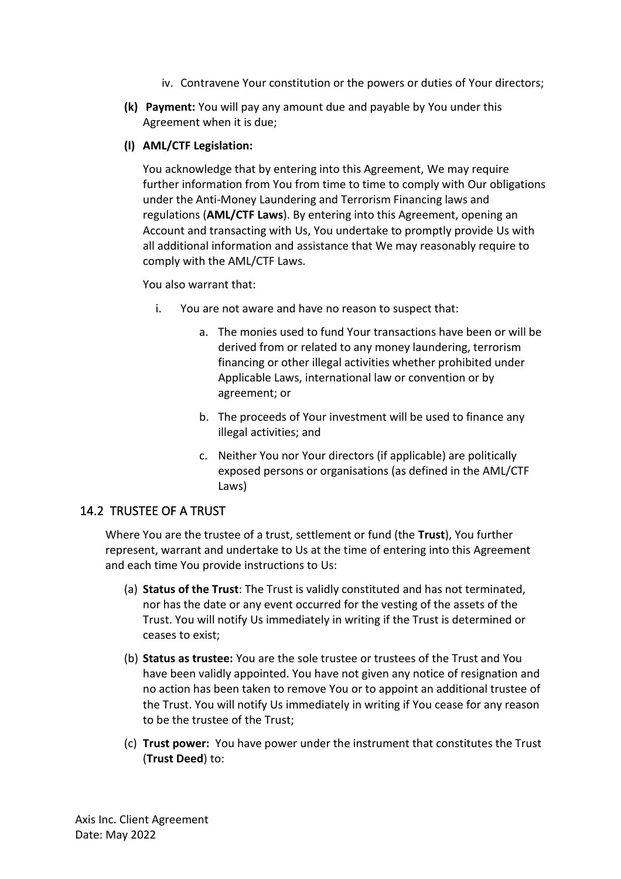iv. Contravene Your constitution or the powers or duties of Your directors;

**(k) Payment:** You will pay any amount due and payable by You under this Agreement when it is due;

**(l) AML/CTF Legislation:**

You acknowledge that by entering into this Agreement, We may require further information from You from time to time to comply with Our obligations under the Anti-Money Laundering and Terrorism Financing laws and regulations (**AML/CTF Laws**). By entering into this Agreement, opening an Account and transacting with Us, You undertake to promptly provide Us with all additional information and assistance that We may reasonably require to comply with the AML/CTF Laws.

You also warrant that:

i. You are not aware and have no reason to suspect that:

   a. The monies used to fund Your transactions have been or will be derived from or related to any money laundering, terrorism financing or other illegal activities whether prohibited under Applicable Laws, international law or convention or by agreement; or

   b. The proceeds of Your investment will be used to finance any illegal activities; and

   c. Neither You nor Your directors (if applicable) are politically exposed persons or organisations (as defined in the AML/CTF Laws)

## 14.2 TRUSTEE OF A TRUST

Where You are the trustee of a trust, settlement or fund (the **Trust**), You further represent, warrant and undertake to Us at the time of entering into this Agreement and each time You provide instructions to Us:

(a) **Status of the Trust**: The Trust is validly constituted and has not terminated, nor has the date or any event occurred for the vesting of the assets of the Trust. You will notify Us immediately in writing if the Trust is determined or ceases to exist;

(b) **Status as trustee:** You are the sole trustee or trustees of the Trust and You have been validly appointed. You have not given any notice of resignation and no action has been taken to remove You or to appoint an additional trustee of the Trust. You will notify Us immediately in writing if You cease for any reason to be the trustee of the Trust;

(c) **Trust power:** You have power under the instrument that constitutes the Trust (**Trust Deed**) to: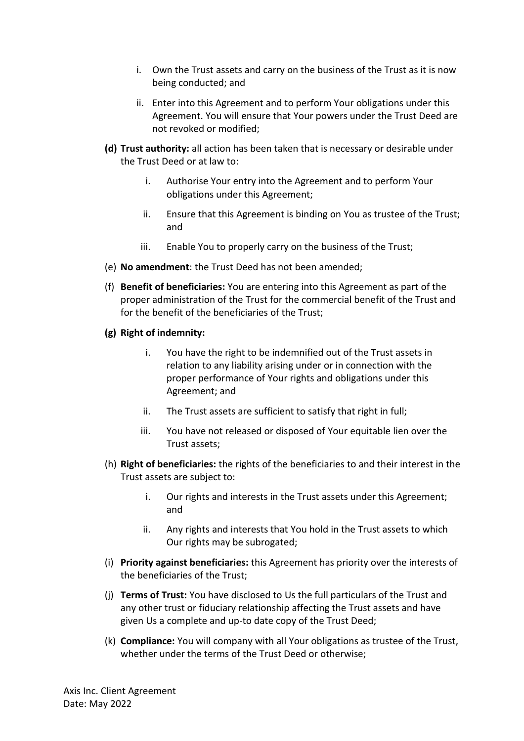i. Own the Trust assets and carry on the business of the Trust as it is now being conducted; and

   ii. Enter into this Agreement and to perform Your obligations under this Agreement. You will ensure that Your powers under the Trust Deed are not revoked or modified;

**(d) Trust authority:** all action has been taken that is necessary or desirable under the Trust Deed or at law to:

   i. Authorise Your entry into the Agreement and to perform Your obligations under this Agreement;

   ii. Ensure that this Agreement is binding on You as trustee of the Trust; and

   iii. Enable You to properly carry on the business of the Trust;

(e) **No amendment**: the Trust Deed has not been amended;

(f) **Benefit of beneficiaries:** You are entering into this Agreement as part of the proper administration of the Trust for the commercial benefit of the Trust and for the benefit of the beneficiaries of the Trust;

**(g) Right of indemnity:**

   i. You have the right to be indemnified out of the Trust assets in relation to any liability arising under or in connection with the proper performance of Your rights and obligations under this Agreement; and

   ii. The Trust assets are sufficient to satisfy that right in full;

   iii. You have not released or disposed of Your equitable lien over the Trust assets;

(h) **Right of beneficiaries:** the rights of the beneficiaries to and their interest in the Trust assets are subject to:

   i. Our rights and interests in the Trust assets under this Agreement; and

   ii. Any rights and interests that You hold in the Trust assets to which Our rights may be subrogated;

(i) **Priority against beneficiaries:** this Agreement has priority over the interests of the beneficiaries of the Trust;

(j) **Terms of Trust:** You have disclosed to Us the full particulars of the Trust and any other trust or fiduciary relationship affecting the Trust assets and have given Us a complete and up-to date copy of the Trust Deed;

(k) **Compliance:** You will company with all Your obligations as trustee of the Trust, whether under the terms of the Trust Deed or otherwise;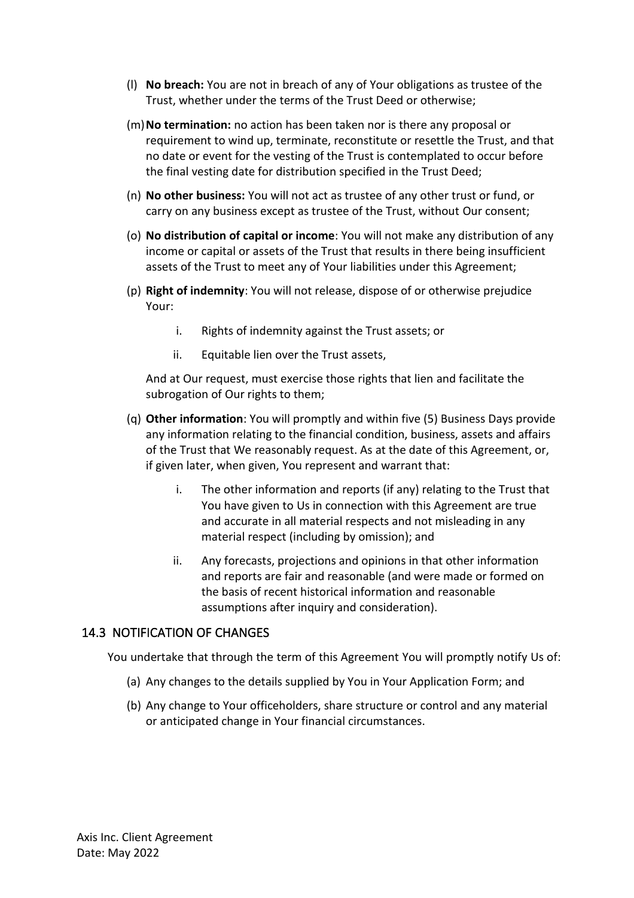(l) **No breach:** You are not in breach of any of Your obligations as trustee of the Trust, whether under the terms of the Trust Deed or otherwise;

(m) **No termination:** no action has been taken nor is there any proposal or requirement to wind up, terminate, reconstitute or resettle the Trust, and that no date or event for the vesting of the Trust is contemplated to occur before the final vesting date for distribution specified in the Trust Deed;

(n) **No other business:** You will not act as trustee of any other trust or fund, or carry on any business except as trustee of the Trust, without Our consent;

(o) **No distribution of capital or income**: You will not make any distribution of any income or capital or assets of the Trust that results in there being insufficient assets of the Trust to meet any of Your liabilities under this Agreement;

(p) **Right of indemnity**: You will not release, dispose of or otherwise prejudice Your:

  i. Rights of indemnity against the Trust assets; or

  ii. Equitable lien over the Trust assets,

  And at Our request, must exercise those rights that lien and facilitate the subrogation of Our rights to them;

(q) **Other information**: You will promptly and within five (5) Business Days provide any information relating to the financial condition, business, assets and affairs of the Trust that We reasonably request. As at the date of this Agreement, or, if given later, when given, You represent and warrant that:

  i. The other information and reports (if any) relating to the Trust that You have given to Us in connection with this Agreement are true and accurate in all material respects and not misleading in any material respect (including by omission); and

  ii. Any forecasts, projections and opinions in that other information and reports are fair and reasonable (and were made or formed on the basis of recent historical information and reasonable assumptions after inquiry and consideration).

## 14.3 NOTIFICATION OF CHANGES

You undertake that through the term of this Agreement You will promptly notify Us of:

(a) Any changes to the details supplied by You in Your Application Form; and

(b) Any change to Your officeholders, share structure or control and any material or anticipated change in Your financial circumstances.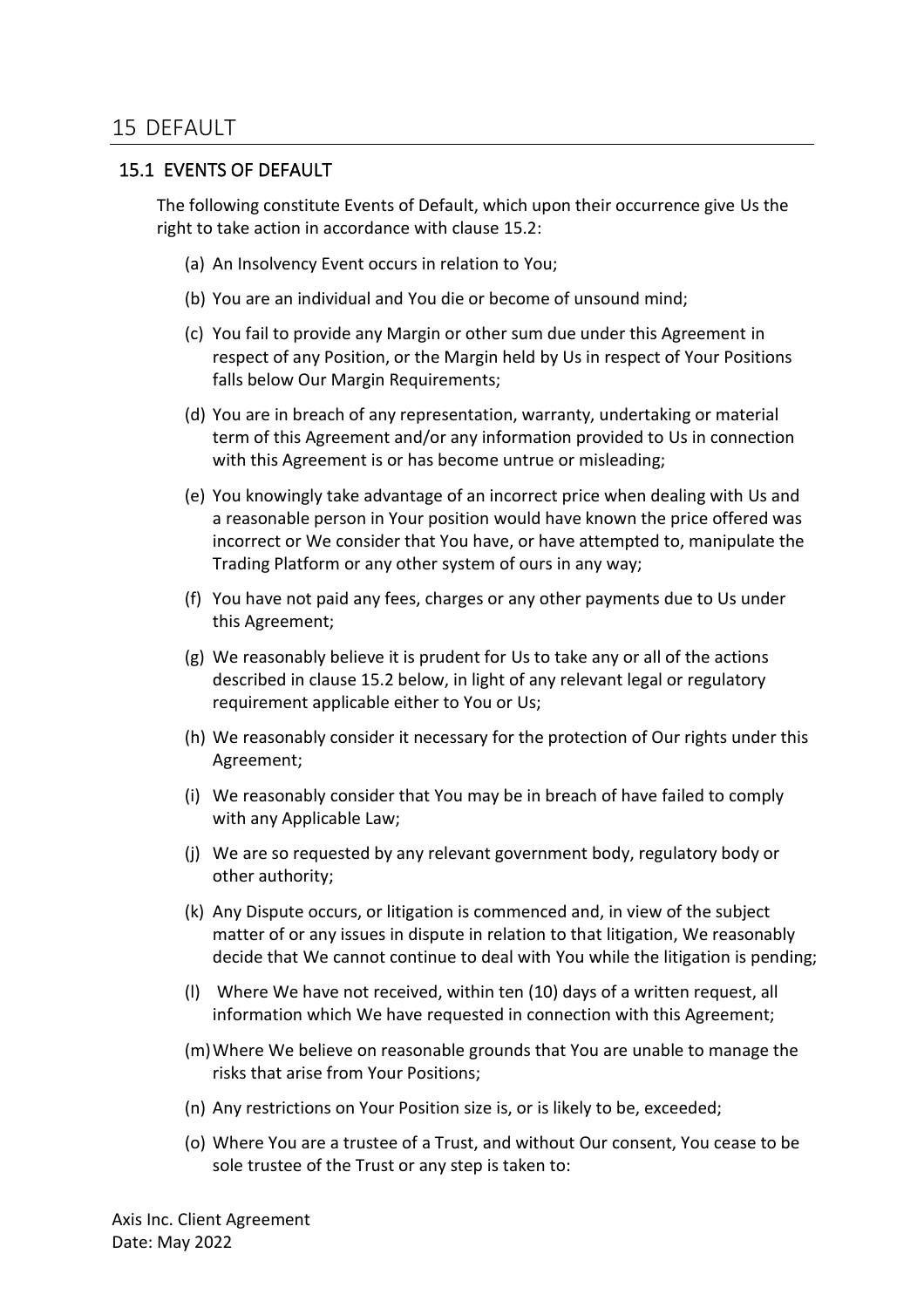# 15 DEFAULT

## 15.1 EVENTS OF DEFAULT

The following constitute Events of Default, which upon their occurrence give Us the right to take action in accordance with clause 15.2:

(a) An Insolvency Event occurs in relation to You;

(b) You are an individual and You die or become of unsound mind;

(c) You fail to provide any Margin or other sum due under this Agreement in respect of any Position, or the Margin held by Us in respect of Your Positions falls below Our Margin Requirements;

(d) You are in breach of any representation, warranty, undertaking or material term of this Agreement and/or any information provided to Us in connection with this Agreement is or has become untrue or misleading;

(e) You knowingly take advantage of an incorrect price when dealing with Us and a reasonable person in Your position would have known the price offered was incorrect or We consider that You have, or have attempted to, manipulate the Trading Platform or any other system of ours in any way;

(f) You have not paid any fees, charges or any other payments due to Us under this Agreement;

(g) We reasonably believe it is prudent for Us to take any or all of the actions described in clause 15.2 below, in light of any relevant legal or regulatory requirement applicable either to You or Us;

(h) We reasonably consider it necessary for the protection of Our rights under this Agreement;

(i) We reasonably consider that You may be in breach of have failed to comply with any Applicable Law;

(j) We are so requested by any relevant government body, regulatory body or other authority;

(k) Any Dispute occurs, or litigation is commenced and, in view of the subject matter of or any issues in dispute in relation to that litigation, We reasonably decide that We cannot continue to deal with You while the litigation is pending;

(l) Where We have not received, within ten (10) days of a written request, all information which We have requested in connection with this Agreement;

(m) Where We believe on reasonable grounds that You are unable to manage the risks that arise from Your Positions;

(n) Any restrictions on Your Position size is, or is likely to be, exceeded;

(o) Where You are a trustee of a Trust, and without Our consent, You cease to be sole trustee of the Trust or any step is taken to:

Axis Inc. Client Agreement
Date: May 2022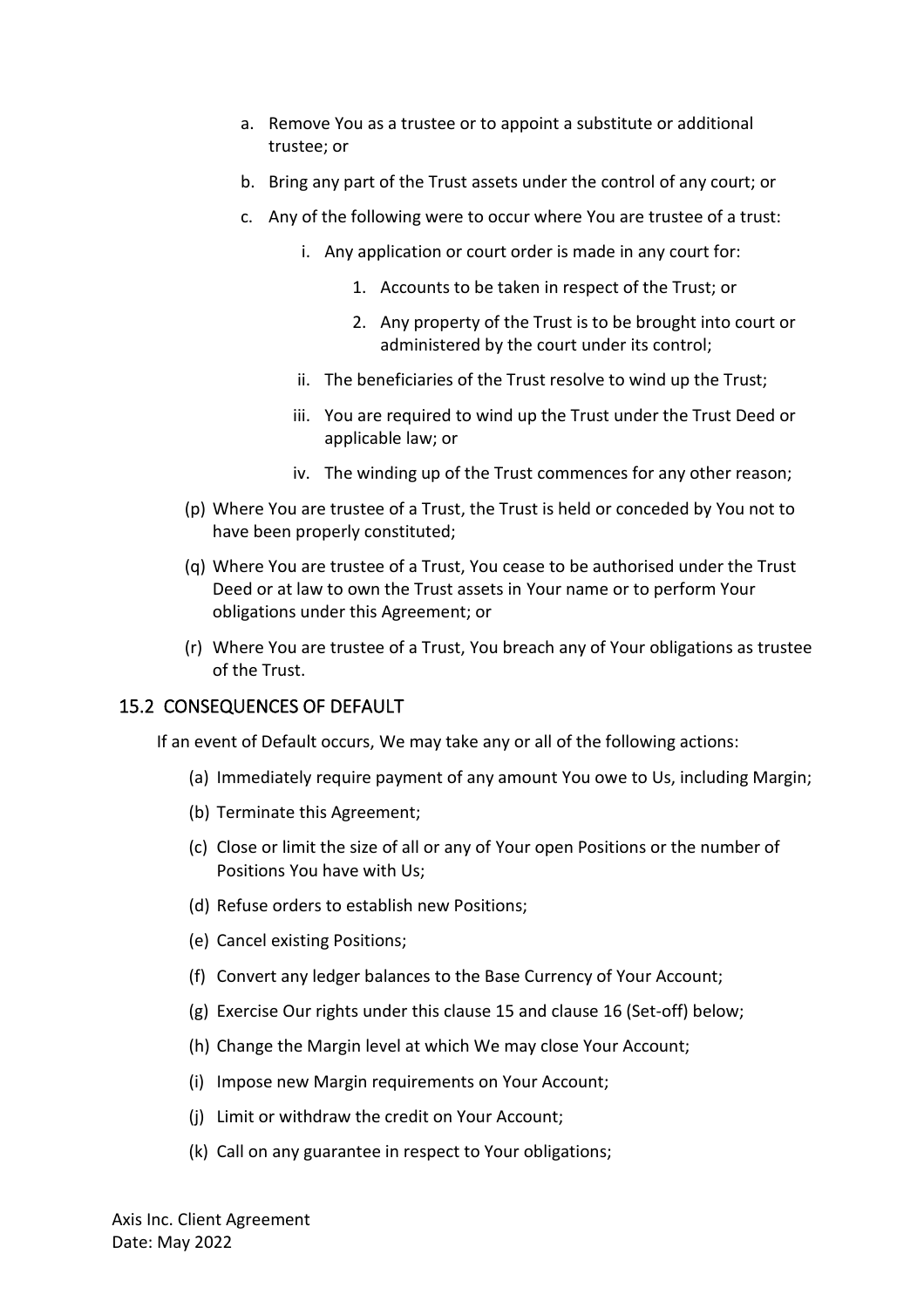a. Remove You as a trustee or to appoint a substitute or additional trustee; or

b. Bring any part of the Trust assets under the control of any court; or

c. Any of the following were to occur where You are trustee of a trust:

   i. Any application or court order is made in any court for:

      1. Accounts to be taken in respect of the Trust; or

      2. Any property of the Trust is to be brought into court or administered by the court under its control;

   ii. The beneficiaries of the Trust resolve to wind up the Trust;

   iii. You are required to wind up the Trust under the Trust Deed or applicable law; or

   iv. The winding up of the Trust commences for any other reason;

(p) Where You are trustee of a Trust, the Trust is held or conceded by You not to have been properly constituted;

(q) Where You are trustee of a Trust, You cease to be authorised under the Trust Deed or at law to own the Trust assets in Your name or to perform Your obligations under this Agreement; or

(r) Where You are trustee of a Trust, You breach any of Your obligations as trustee of the Trust.

## 15.2 CONSEQUENCES OF DEFAULT

If an event of Default occurs, We may take any or all of the following actions:

(a) Immediately require payment of any amount You owe to Us, including Margin;

(b) Terminate this Agreement;

(c) Close or limit the size of all or any of Your open Positions or the number of Positions You have with Us;

(d) Refuse orders to establish new Positions;

(e) Cancel existing Positions;

(f) Convert any ledger balances to the Base Currency of Your Account;

(g) Exercise Our rights under this clause 15 and clause 16 (Set-off) below;

(h) Change the Margin level at which We may close Your Account;

(i) Impose new Margin requirements on Your Account;

(j) Limit or withdraw the credit on Your Account;

(k) Call on any guarantee in respect to Your obligations;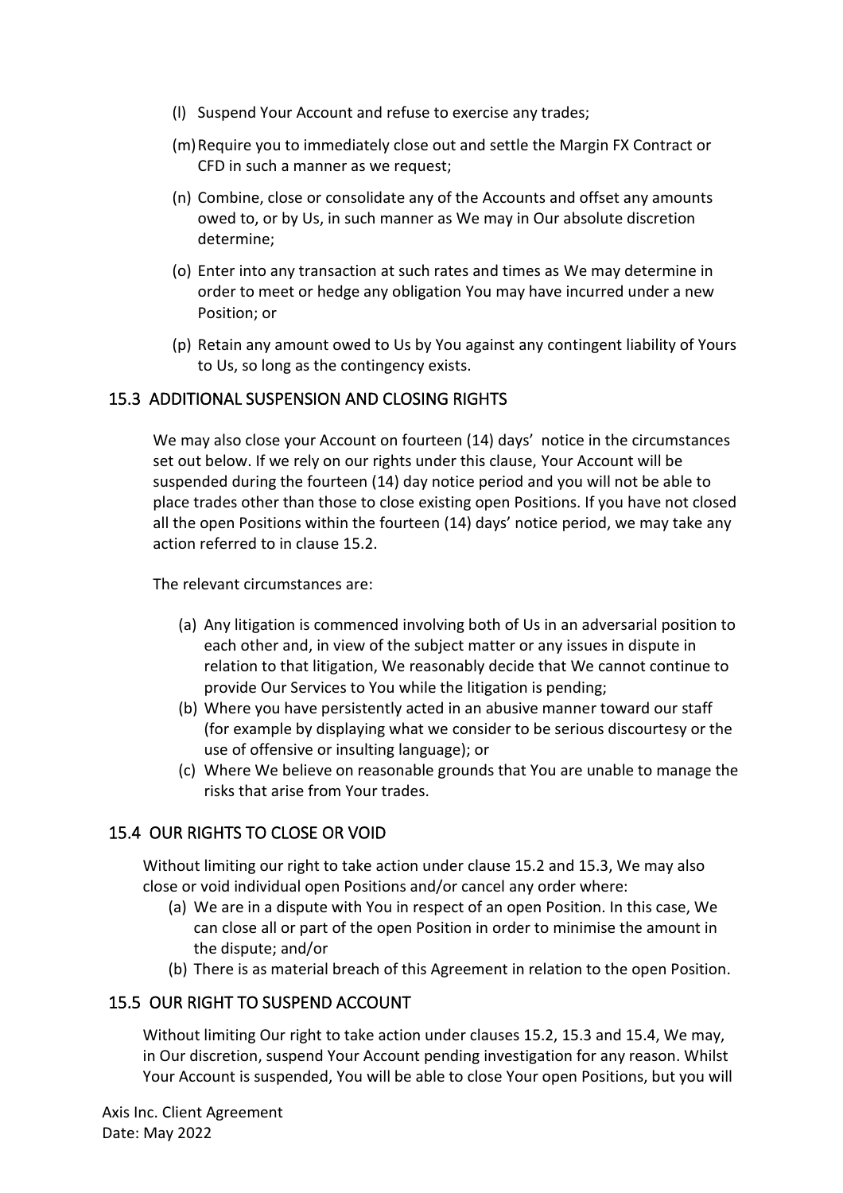(l) Suspend Your Account and refuse to exercise any trades;

(m) Require you to immediately close out and settle the Margin FX Contract or CFD in such a manner as we request;

(n) Combine, close or consolidate any of the Accounts and offset any amounts owed to, or by Us, in such manner as We may in Our absolute discretion determine;

(o) Enter into any transaction at such rates and times as We may determine in order to meet or hedge any obligation You may have incurred under a new Position; or

(p) Retain any amount owed to Us by You against any contingent liability of Yours to Us, so long as the contingency exists.

## 15.3 ADDITIONAL SUSPENSION AND CLOSING RIGHTS

We may also close your Account on fourteen (14) days' notice in the circumstances set out below. If we rely on our rights under this clause, Your Account will be suspended during the fourteen (14) day notice period and you will not be able to place trades other than those to close existing open Positions. If you have not closed all the open Positions within the fourteen (14) days' notice period, we may take any action referred to in clause 15.2.

The relevant circumstances are:

(a) Any litigation is commenced involving both of Us in an adversarial position to each other and, in view of the subject matter or any issues in dispute in relation to that litigation, We reasonably decide that We cannot continue to provide Our Services to You while the litigation is pending;

(b) Where you have persistently acted in an abusive manner toward our staff (for example by displaying what we consider to be serious discourtesy or the use of offensive or insulting language); or

(c) Where We believe on reasonable grounds that You are unable to manage the risks that arise from Your trades.

## 15.4 OUR RIGHTS TO CLOSE OR VOID

Without limiting our right to take action under clause 15.2 and 15.3, We may also close or void individual open Positions and/or cancel any order where:

(a) We are in a dispute with You in respect of an open Position. In this case, We can close all or part of the open Position in order to minimise the amount in the dispute; and/or

(b) There is as material breach of this Agreement in relation to the open Position.

## 15.5 OUR RIGHT TO SUSPEND ACCOUNT

Without limiting Our right to take action under clauses 15.2, 15.3 and 15.4, We may, in Our discretion, suspend Your Account pending investigation for any reason. Whilst Your Account is suspended, You will be able to close Your open Positions, but you will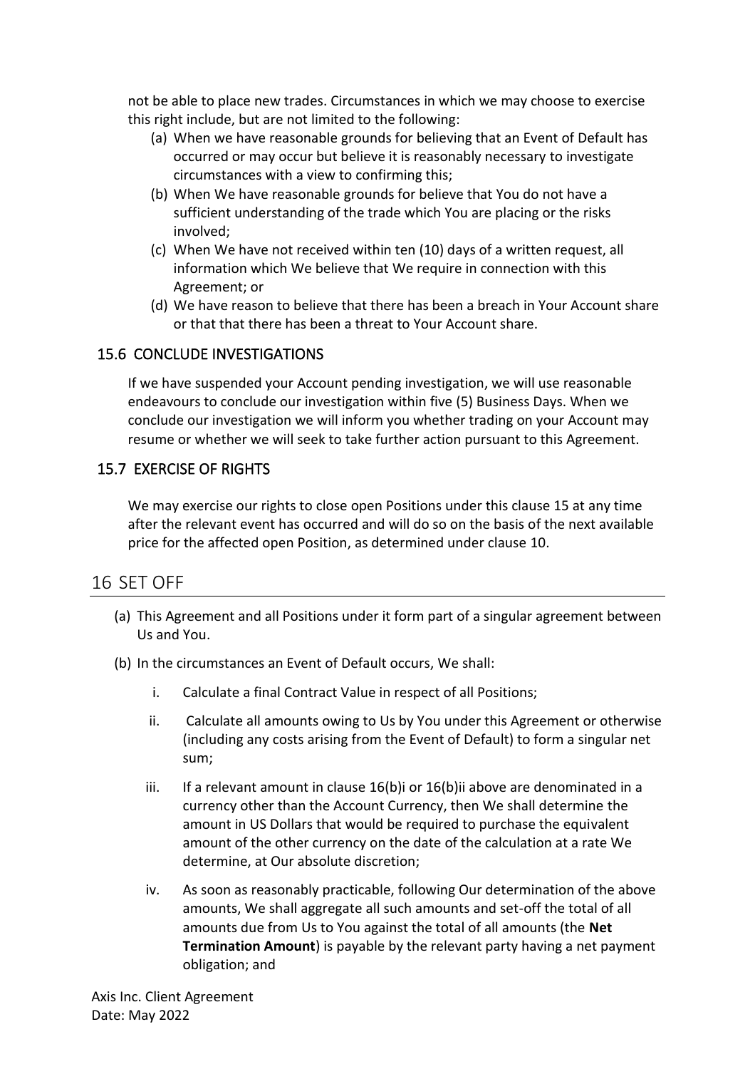not be able to place new trades. Circumstances in which we may choose to exercise this right include, but are not limited to the following:

(a) When we have reasonable grounds for believing that an Event of Default has occurred or may occur but believe it is reasonably necessary to investigate circumstances with a view to confirming this;

(b) When We have reasonable grounds for believe that You do not have a sufficient understanding of the trade which You are placing or the risks involved;

(c) When We have not received within ten (10) days of a written request, all information which We believe that We require in connection with this Agreement; or

(d) We have reason to believe that there has been a breach in Your Account share or that that there has been a threat to Your Account share.

### 15.6 CONCLUDE INVESTIGATIONS

If we have suspended your Account pending investigation, we will use reasonable endeavours to conclude our investigation within five (5) Business Days. When we conclude our investigation we will inform you whether trading on your Account may resume or whether we will seek to take further action pursuant to this Agreement.

### 15.7 EXERCISE OF RIGHTS

We may exercise our rights to close open Positions under this clause 15 at any time after the relevant event has occurred and will do so on the basis of the next available price for the affected open Position, as determined under clause 10.

## 16 SET OFF

(a) This Agreement and all Positions under it form part of a singular agreement between Us and You.

(b) In the circumstances an Event of Default occurs, We shall:

i. Calculate a final Contract Value in respect of all Positions;

ii. Calculate all amounts owing to Us by You under this Agreement or otherwise (including any costs arising from the Event of Default) to form a singular net sum;

iii. If a relevant amount in clause 16(b)i or 16(b)ii above are denominated in a currency other than the Account Currency, then We shall determine the amount in US Dollars that would be required to purchase the equivalent amount of the other currency on the date of the calculation at a rate We determine, at Our absolute discretion;

iv. As soon as reasonably practicable, following Our determination of the above amounts, We shall aggregate all such amounts and set-off the total of all amounts due from Us to You against the total of all amounts (the **Net Termination Amount**) is payable by the relevant party having a net payment obligation; and

Axis Inc. Client Agreement
Date: May 2022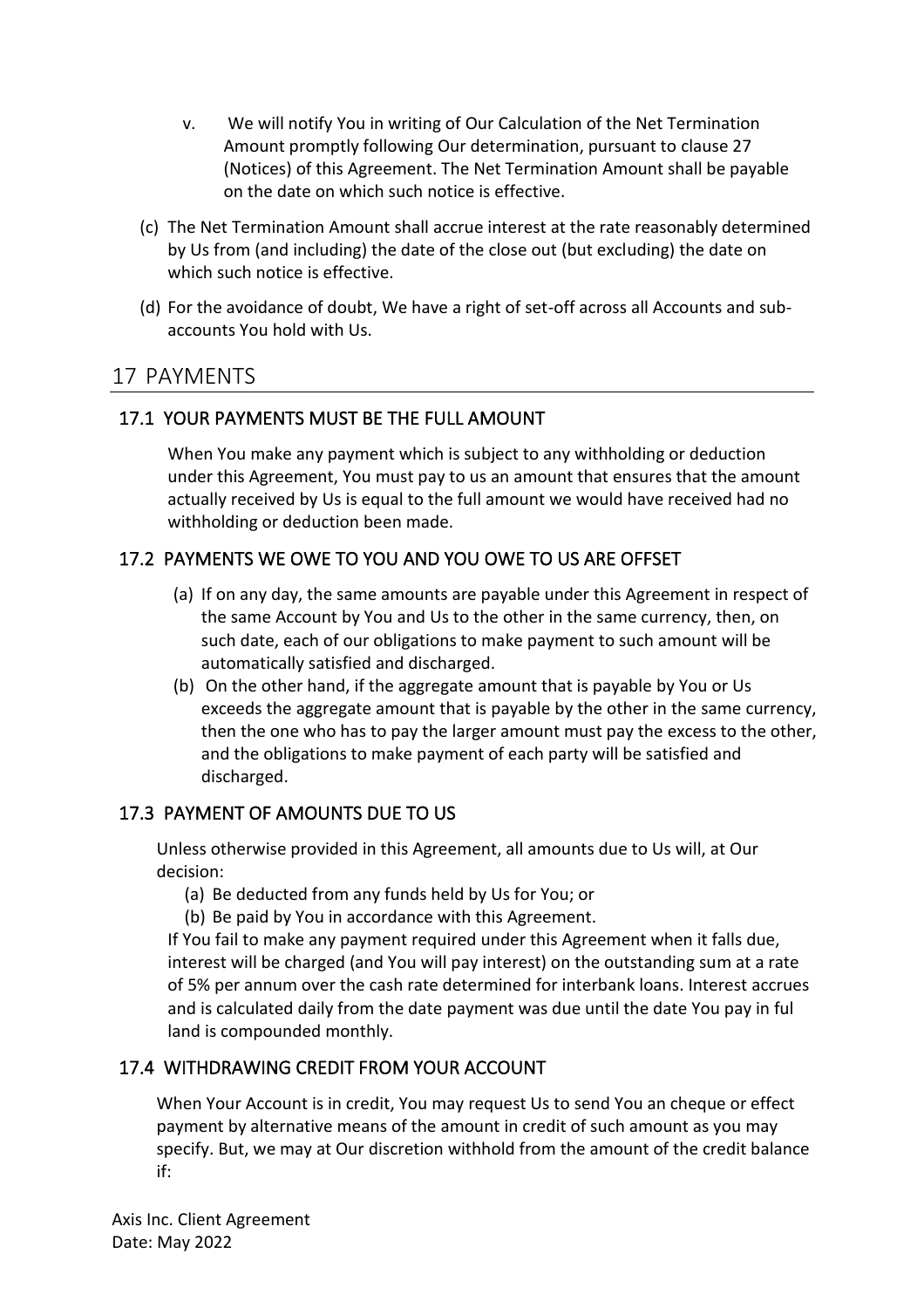v. We will notify You in writing of Our Calculation of the Net Termination Amount promptly following Our determination, pursuant to clause 27 (Notices) of this Agreement. The Net Termination Amount shall be payable on the date on which such notice is effective.

(c) The Net Termination Amount shall accrue interest at the rate reasonably determined by Us from (and including) the date of the close out (but excluding) the date on which such notice is effective.

(d) For the avoidance of doubt, We have a right of set-off across all Accounts and sub-accounts You hold with Us.

## 17 PAYMENTS

### 17.1 YOUR PAYMENTS MUST BE THE FULL AMOUNT

When You make any payment which is subject to any withholding or deduction under this Agreement, You must pay to us an amount that ensures that the amount actually received by Us is equal to the full amount we would have received had no withholding or deduction been made.

### 17.2 PAYMENTS WE OWE TO YOU AND YOU OWE TO US ARE OFFSET

(a) If on any day, the same amounts are payable under this Agreement in respect of the same Account by You and Us to the other in the same currency, then, on such date, each of our obligations to make payment to such amount will be automatically satisfied and discharged.

(b) On the other hand, if the aggregate amount that is payable by You or Us exceeds the aggregate amount that is payable by the other in the same currency, then the one who has to pay the larger amount must pay the excess to the other, and the obligations to make payment of each party will be satisfied and discharged.

### 17.3 PAYMENT OF AMOUNTS DUE TO US

Unless otherwise provided in this Agreement, all amounts due to Us will, at Our decision:

(a) Be deducted from any funds held by Us for You; or

(b) Be paid by You in accordance with this Agreement.

If You fail to make any payment required under this Agreement when it falls due, interest will be charged (and You will pay interest) on the outstanding sum at a rate of 5% per annum over the cash rate determined for interbank loans. Interest accrues and is calculated daily from the date payment was due until the date You pay in ful land is compounded monthly.

### 17.4 WITHDRAWING CREDIT FROM YOUR ACCOUNT

When Your Account is in credit, You may request Us to send You an cheque or effect payment by alternative means of the amount in credit of such amount as you may specify. But, we may at Our discretion withhold from the amount of the credit balance if: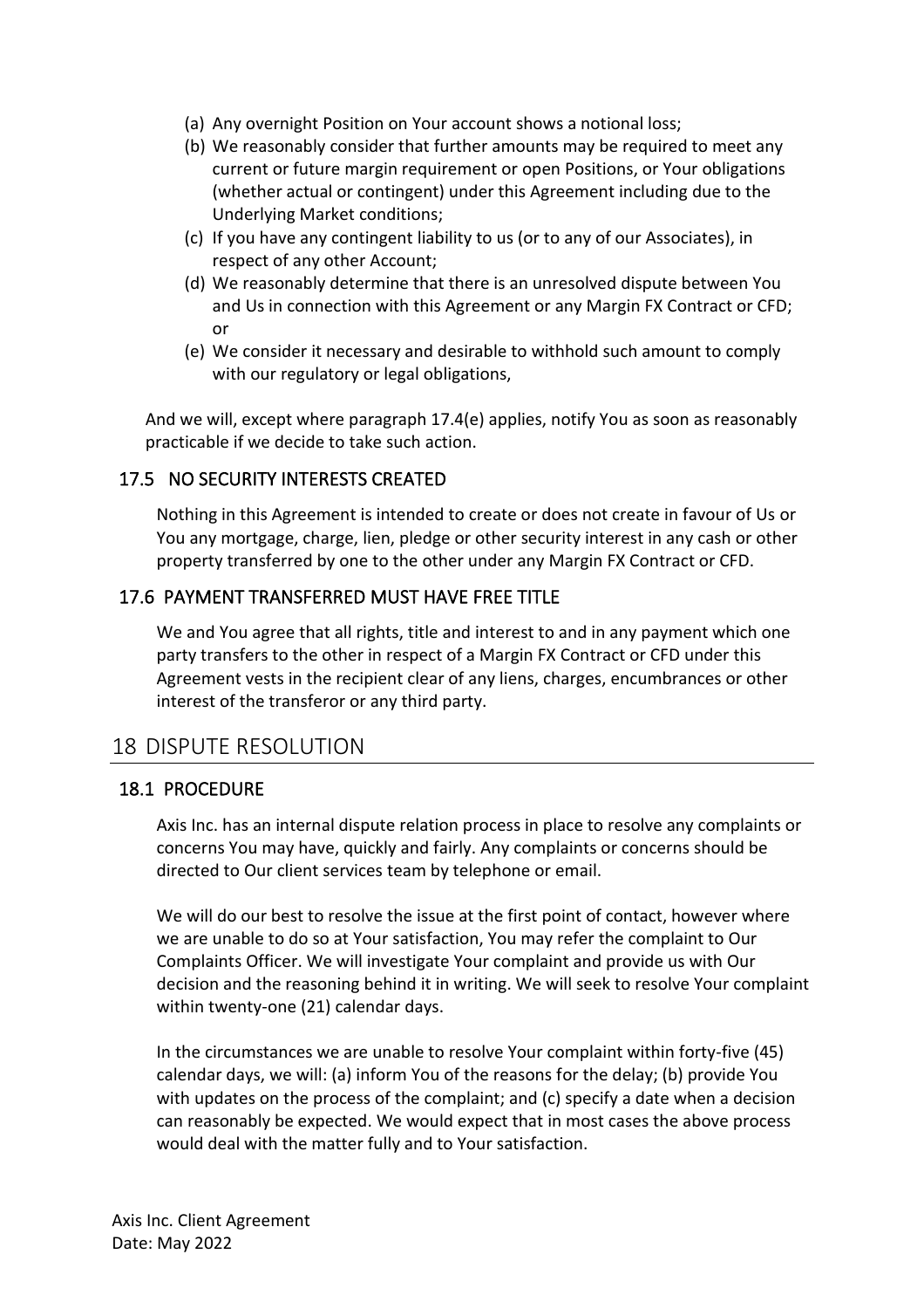(a) Any overnight Position on Your account shows a notional loss;
(b) We reasonably consider that further amounts may be required to meet any current or future margin requirement or open Positions, or Your obligations (whether actual or contingent) under this Agreement including due to the Underlying Market conditions;
(c) If you have any contingent liability to us (or to any of our Associates), in respect of any other Account;
(d) We reasonably determine that there is an unresolved dispute between You and Us in connection with this Agreement or any Margin FX Contract or CFD; or
(e) We consider it necessary and desirable to withhold such amount to comply with our regulatory or legal obligations,

And we will, except where paragraph 17.4(e) applies, notify You as soon as reasonably practicable if we decide to take such action.

### 17.5 NO SECURITY INTERESTS CREATED

Nothing in this Agreement is intended to create or does not create in favour of Us or You any mortgage, charge, lien, pledge or other security interest in any cash or other property transferred by one to the other under any Margin FX Contract or CFD.

### 17.6 PAYMENT TRANSFERRED MUST HAVE FREE TITLE

We and You agree that all rights, title and interest to and in any payment which one party transfers to the other in respect of a Margin FX Contract or CFD under this Agreement vests in the recipient clear of any liens, charges, encumbrances or other interest of the transferor or any third party.

## 18 DISPUTE RESOLUTION

### 18.1 PROCEDURE

Axis Inc. has an internal dispute relation process in place to resolve any complaints or concerns You may have, quickly and fairly. Any complaints or concerns should be directed to Our client services team by telephone or email.

We will do our best to resolve the issue at the first point of contact, however where we are unable to do so at Your satisfaction, You may refer the complaint to Our Complaints Officer. We will investigate Your complaint and provide us with Our decision and the reasoning behind it in writing. We will seek to resolve Your complaint within twenty-one (21) calendar days.

In the circumstances we are unable to resolve Your complaint within forty-five (45) calendar days, we will: (a) inform You of the reasons for the delay; (b) provide You with updates on the process of the complaint; and (c) specify a date when a decision can reasonably be expected. We would expect that in most cases the above process would deal with the matter fully and to Your satisfaction.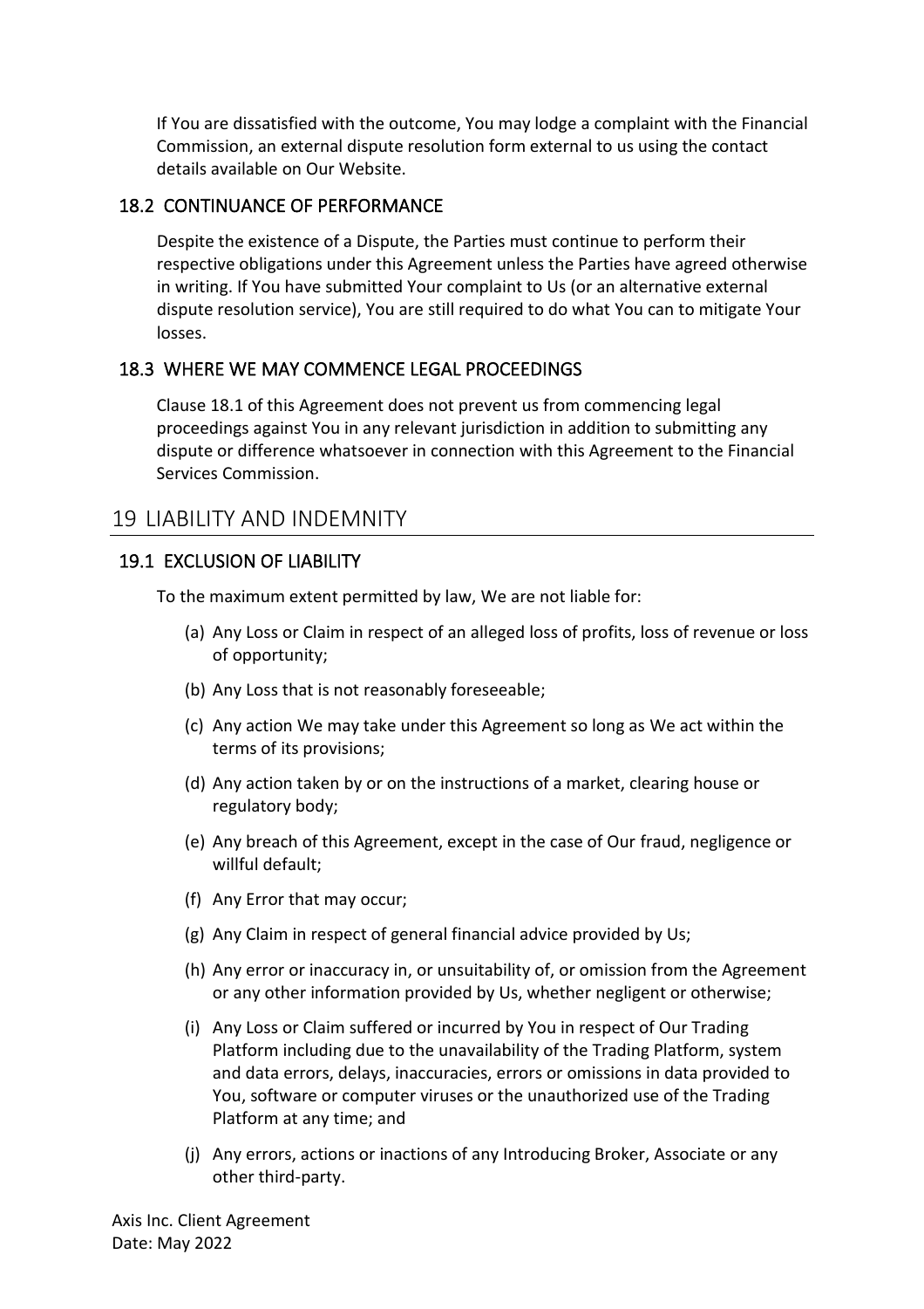If You are dissatisfied with the outcome, You may lodge a complaint with the Financial Commission, an external dispute resolution form external to us using the contact details available on Our Website.

### 18.2 CONTINUANCE OF PERFORMANCE

Despite the existence of a Dispute, the Parties must continue to perform their respective obligations under this Agreement unless the Parties have agreed otherwise in writing. If You have submitted Your complaint to Us (or an alternative external dispute resolution service), You are still required to do what You can to mitigate Your losses.

### 18.3 WHERE WE MAY COMMENCE LEGAL PROCEEDINGS

Clause 18.1 of this Agreement does not prevent us from commencing legal proceedings against You in any relevant jurisdiction in addition to submitting any dispute or difference whatsoever in connection with this Agreement to the Financial Services Commission.

## 19 LIABILITY AND INDEMNITY

### 19.1 EXCLUSION OF LIABILITY

To the maximum extent permitted by law, We are not liable for:

(a) Any Loss or Claim in respect of an alleged loss of profits, loss of revenue or loss of opportunity;

(b) Any Loss that is not reasonably foreseeable;

(c) Any action We may take under this Agreement so long as We act within the terms of its provisions;

(d) Any action taken by or on the instructions of a market, clearing house or regulatory body;

(e) Any breach of this Agreement, except in the case of Our fraud, negligence or willful default;

(f) Any Error that may occur;

(g) Any Claim in respect of general financial advice provided by Us;

(h) Any error or inaccuracy in, or unsuitability of, or omission from the Agreement or any other information provided by Us, whether negligent or otherwise;

(i) Any Loss or Claim suffered or incurred by You in respect of Our Trading Platform including due to the unavailability of the Trading Platform, system and data errors, delays, inaccuracies, errors or omissions in data provided to You, software or computer viruses or the unauthorized use of the Trading Platform at any time; and

(j) Any errors, actions or inactions of any Introducing Broker, Associate or any other third-party.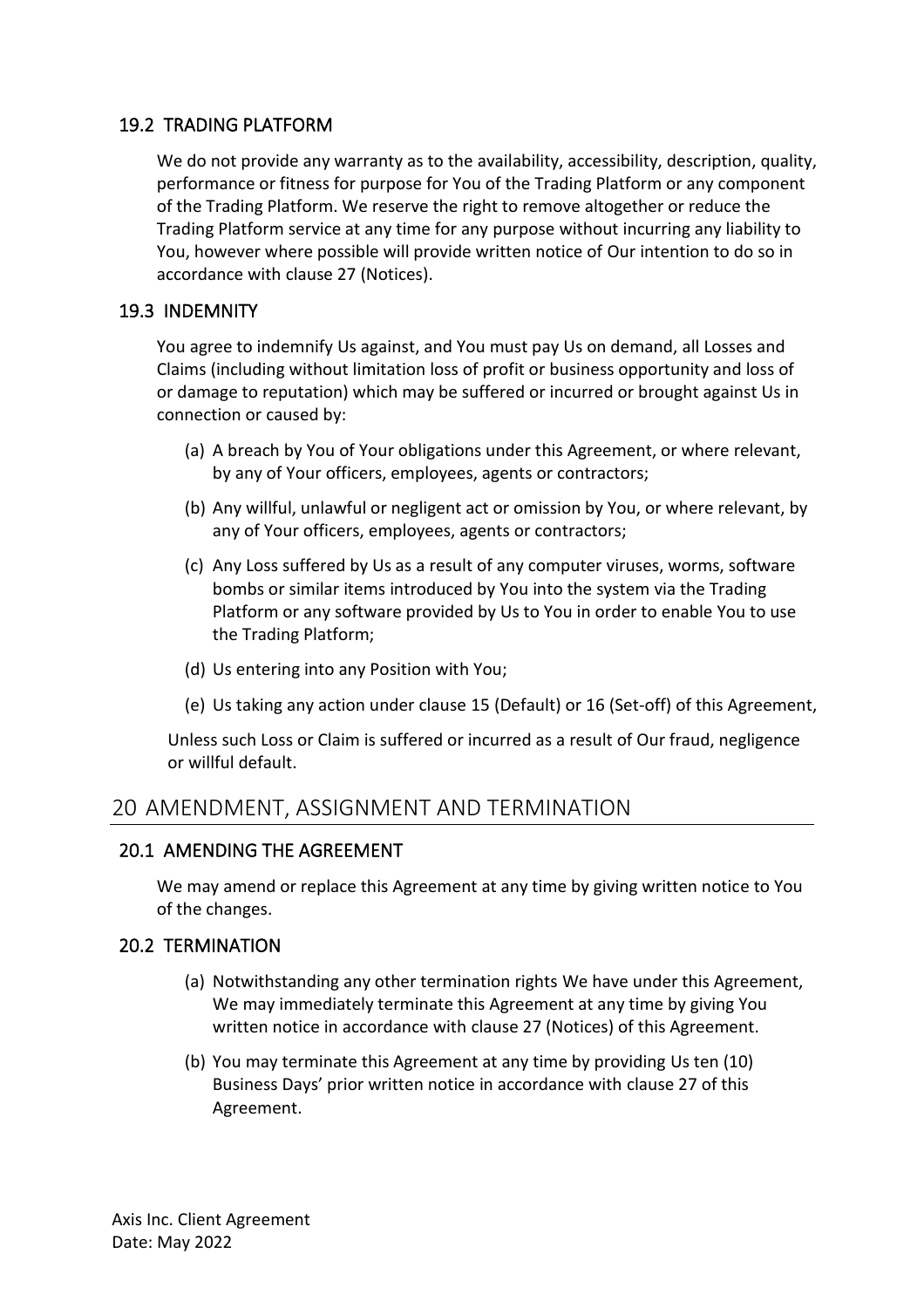### 19.2 TRADING PLATFORM

We do not provide any warranty as to the availability, accessibility, description, quality, performance or fitness for purpose for You of the Trading Platform or any component of the Trading Platform. We reserve the right to remove altogether or reduce the Trading Platform service at any time for any purpose without incurring any liability to You, however where possible will provide written notice of Our intention to do so in accordance with clause 27 (Notices).

### 19.3 INDEMNITY

You agree to indemnify Us against, and You must pay Us on demand, all Losses and Claims (including without limitation loss of profit or business opportunity and loss of or damage to reputation) which may be suffered or incurred or brought against Us in connection or caused by:

(a) A breach by You of Your obligations under this Agreement, or where relevant, by any of Your officers, employees, agents or contractors;

(b) Any willful, unlawful or negligent act or omission by You, or where relevant, by any of Your officers, employees, agents or contractors;

(c) Any Loss suffered by Us as a result of any computer viruses, worms, software bombs or similar items introduced by You into the system via the Trading Platform or any software provided by Us to You in order to enable You to use the Trading Platform;

(d) Us entering into any Position with You;

(e) Us taking any action under clause 15 (Default) or 16 (Set-off) of this Agreement,

Unless such Loss or Claim is suffered or incurred as a result of Our fraud, negligence or willful default.

## 20 AMENDMENT, ASSIGNMENT AND TERMINATION

### 20.1 AMENDING THE AGREEMENT

We may amend or replace this Agreement at any time by giving written notice to You of the changes.

### 20.2 TERMINATION

(a) Notwithstanding any other termination rights We have under this Agreement, We may immediately terminate this Agreement at any time by giving You written notice in accordance with clause 27 (Notices) of this Agreement.

(b) You may terminate this Agreement at any time by providing Us ten (10) Business Days' prior written notice in accordance with clause 27 of this Agreement.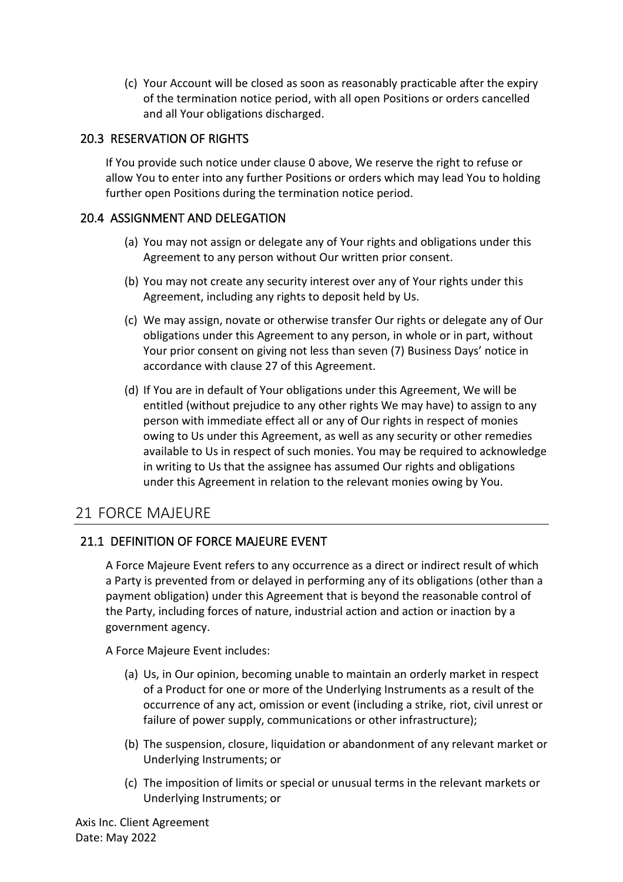(c) Your Account will be closed as soon as reasonably practicable after the expiry of the termination notice period, with all open Positions or orders cancelled and all Your obligations discharged.

### 20.3 RESERVATION OF RIGHTS

If You provide such notice under clause 0 above, We reserve the right to refuse or allow You to enter into any further Positions or orders which may lead You to holding further open Positions during the termination notice period.

### 20.4 ASSIGNMENT AND DELEGATION

(a) You may not assign or delegate any of Your rights and obligations under this Agreement to any person without Our written prior consent.

(b) You may not create any security interest over any of Your rights under this Agreement, including any rights to deposit held by Us.

(c) We may assign, novate or otherwise transfer Our rights or delegate any of Our obligations under this Agreement to any person, in whole or in part, without Your prior consent on giving not less than seven (7) Business Days' notice in accordance with clause 27 of this Agreement.

(d) If You are in default of Your obligations under this Agreement, We will be entitled (without prejudice to any other rights We may have) to assign to any person with immediate effect all or any of Our rights in respect of monies owing to Us under this Agreement, as well as any security or other remedies available to Us in respect of such monies. You may be required to acknowledge in writing to Us that the assignee has assumed Our rights and obligations under this Agreement in relation to the relevant monies owing by You.

## 21 FORCE MAJEURE

### 21.1 DEFINITION OF FORCE MAJEURE EVENT

A Force Majeure Event refers to any occurrence as a direct or indirect result of which a Party is prevented from or delayed in performing any of its obligations (other than a payment obligation) under this Agreement that is beyond the reasonable control of the Party, including forces of nature, industrial action and action or inaction by a government agency.

A Force Majeure Event includes:

(a) Us, in Our opinion, becoming unable to maintain an orderly market in respect of a Product for one or more of the Underlying Instruments as a result of the occurrence of any act, omission or event (including a strike, riot, civil unrest or failure of power supply, communications or other infrastructure);

(b) The suspension, closure, liquidation or abandonment of any relevant market or Underlying Instruments; or

(c) The imposition of limits or special or unusual terms in the relevant markets or Underlying Instruments; or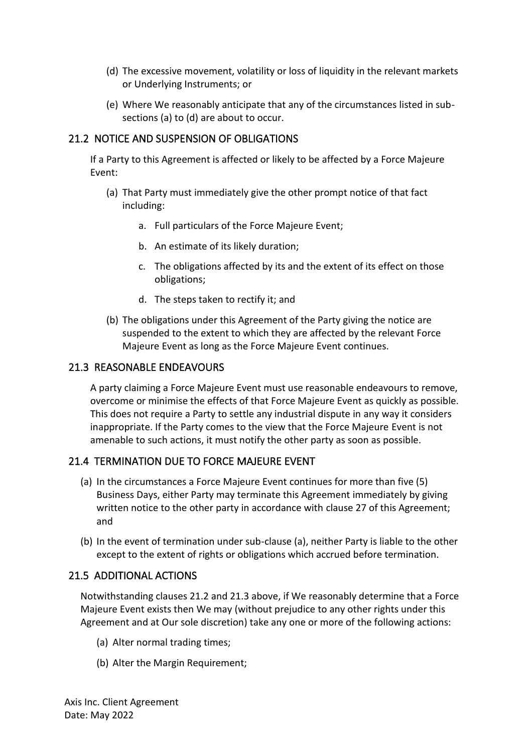(d) The excessive movement, volatility or loss of liquidity in the relevant markets or Underlying Instruments; or

(e) Where We reasonably anticipate that any of the circumstances listed in sub-sections (a) to (d) are about to occur.

## 21.2 NOTICE AND SUSPENSION OF OBLIGATIONS

If a Party to this Agreement is affected or likely to be affected by a Force Majeure Event:

(a) That Party must immediately give the other prompt notice of that fact including:

  a. Full particulars of the Force Majeure Event;

  b. An estimate of its likely duration;

  c. The obligations affected by its and the extent of its effect on those obligations;

  d. The steps taken to rectify it; and

(b) The obligations under this Agreement of the Party giving the notice are suspended to the extent to which they are affected by the relevant Force Majeure Event as long as the Force Majeure Event continues.

## 21.3 REASONABLE ENDEAVOURS

A party claiming a Force Majeure Event must use reasonable endeavours to remove, overcome or minimise the effects of that Force Majeure Event as quickly as possible. This does not require a Party to settle any industrial dispute in any way it considers inappropriate. If the Party comes to the view that the Force Majeure Event is not amenable to such actions, it must notify the other party as soon as possible.

## 21.4 TERMINATION DUE TO FORCE MAJEURE EVENT

(a) In the circumstances a Force Majeure Event continues for more than five (5) Business Days, either Party may terminate this Agreement immediately by giving written notice to the other party in accordance with clause 27 of this Agreement; and

(b) In the event of termination under sub-clause (a), neither Party is liable to the other except to the extent of rights or obligations which accrued before termination.

## 21.5 ADDITIONAL ACTIONS

Notwithstanding clauses 21.2 and 21.3 above, if We reasonably determine that a Force Majeure Event exists then We may (without prejudice to any other rights under this Agreement and at Our sole discretion) take any one or more of the following actions:

(a) Alter normal trading times;

(b) Alter the Margin Requirement;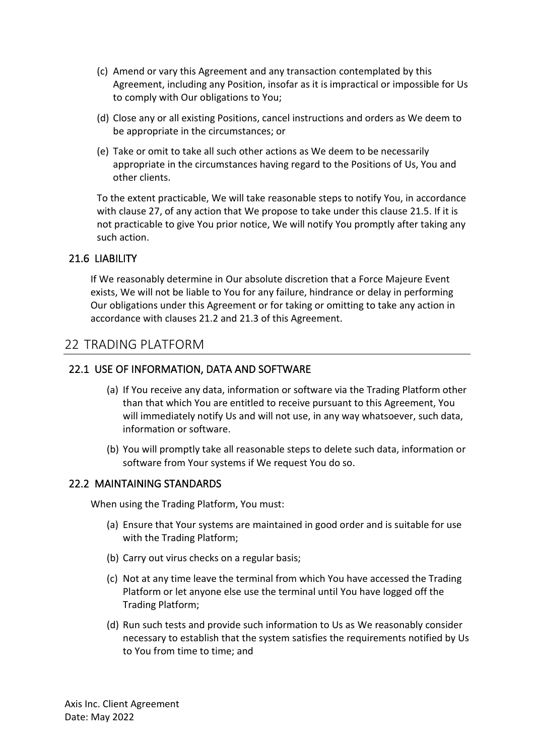(c) Amend or vary this Agreement and any transaction contemplated by this Agreement, including any Position, insofar as it is impractical or impossible for Us to comply with Our obligations to You;

(d) Close any or all existing Positions, cancel instructions and orders as We deem to be appropriate in the circumstances; or

(e) Take or omit to take all such other actions as We deem to be necessarily appropriate in the circumstances having regard to the Positions of Us, You and other clients.

To the extent practicable, We will take reasonable steps to notify You, in accordance with clause 27, of any action that We propose to take under this clause 21.5. If it is not practicable to give You prior notice, We will notify You promptly after taking any such action.

### 21.6 LIABILITY

If We reasonably determine in Our absolute discretion that a Force Majeure Event exists, We will not be liable to You for any failure, hindrance or delay in performing Our obligations under this Agreement or for taking or omitting to take any action in accordance with clauses 21.2 and 21.3 of this Agreement.

## 22 TRADING PLATFORM

### 22.1 USE OF INFORMATION, DATA AND SOFTWARE

(a) If You receive any data, information or software via the Trading Platform other than that which You are entitled to receive pursuant to this Agreement, You will immediately notify Us and will not use, in any way whatsoever, such data, information or software.

(b) You will promptly take all reasonable steps to delete such data, information or software from Your systems if We request You do so.

### 22.2 MAINTAINING STANDARDS

When using the Trading Platform, You must:

(a) Ensure that Your systems are maintained in good order and is suitable for use with the Trading Platform;

(b) Carry out virus checks on a regular basis;

(c) Not at any time leave the terminal from which You have accessed the Trading Platform or let anyone else use the terminal until You have logged off the Trading Platform;

(d) Run such tests and provide such information to Us as We reasonably consider necessary to establish that the system satisfies the requirements notified by Us to You from time to time; and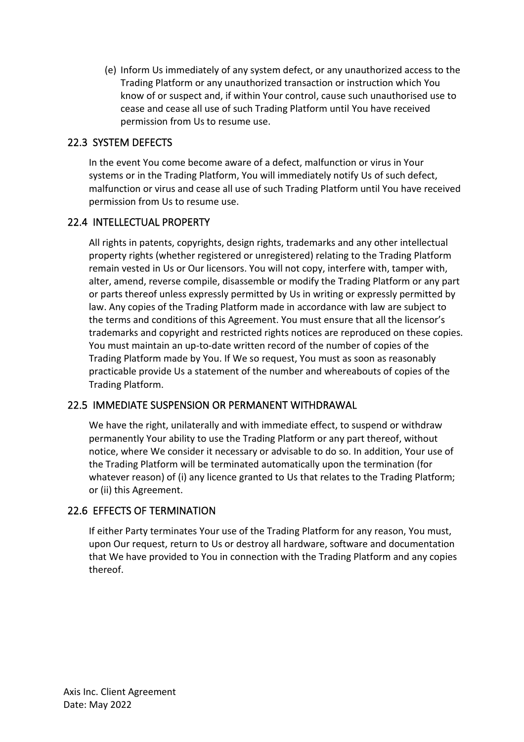(e) Inform Us immediately of any system defect, or any unauthorized access to the Trading Platform or any unauthorized transaction or instruction which You know of or suspect and, if within Your control, cause such unauthorised use to cease and cease all use of such Trading Platform until You have received permission from Us to resume use.

## 22.3 SYSTEM DEFECTS

In the event You come become aware of a defect, malfunction or virus in Your systems or in the Trading Platform, You will immediately notify Us of such defect, malfunction or virus and cease all use of such Trading Platform until You have received permission from Us to resume use.

## 22.4 INTELLECTUAL PROPERTY

All rights in patents, copyrights, design rights, trademarks and any other intellectual property rights (whether registered or unregistered) relating to the Trading Platform remain vested in Us or Our licensors. You will not copy, interfere with, tamper with, alter, amend, reverse compile, disassemble or modify the Trading Platform or any part or parts thereof unless expressly permitted by Us in writing or expressly permitted by law. Any copies of the Trading Platform made in accordance with law are subject to the terms and conditions of this Agreement. You must ensure that all the licensor's trademarks and copyright and restricted rights notices are reproduced on these copies. You must maintain an up-to-date written record of the number of copies of the Trading Platform made by You. If We so request, You must as soon as reasonably practicable provide Us a statement of the number and whereabouts of copies of the Trading Platform.

## 22.5 IMMEDIATE SUSPENSION OR PERMANENT WITHDRAWAL

We have the right, unilaterally and with immediate effect, to suspend or withdraw permanently Your ability to use the Trading Platform or any part thereof, without notice, where We consider it necessary or advisable to do so. In addition, Your use of the Trading Platform will be terminated automatically upon the termination (for whatever reason) of (i) any licence granted to Us that relates to the Trading Platform; or (ii) this Agreement.

## 22.6 EFFECTS OF TERMINATION

If either Party terminates Your use of the Trading Platform for any reason, You must, upon Our request, return to Us or destroy all hardware, software and documentation that We have provided to You in connection with the Trading Platform and any copies thereof.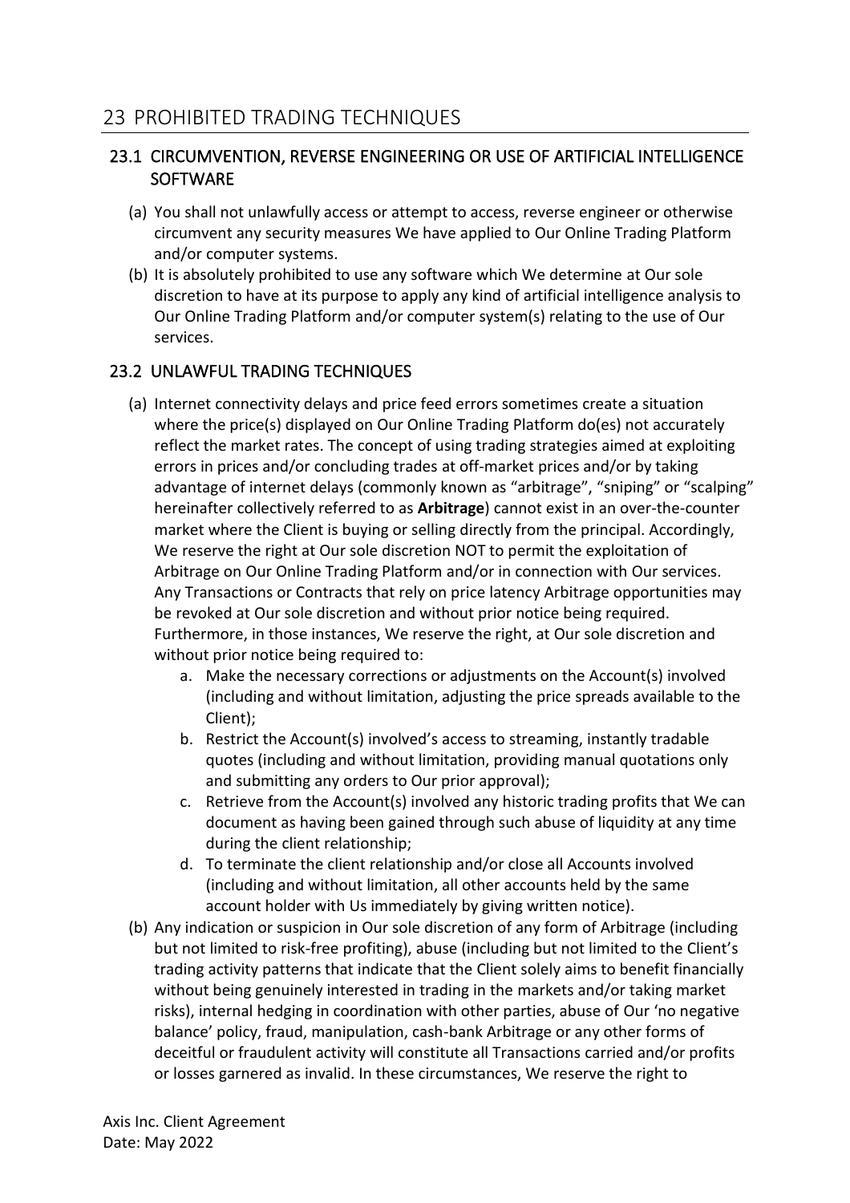# 23 PROHIBITED TRADING TECHNIQUES

## 23.1 CIRCUMVENTION, REVERSE ENGINEERING OR USE OF ARTIFICIAL INTELLIGENCE SOFTWARE

(a) You shall not unlawfully access or attempt to access, reverse engineer or otherwise circumvent any security measures We have applied to Our Online Trading Platform and/or computer systems.

(b) It is absolutely prohibited to use any software which We determine at Our sole discretion to have at its purpose to apply any kind of artificial intelligence analysis to Our Online Trading Platform and/or computer system(s) relating to the use of Our services.

## 23.2 UNLAWFUL TRADING TECHNIQUES

(a) Internet connectivity delays and price feed errors sometimes create a situation where the price(s) displayed on Our Online Trading Platform do(es) not accurately reflect the market rates. The concept of using trading strategies aimed at exploiting errors in prices and/or concluding trades at off-market prices and/or by taking advantage of internet delays (commonly known as "arbitrage", "sniping" or "scalping" hereinafter collectively referred to as **Arbitrage**) cannot exist in an over-the-counter market where the Client is buying or selling directly from the principal. Accordingly, We reserve the right at Our sole discretion NOT to permit the exploitation of Arbitrage on Our Online Trading Platform and/or in connection with Our services. Any Transactions or Contracts that rely on price latency Arbitrage opportunities may be revoked at Our sole discretion and without prior notice being required. Furthermore, in those instances, We reserve the right, at Our sole discretion and without prior notice being required to:

   a. Make the necessary corrections or adjustments on the Account(s) involved (including and without limitation, adjusting the price spreads available to the Client);
   b. Restrict the Account(s) involved's access to streaming, instantly tradable quotes (including and without limitation, providing manual quotations only and submitting any orders to Our prior approval);
   c. Retrieve from the Account(s) involved any historic trading profits that We can document as having been gained through such abuse of liquidity at any time during the client relationship;
   d. To terminate the client relationship and/or close all Accounts involved (including and without limitation, all other accounts held by the same account holder with Us immediately by giving written notice).

(b) Any indication or suspicion in Our sole discretion of any form of Arbitrage (including but not limited to risk-free profiting), abuse (including but not limited to the Client's trading activity patterns that indicate that the Client solely aims to benefit financially without being genuinely interested in trading in the markets and/or taking market risks), internal hedging in coordination with other parties, abuse of Our 'no negative balance' policy, fraud, manipulation, cash-bank Arbitrage or any other forms of deceitful or fraudulent activity will constitute all Transactions carried and/or profits or losses garnered as invalid. In these circumstances, We reserve the right to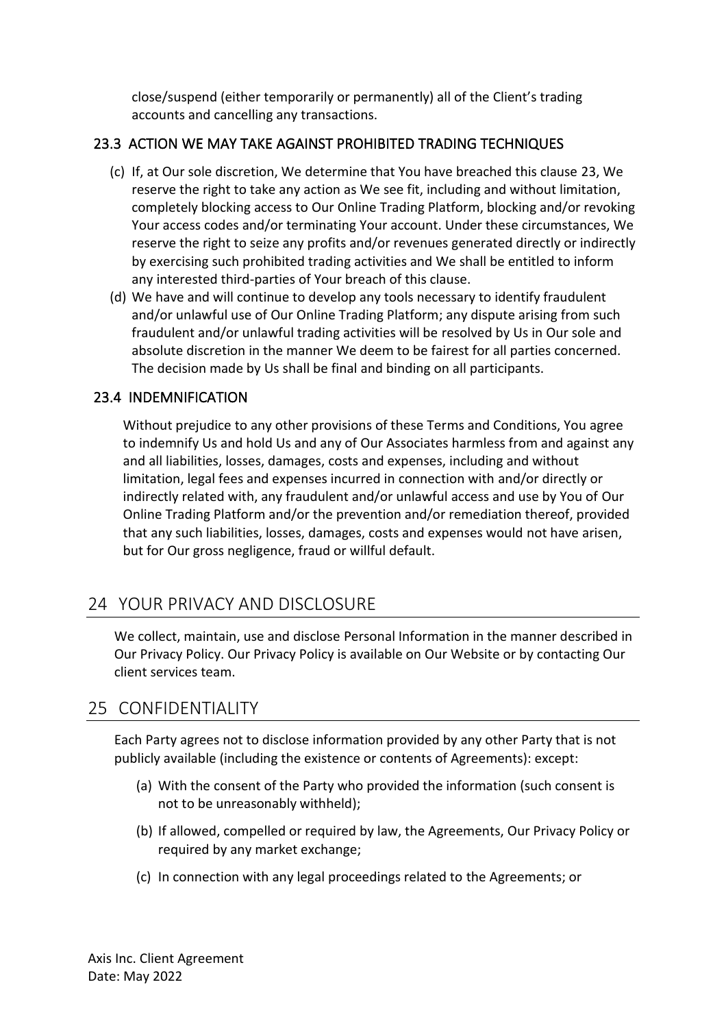close/suspend (either temporarily or permanently) all of the Client's trading accounts and cancelling any transactions.

### 23.3 ACTION WE MAY TAKE AGAINST PROHIBITED TRADING TECHNIQUES

(c) If, at Our sole discretion, We determine that You have breached this clause 23, We reserve the right to take any action as We see fit, including and without limitation, completely blocking access to Our Online Trading Platform, blocking and/or revoking Your access codes and/or terminating Your account. Under these circumstances, We reserve the right to seize any profits and/or revenues generated directly or indirectly by exercising such prohibited trading activities and We shall be entitled to inform any interested third-parties of Your breach of this clause.

(d) We have and will continue to develop any tools necessary to identify fraudulent and/or unlawful use of Our Online Trading Platform; any dispute arising from such fraudulent and/or unlawful trading activities will be resolved by Us in Our sole and absolute discretion in the manner We deem to be fairest for all parties concerned. The decision made by Us shall be final and binding on all participants.

### 23.4 INDEMNIFICATION

Without prejudice to any other provisions of these Terms and Conditions, You agree to indemnify Us and hold Us and any of Our Associates harmless from and against any and all liabilities, losses, damages, costs and expenses, including and without limitation, legal fees and expenses incurred in connection with and/or directly or indirectly related with, any fraudulent and/or unlawful access and use by You of Our Online Trading Platform and/or the prevention and/or remediation thereof, provided that any such liabilities, losses, damages, costs and expenses would not have arisen, but for Our gross negligence, fraud or willful default.

## 24 YOUR PRIVACY AND DISCLOSURE

We collect, maintain, use and disclose Personal Information in the manner described in Our Privacy Policy. Our Privacy Policy is available on Our Website or by contacting Our client services team.

## 25 CONFIDENTIALITY

Each Party agrees not to disclose information provided by any other Party that is not publicly available (including the existence or contents of Agreements): except:

(a) With the consent of the Party who provided the information (such consent is not to be unreasonably withheld);

(b) If allowed, compelled or required by law, the Agreements, Our Privacy Policy or required by any market exchange;

(c) In connection with any legal proceedings related to the Agreements; or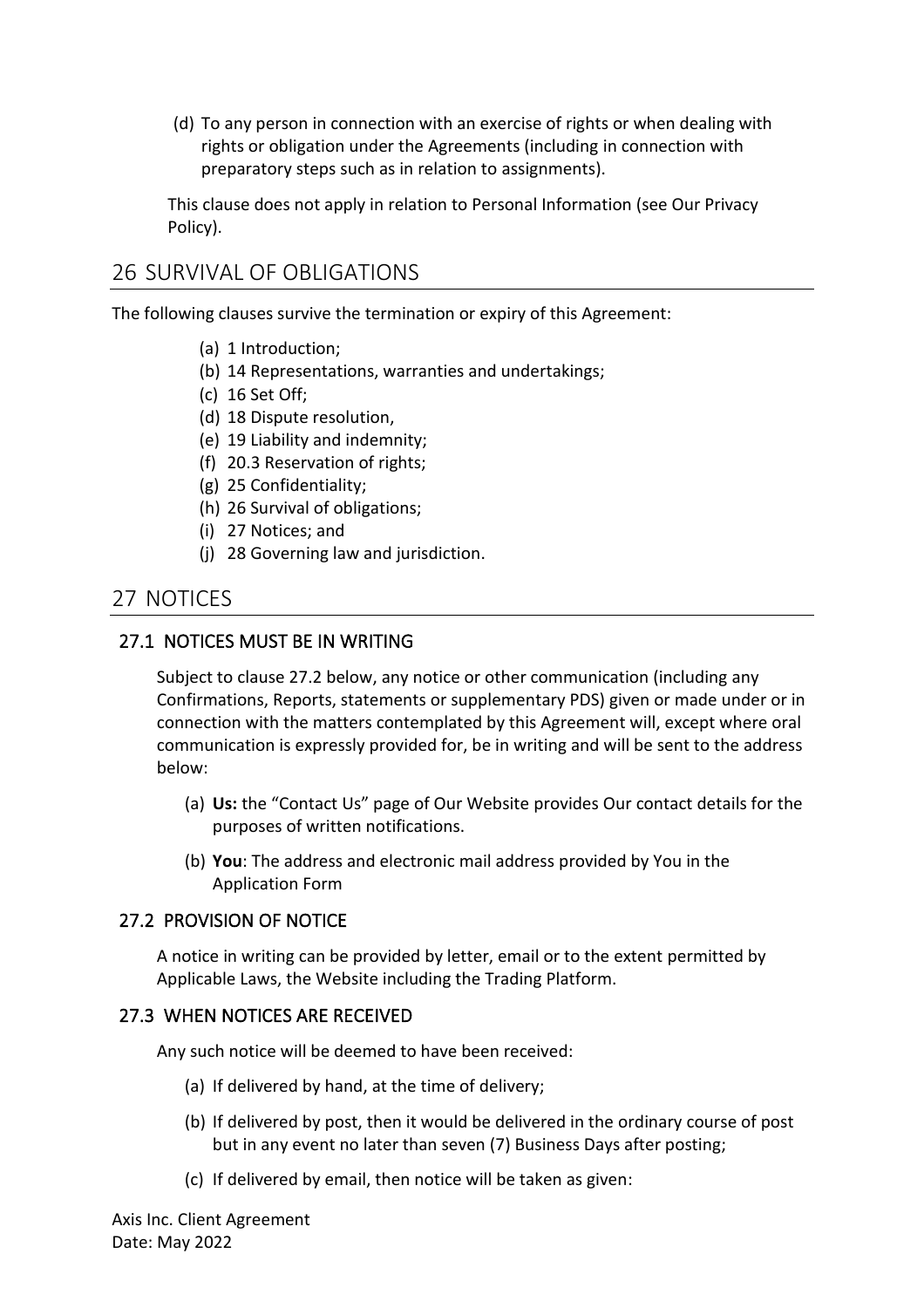(d) To any person in connection with an exercise of rights or when dealing with rights or obligation under the Agreements (including in connection with preparatory steps such as in relation to assignments).

This clause does not apply in relation to Personal Information (see Our Privacy Policy).

## 26 SURVIVAL OF OBLIGATIONS

The following clauses survive the termination or expiry of this Agreement:

(a) 1 Introduction;
(b) 14 Representations, warranties and undertakings;
(c) 16 Set Off;
(d) 18 Dispute resolution,
(e) 19 Liability and indemnity;
(f) 20.3 Reservation of rights;
(g) 25 Confidentiality;
(h) 26 Survival of obligations;
(i) 27 Notices; and
(j) 28 Governing law and jurisdiction.

## 27 NOTICES

### 27.1 NOTICES MUST BE IN WRITING

Subject to clause 27.2 below, any notice or other communication (including any Confirmations, Reports, statements or supplementary PDS) given or made under or in connection with the matters contemplated by this Agreement will, except where oral communication is expressly provided for, be in writing and will be sent to the address below:

(a) **Us:** the "Contact Us" page of Our Website provides Our contact details for the purposes of written notifications.

(b) **You**: The address and electronic mail address provided by You in the Application Form

### 27.2 PROVISION OF NOTICE

A notice in writing can be provided by letter, email or to the extent permitted by Applicable Laws, the Website including the Trading Platform.

### 27.3 WHEN NOTICES ARE RECEIVED

Any such notice will be deemed to have been received:

(a) If delivered by hand, at the time of delivery;

(b) If delivered by post, then it would be delivered in the ordinary course of post but in any event no later than seven (7) Business Days after posting;

(c) If delivered by email, then notice will be taken as given: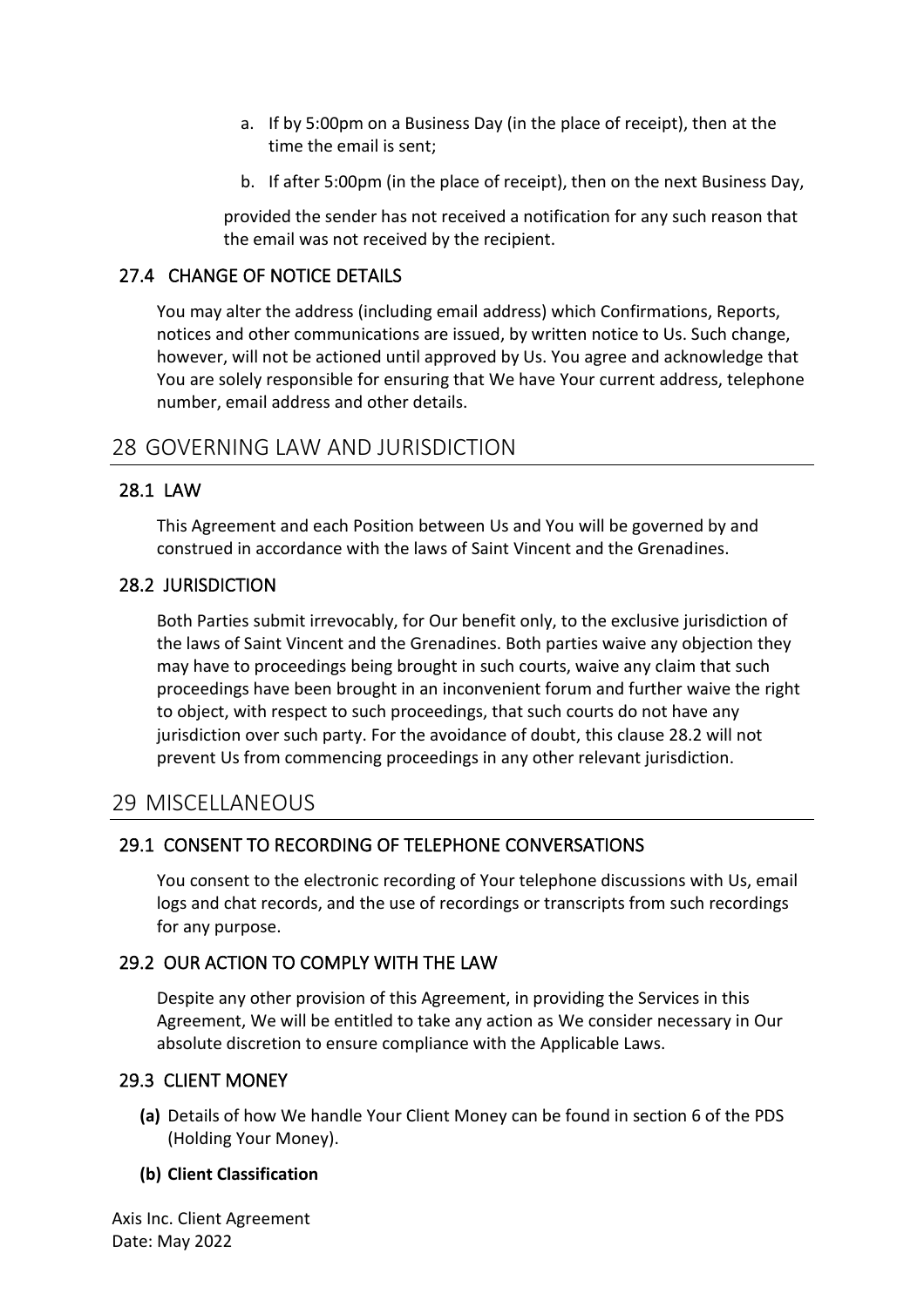a. If by 5:00pm on a Business Day (in the place of receipt), then at the time the email is sent;

b. If after 5:00pm (in the place of receipt), then on the next Business Day,

provided the sender has not received a notification for any such reason that the email was not received by the recipient.

### 27.4 CHANGE OF NOTICE DETAILS

You may alter the address (including email address) which Confirmations, Reports, notices and other communications are issued, by written notice to Us. Such change, however, will not be actioned until approved by Us. You agree and acknowledge that You are solely responsible for ensuring that We have Your current address, telephone number, email address and other details.

## 28 GOVERNING LAW AND JURISDICTION

### 28.1 LAW

This Agreement and each Position between Us and You will be governed by and construed in accordance with the laws of Saint Vincent and the Grenadines.

### 28.2 JURISDICTION

Both Parties submit irrevocably, for Our benefit only, to the exclusive jurisdiction of the laws of Saint Vincent and the Grenadines. Both parties waive any objection they may have to proceedings being brought in such courts, waive any claim that such proceedings have been brought in an inconvenient forum and further waive the right to object, with respect to such proceedings, that such courts do not have any jurisdiction over such party. For the avoidance of doubt, this clause 28.2 will not prevent Us from commencing proceedings in any other relevant jurisdiction.

## 29 MISCELLANEOUS

### 29.1 CONSENT TO RECORDING OF TELEPHONE CONVERSATIONS

You consent to the electronic recording of Your telephone discussions with Us, email logs and chat records, and the use of recordings or transcripts from such recordings for any purpose.

### 29.2 OUR ACTION TO COMPLY WITH THE LAW

Despite any other provision of this Agreement, in providing the Services in this Agreement, We will be entitled to take any action as We consider necessary in Our absolute discretion to ensure compliance with the Applicable Laws.

### 29.3 CLIENT MONEY

**(a)** Details of how We handle Your Client Money can be found in section 6 of the PDS (Holding Your Money).

**(b) Client Classification**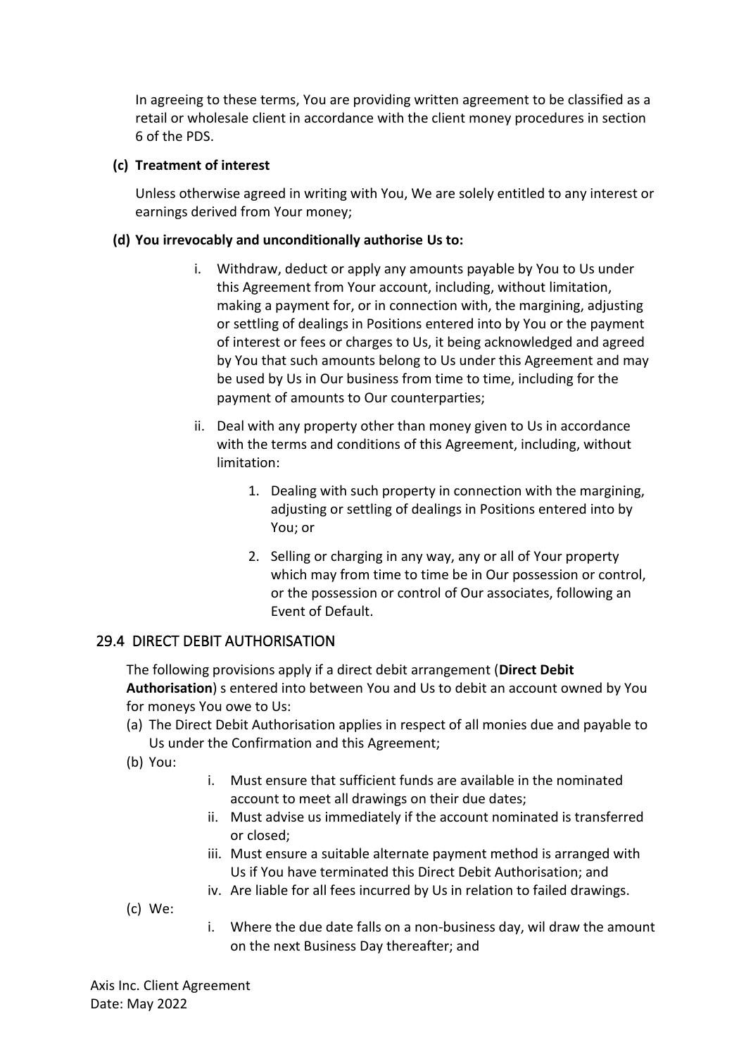In agreeing to these terms, You are providing written agreement to be classified as a retail or wholesale client in accordance with the client money procedures in section 6 of the PDS.

**(c) Treatment of interest**

Unless otherwise agreed in writing with You, We are solely entitled to any interest or earnings derived from Your money;

**(d) You irrevocably and unconditionally authorise Us to:**

i. Withdraw, deduct or apply any amounts payable by You to Us under this Agreement from Your account, including, without limitation, making a payment for, or in connection with, the margining, adjusting or settling of dealings in Positions entered into by You or the payment of interest or fees or charges to Us, it being acknowledged and agreed by You that such amounts belong to Us under this Agreement and may be used by Us in Our business from time to time, including for the payment of amounts to Our counterparties;

ii. Deal with any property other than money given to Us in accordance with the terms and conditions of this Agreement, including, without limitation:

1. Dealing with such property in connection with the margining, adjusting or settling of dealings in Positions entered into by You; or

2. Selling or charging in any way, any or all of Your property which may from time to time be in Our possession or control, or the possession or control of Our associates, following an Event of Default.

## 29.4 DIRECT DEBIT AUTHORISATION

The following provisions apply if a direct debit arrangement (**Direct Debit Authorisation**) s entered into between You and Us to debit an account owned by You for moneys You owe to Us:

(a) The Direct Debit Authorisation applies in respect of all monies due and payable to Us under the Confirmation and this Agreement;

(b) You:

i. Must ensure that sufficient funds are available in the nominated account to meet all drawings on their due dates;

ii. Must advise us immediately if the account nominated is transferred or closed;

iii. Must ensure a suitable alternate payment method is arranged with Us if You have terminated this Direct Debit Authorisation; and

iv. Are liable for all fees incurred by Us in relation to failed drawings.

(c) We:

i. Where the due date falls on a non-business day, wil draw the amount on the next Business Day thereafter; and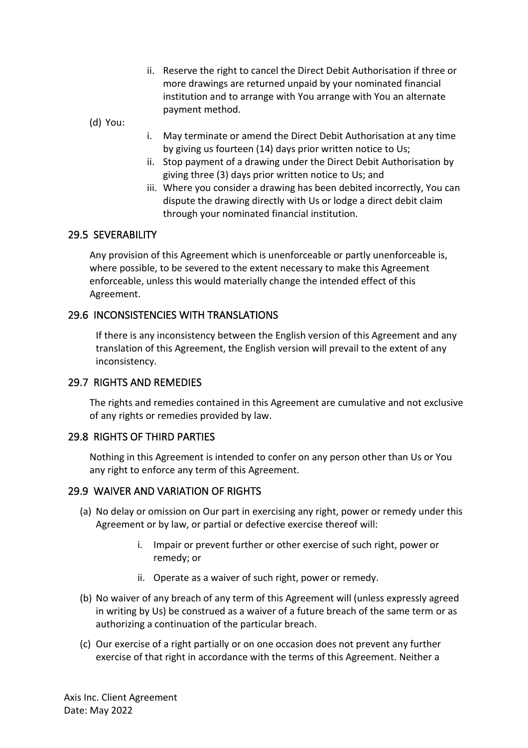ii. Reserve the right to cancel the Direct Debit Authorisation if three or more drawings are returned unpaid by your nominated financial institution and to arrange with You arrange with You an alternate payment method.

(d) You:

i. May terminate or amend the Direct Debit Authorisation at any time by giving us fourteen (14) days prior written notice to Us;
ii. Stop payment of a drawing under the Direct Debit Authorisation by giving three (3) days prior written notice to Us; and
iii. Where you consider a drawing has been debited incorrectly, You can dispute the drawing directly with Us or lodge a direct debit claim through your nominated financial institution.

## 29.5 SEVERABILITY

Any provision of this Agreement which is unenforceable or partly unenforceable is, where possible, to be severed to the extent necessary to make this Agreement enforceable, unless this would materially change the intended effect of this Agreement.

## 29.6 INCONSISTENCIES WITH TRANSLATIONS

If there is any inconsistency between the English version of this Agreement and any translation of this Agreement, the English version will prevail to the extent of any inconsistency.

## 29.7 RIGHTS AND REMEDIES

The rights and remedies contained in this Agreement are cumulative and not exclusive of any rights or remedies provided by law.

## 29.8 RIGHTS OF THIRD PARTIES

Nothing in this Agreement is intended to confer on any person other than Us or You any right to enforce any term of this Agreement.

## 29.9 WAIVER AND VARIATION OF RIGHTS

(a) No delay or omission on Our part in exercising any right, power or remedy under this Agreement or by law, or partial or defective exercise thereof will:

i. Impair or prevent further or other exercise of such right, power or remedy; or

ii. Operate as a waiver of such right, power or remedy.

(b) No waiver of any breach of any term of this Agreement will (unless expressly agreed in writing by Us) be construed as a waiver of a future breach of the same term or as authorizing a continuation of the particular breach.

(c) Our exercise of a right partially or on one occasion does not prevent any further exercise of that right in accordance with the terms of this Agreement. Neither a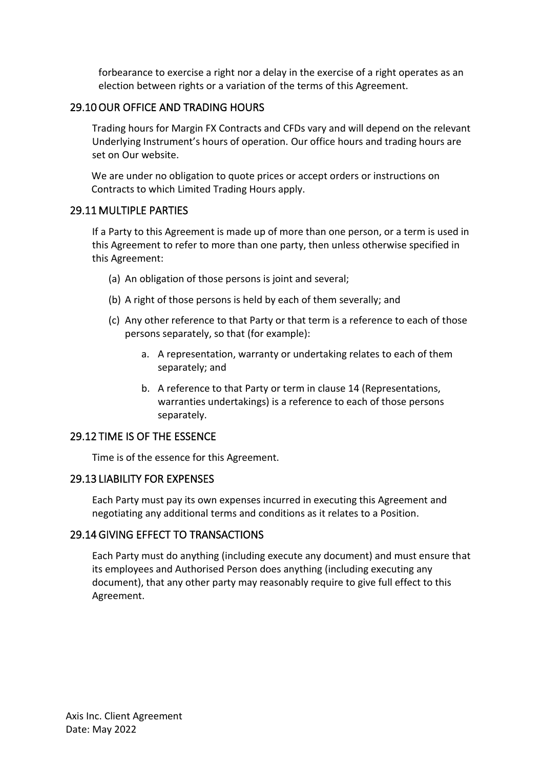forbearance to exercise a right nor a delay in the exercise of a right operates as an election between rights or a variation of the terms of this Agreement.

## 29.10 OUR OFFICE AND TRADING HOURS

Trading hours for Margin FX Contracts and CFDs vary and will depend on the relevant Underlying Instrument's hours of operation. Our office hours and trading hours are set on Our website.

We are under no obligation to quote prices or accept orders or instructions on Contracts to which Limited Trading Hours apply.

## 29.11 MULTIPLE PARTIES

If a Party to this Agreement is made up of more than one person, or a term is used in this Agreement to refer to more than one party, then unless otherwise specified in this Agreement:

(a) An obligation of those persons is joint and several;

(b) A right of those persons is held by each of them severally; and

(c) Any other reference to that Party or that term is a reference to each of those persons separately, so that (for example):

   a. A representation, warranty or undertaking relates to each of them separately; and

   b. A reference to that Party or term in clause 14 (Representations, warranties undertakings) is a reference to each of those persons separately.

## 29.12 TIME IS OF THE ESSENCE

Time is of the essence for this Agreement.

## 29.13 LIABILITY FOR EXPENSES

Each Party must pay its own expenses incurred in executing this Agreement and negotiating any additional terms and conditions as it relates to a Position.

## 29.14 GIVING EFFECT TO TRANSACTIONS

Each Party must do anything (including execute any document) and must ensure that its employees and Authorised Person does anything (including executing any document), that any other party may reasonably require to give full effect to this Agreement.